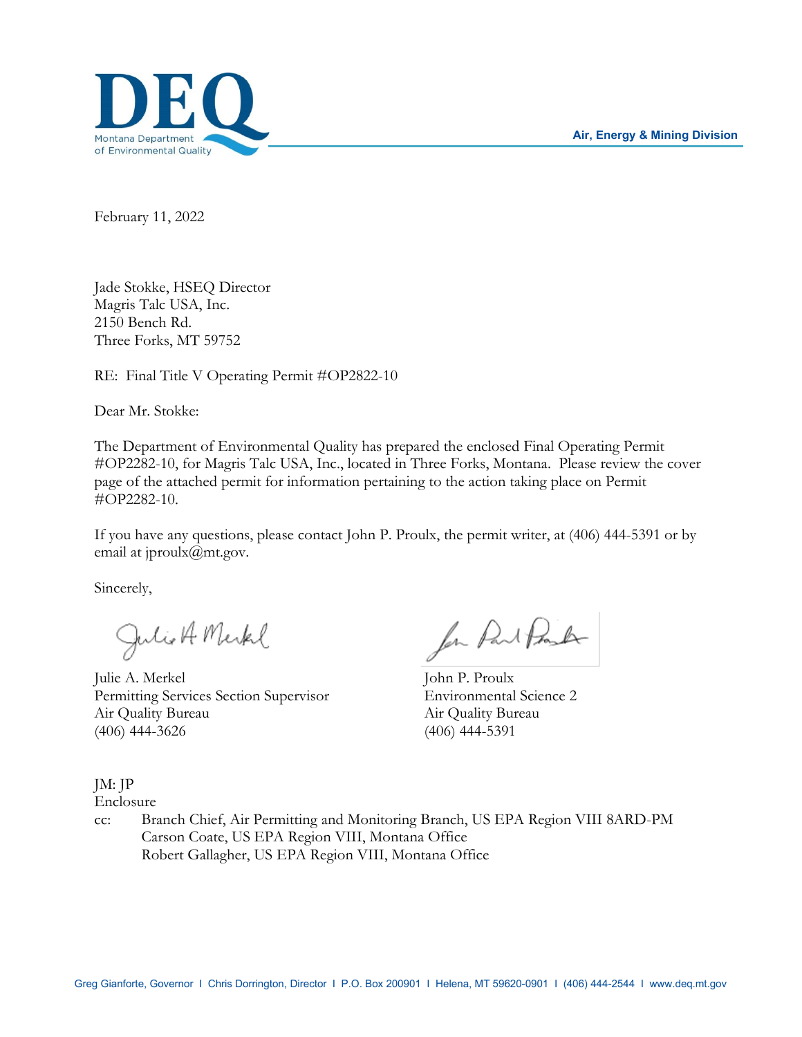Montana Department of Environmental Quality

Air, Energy & Mining Division

February 11, 2022

Jade Stokke, HSEQ Director
Magris Talc USA, Inc.
2150 Bench Rd.
Three Forks, MT 59752

RE: Final Title V Operating Permit #OP2822-10

Dear Mr. Stokke:

The Department of Environmental Quality has prepared the enclosed Final Operating Permit #OP2282-10, for Magris Talc USA, Inc., located in Three Forks, Montana. Please review the cover page of the attached permit for information pertaining to the action taking place on Permit #OP2282-10.

If you have any questions, please contact John P. Proulx, the permit writer, at (406) 444-5391 or by email at jproulx@mt.gov.

Sincerely,

Julie A. Merkel
Permitting Services Section Supervisor
Air Quality Bureau
(406) 444-3626

John P. Proulx
Environmental Science 2
Air Quality Bureau
(406) 444-5391

JM: JP
Enclosure
cc: Branch Chief, Air Permitting and Monitoring Branch, US EPA Region VIII 8ARD-PM
Carson Coate, US EPA Region VIII, Montana Office
Robert Gallagher, US EPA Region VIII, Montana Office

Greg Gianforte, Governor | Chris Dorrington, Director | P.O. Box 200901 | Helena, MT 59620-0901 | (406) 444-2544 | www.deq.mt.gov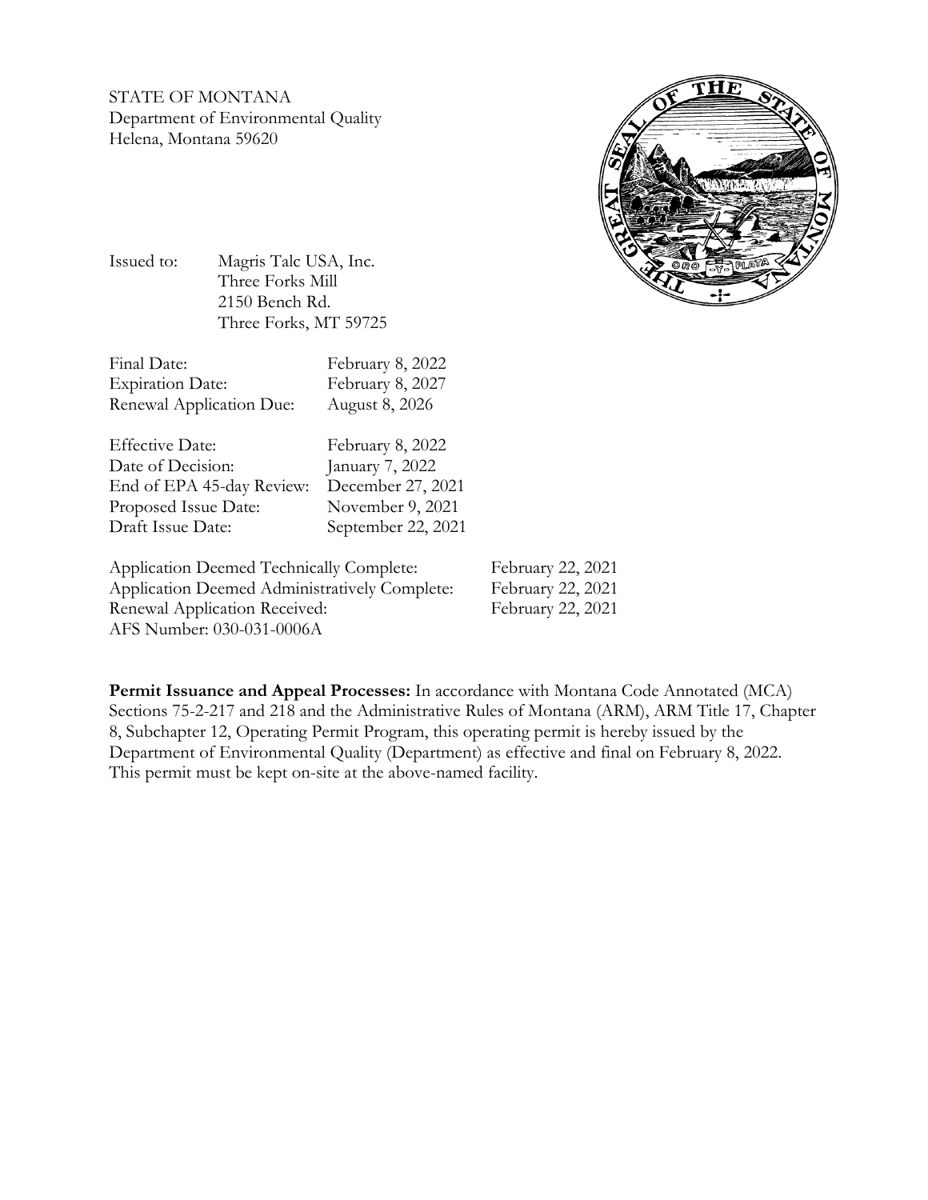STATE OF MONTANA
Department of Environmental Quality
Helena, Montana 59620

Issued to: Magris Talc USA, Inc.
Three Forks Mill
2150 Bench Rd.
Three Forks, MT 59725

| | |
|---|---|
| Final Date: | February 8, 2022 |
| Expiration Date: | February 8, 2027 |
| Renewal Application Due: | August 8, 2026 |

| | |
|---|---|
| Effective Date: | February 8, 2022 |
| Date of Decision: | January 7, 2022 |
| End of EPA 45-day Review: | December 27, 2021 |
| Proposed Issue Date: | November 9, 2021 |
| Draft Issue Date: | September 22, 2021 |

| | |
|---|---|
| Application Deemed Technically Complete: | February 22, 2021 |
| Application Deemed Administratively Complete: | February 22, 2021 |
| Renewal Application Received: | February 22, 2021 |

AFS Number: 030-031-0006A

**Permit Issuance and Appeal Processes:** In accordance with Montana Code Annotated (MCA) Sections 75-2-217 and 218 and the Administrative Rules of Montana (ARM), ARM Title 17, Chapter 8, Subchapter 12, Operating Permit Program, this operating permit is hereby issued by the Department of Environmental Quality (Department) as effective and final on February 8, 2022. This permit must be kept on-site at the above-named facility.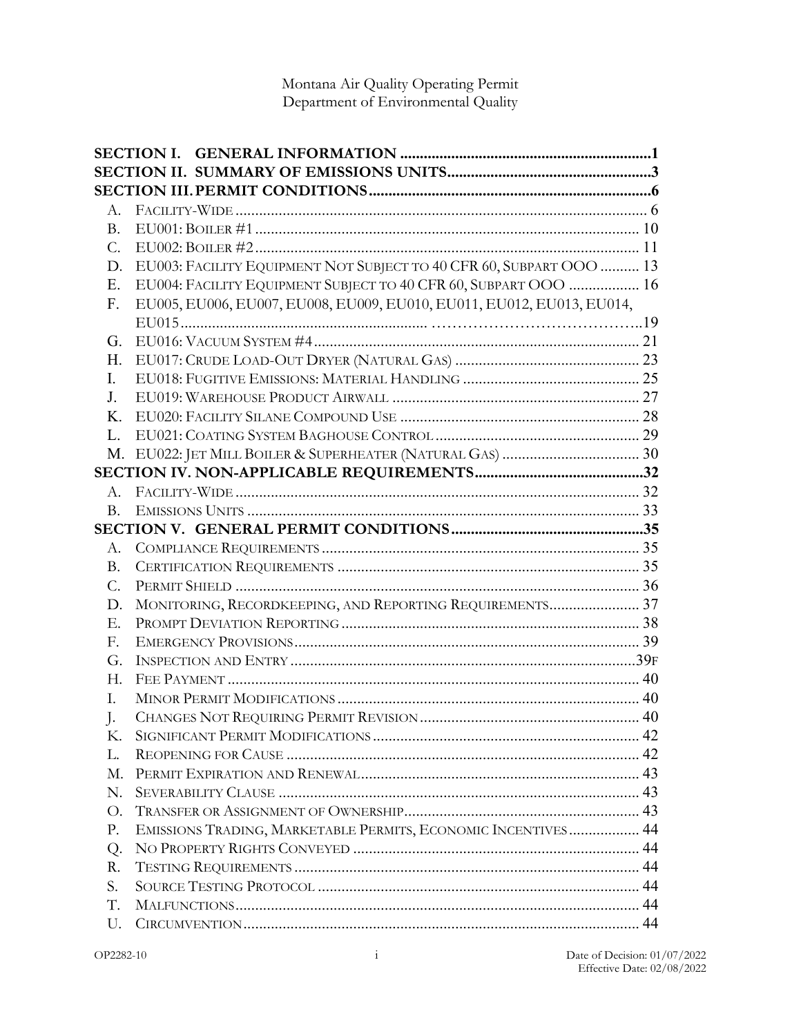Montana Air Quality Operating Permit
Department of Environmental Quality

**SECTION I. GENERAL INFORMATION** ............................................................... 1
**SECTION II. SUMMARY OF EMISSIONS UNITS** .................................................. 3
**SECTION III. PERMIT CONDITIONS** ...................................................................... 6

A. Facility-Wide ........................................................................................................ 6
B. EU001: Boiler #1 ................................................................................................. 10
C. EU002: Boiler #2 ................................................................................................. 11
D. EU003: Facility Equipment Not Subject to 40 CFR 60, Subpart OOO .......... 13
E. EU004: Facility Equipment Subject to 40 CFR 60, Subpart OOO .................. 16
F. EU005, EU006, EU007, EU008, EU009, EU010, EU011, EU012, EU013, EU014, EU015............................................................ ……………………………………..19
G. EU016: Vacuum System #4 ................................................................................ 21
H. EU017: Crude Load-Out Dryer (Natural Gas) .............................................. 23
I. EU018: Fugitive Emissions: Material Handling ............................................. 25
J. EU019: Warehouse Product Airwall ............................................................... 27
K. EU020: Facility Silane Compound Use ........................................................... 28
L. EU021: Coating System Baghouse Control .................................................... 29
M. EU022: Jet Mill Boiler & Superheater (Natural Gas) ................................... 30

**SECTION IV. NON-APPLICABLE REQUIREMENTS** ........................................... 32

A. Facility-Wide ...................................................................................................... 32
B. Emissions Units .................................................................................................. 33

**SECTION V. GENERAL PERMIT CONDITIONS** .................................................. 35

A. Compliance Requirements ................................................................................. 35
B. Certification Requirements ............................................................................... 35
C. Permit Shield ...................................................................................................... 36
D. Monitoring, Recordkeeping, and Reporting Requirements ........................ 37
E. Prompt Deviation Reporting ............................................................................ 38
F. Emergency Provisions ........................................................................................ 39
G. Inspection and Entry ......................................................................................... 39F
H. Fee Payment ....................................................................................................... 40
I. Minor Permit Modifications ............................................................................. 40
J. Changes Not Requiring Permit Revision ........................................................ 40
K. Significant Permit Modifications .................................................................... 42
L. Reopening for Cause .......................................................................................... 42
M. Permit Expiration and Renewal ...................................................................... 43
N. Severability Clause ............................................................................................ 43
O. Transfer or Assignment of Ownership ............................................................ 43
P. Emissions Trading, Marketable Permits, Economic Incentives .................. 44
Q. No Property Rights Conveyed ......................................................................... 44
R. Testing Requirements ........................................................................................ 44
S. Source Testing Protocol .................................................................................... 44
T. Malfunctions ........................................................................................................ 44
U. Circumvention ..................................................................................................... 44

OP2282-10 Date of Decision: 01/07/2022 Effective Date: 02/08/2022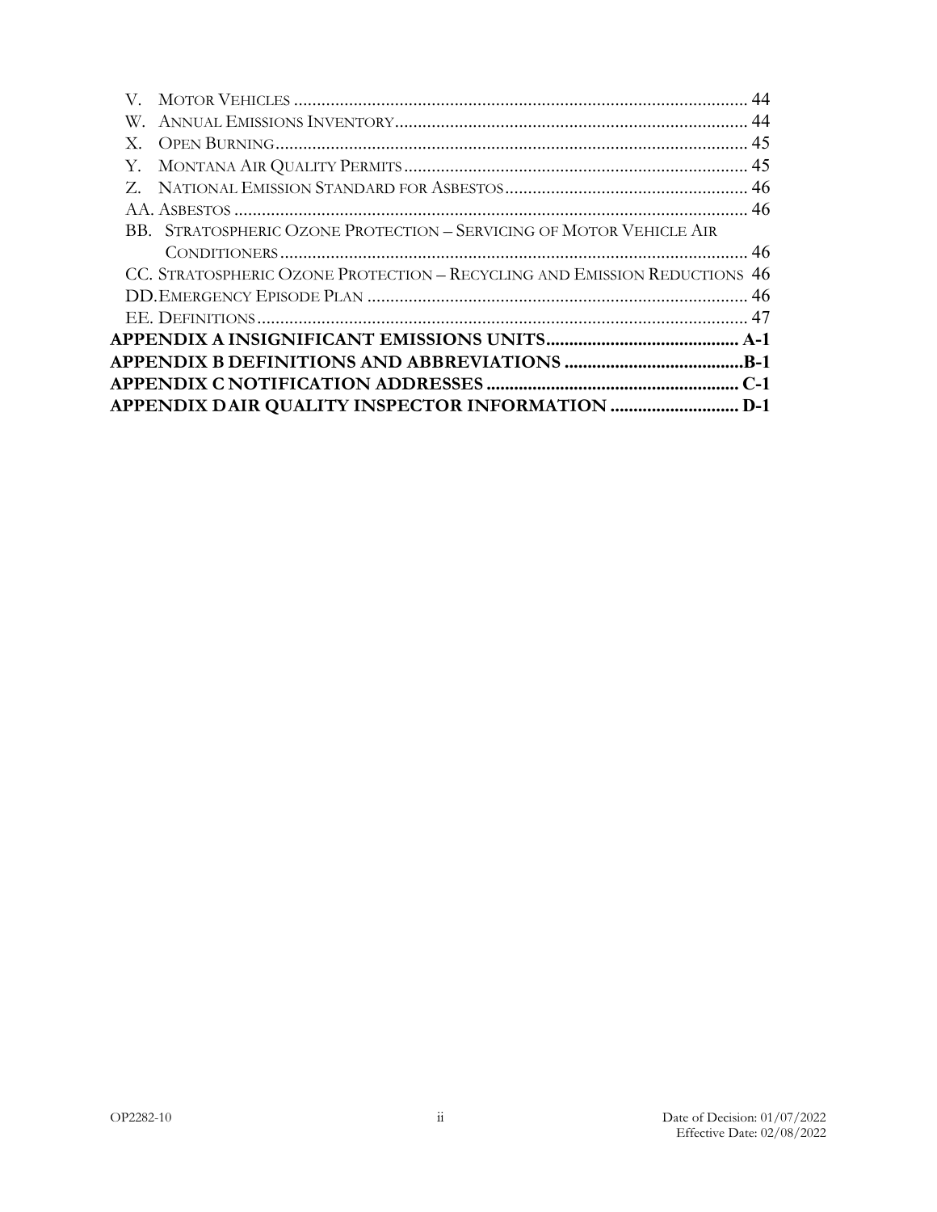V. MOTOR VEHICLES ........................................................................................ 44
W. ANNUAL EMISSIONS INVENTORY ....................................................................... 44
X. OPEN BURNING ........................................................................................... 45
Y. MONTANA AIR QUALITY PERMITS ....................................................................... 45
Z. NATIONAL EMISSION STANDARD FOR ASBESTOS ....................................................... 46
AA. ASBESTOS ............................................................................................... 46
BB. STRATOSPHERIC OZONE PROTECTION – SERVICING OF MOTOR VEHICLE AIR CONDITIONERS ........................................................................................ 46
CC. STRATOSPHERIC OZONE PROTECTION – RECYCLING AND EMISSION REDUCTIONS 46
DD. EMERGENCY EPISODE PLAN ............................................................................ 46
EE. DEFINITIONS ............................................................................................ 47

**APPENDIX A INSIGNIFICANT EMISSIONS UNITS .......................................... A-1**

**APPENDIX B DEFINITIONS AND ABBREVIATIONS .......................................B-1**

**APPENDIX C NOTIFICATION ADDRESSES ..................................................... C-1**

**APPENDIX D AIR QUALITY INSPECTOR INFORMATION ........................... D-1**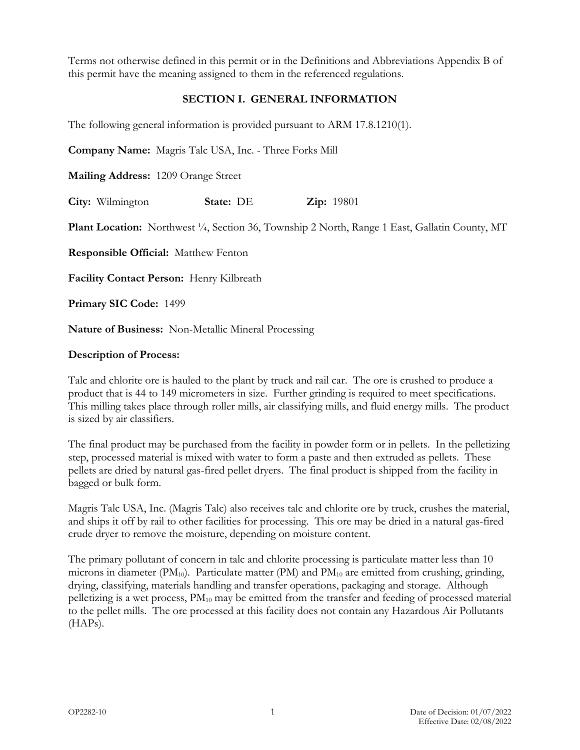Terms not otherwise defined in this permit or in the Definitions and Abbreviations Appendix B of this permit have the meaning assigned to them in the referenced regulations.

## SECTION I. GENERAL INFORMATION

The following general information is provided pursuant to ARM 17.8.1210(1).

**Company Name:** Magris Talc USA, Inc. - Three Forks Mill

**Mailing Address:** 1209 Orange Street

**City:** Wilmington **State:** DE **Zip:** 19801

**Plant Location:** Northwest ¼, Section 36, Township 2 North, Range 1 East, Gallatin County, MT

**Responsible Official:** Matthew Fenton

**Facility Contact Person:** Henry Kilbreath

**Primary SIC Code:** 1499

**Nature of Business:** Non-Metallic Mineral Processing

**Description of Process:**

Talc and chlorite ore is hauled to the plant by truck and rail car. The ore is crushed to produce a product that is 44 to 149 micrometers in size. Further grinding is required to meet specifications. This milling takes place through roller mills, air classifying mills, and fluid energy mills. The product is sized by air classifiers.

The final product may be purchased from the facility in powder form or in pellets. In the pelletizing step, processed material is mixed with water to form a paste and then extruded as pellets. These pellets are dried by natural gas-fired pellet dryers. The final product is shipped from the facility in bagged or bulk form.

Magris Talc USA, Inc. (Magris Talc) also receives talc and chlorite ore by truck, crushes the material, and ships it off by rail to other facilities for processing. This ore may be dried in a natural gas-fired crude dryer to remove the moisture, depending on moisture content.

The primary pollutant of concern in talc and chlorite processing is particulate matter less than 10 microns in diameter ($PM_{10}$). Particulate matter (PM) and $PM_{10}$ are emitted from crushing, grinding, drying, classifying, materials handling and transfer operations, packaging and storage. Although pelletizing is a wet process, $PM_{10}$ may be emitted from the transfer and feeding of processed material to the pellet mills. The ore processed at this facility does not contain any Hazardous Air Pollutants (HAPs).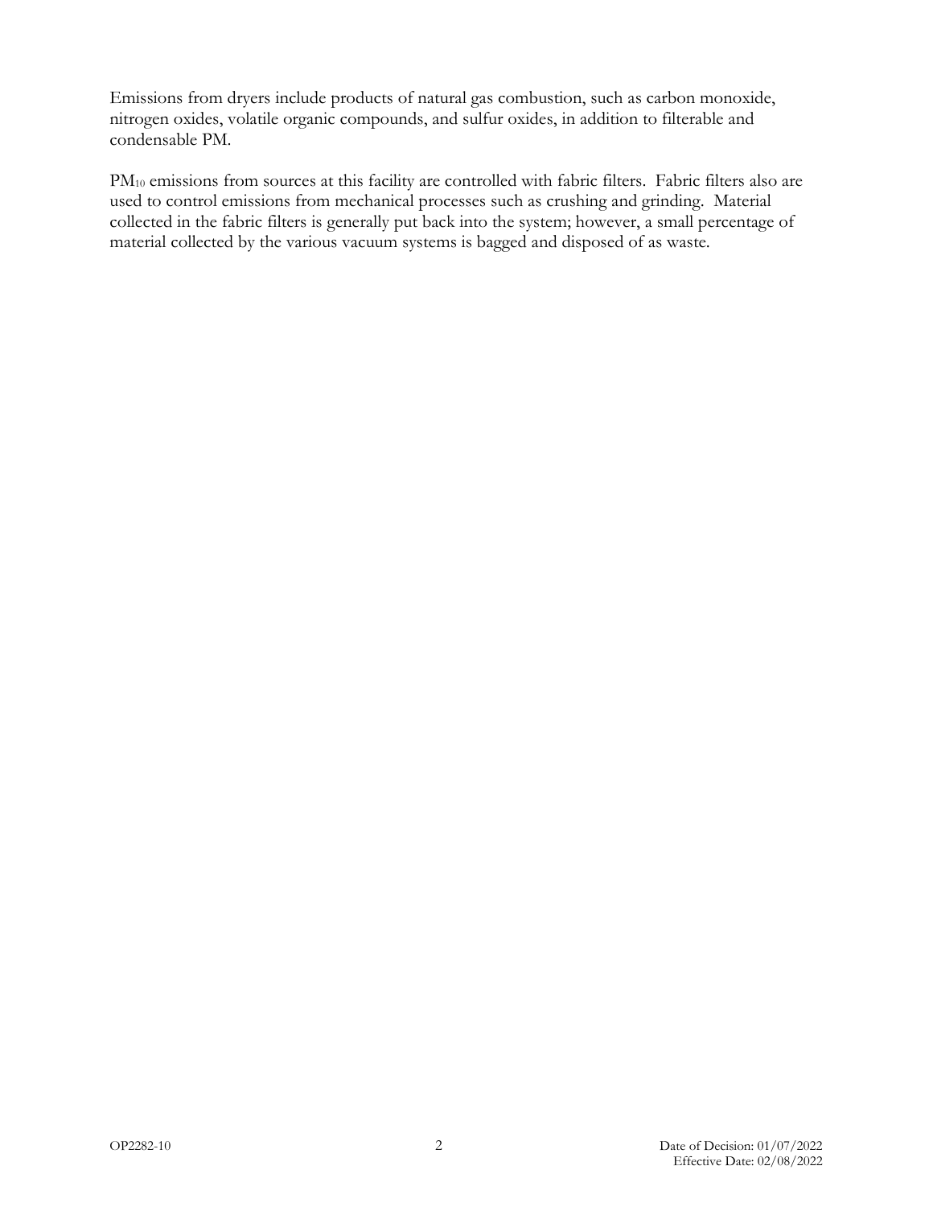Emissions from dryers include products of natural gas combustion, such as carbon monoxide, nitrogen oxides, volatile organic compounds, and sulfur oxides, in addition to filterable and condensable PM.

$PM_{10}$ emissions from sources at this facility are controlled with fabric filters. Fabric filters also are used to control emissions from mechanical processes such as crushing and grinding. Material collected in the fabric filters is generally put back into the system; however, a small percentage of material collected by the various vacuum systems is bagged and disposed of as waste.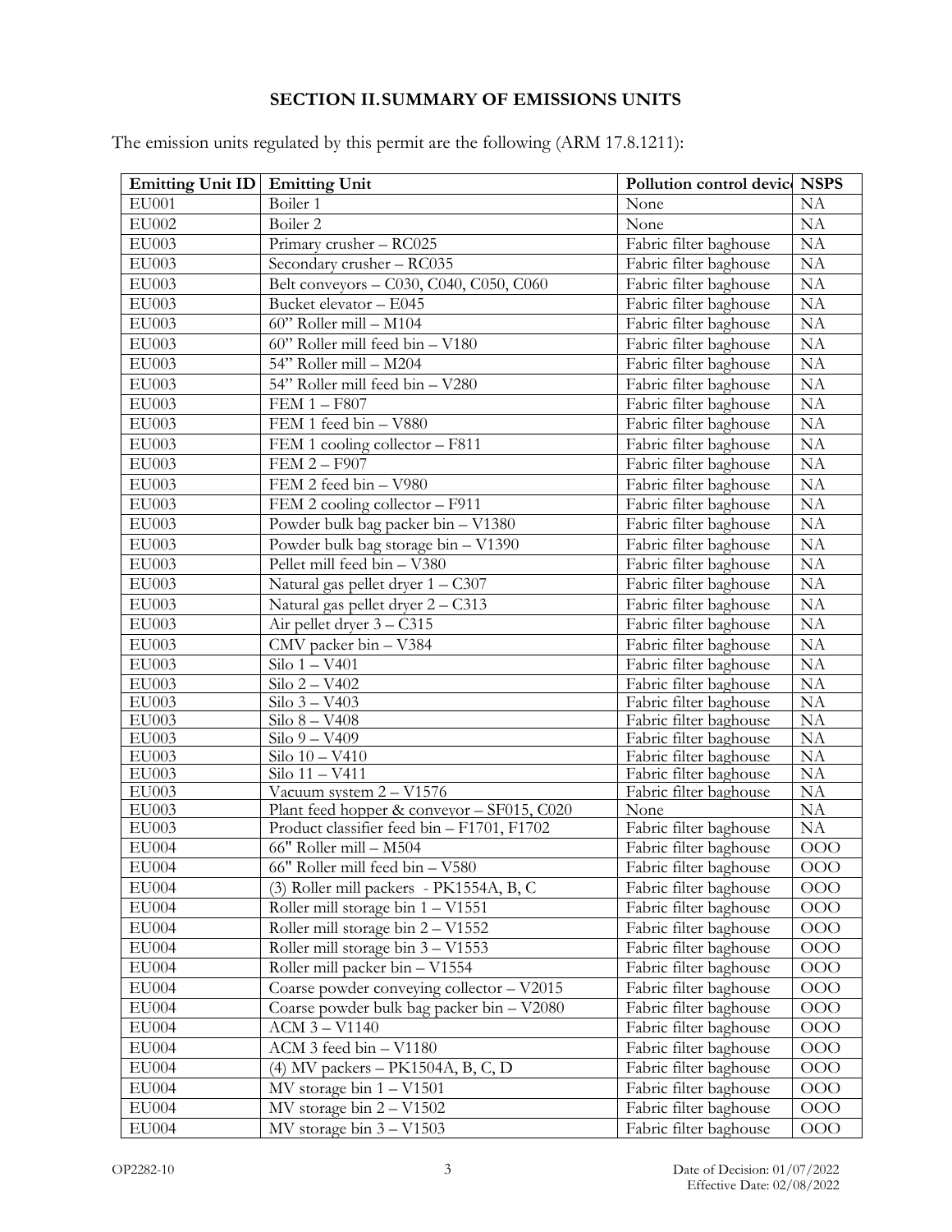## SECTION II. SUMMARY OF EMISSIONS UNITS

The emission units regulated by this permit are the following (ARM 17.8.1211):

| Emitting Unit ID | Emitting Unit | Pollution control device | NSPS |
|---|---|---|---|
| EU001 | Boiler 1 | None | NA |
| EU002 | Boiler 2 | None | NA |
| EU003 | Primary crusher – RC025 | Fabric filter baghouse | NA |
| EU003 | Secondary crusher – RC035 | Fabric filter baghouse | NA |
| EU003 | Belt conveyors – C030, C040, C050, C060 | Fabric filter baghouse | NA |
| EU003 | Bucket elevator – E045 | Fabric filter baghouse | NA |
| EU003 | 60" Roller mill – M104 | Fabric filter baghouse | NA |
| EU003 | 60" Roller mill feed bin – V180 | Fabric filter baghouse | NA |
| EU003 | 54" Roller mill – M204 | Fabric filter baghouse | NA |
| EU003 | 54" Roller mill feed bin – V280 | Fabric filter baghouse | NA |
| EU003 | FEM 1 – F807 | Fabric filter baghouse | NA |
| EU003 | FEM 1 feed bin – V880 | Fabric filter baghouse | NA |
| EU003 | FEM 1 cooling collector – F811 | Fabric filter baghouse | NA |
| EU003 | FEM 2 – F907 | Fabric filter baghouse | NA |
| EU003 | FEM 2 feed bin – V980 | Fabric filter baghouse | NA |
| EU003 | FEM 2 cooling collector – F911 | Fabric filter baghouse | NA |
| EU003 | Powder bulk bag packer bin – V1380 | Fabric filter baghouse | NA |
| EU003 | Powder bulk bag storage bin – V1390 | Fabric filter baghouse | NA |
| EU003 | Pellet mill feed bin – V380 | Fabric filter baghouse | NA |
| EU003 | Natural gas pellet dryer 1 – C307 | Fabric filter baghouse | NA |
| EU003 | Natural gas pellet dryer 2 – C313 | Fabric filter baghouse | NA |
| EU003 | Air pellet dryer 3 – C315 | Fabric filter baghouse | NA |
| EU003 | CMV packer bin – V384 | Fabric filter baghouse | NA |
| EU003 | Silo 1 – V401 | Fabric filter baghouse | NA |
| EU003 | Silo 2 – V402 | Fabric filter baghouse | NA |
| EU003 | Silo 3 – V403 | Fabric filter baghouse | NA |
| EU003 | Silo 8 – V408 | Fabric filter baghouse | NA |
| EU003 | Silo 9 – V409 | Fabric filter baghouse | NA |
| EU003 | Silo 10 – V410 | Fabric filter baghouse | NA |
| EU003 | Silo 11 – V411 | Fabric filter baghouse | NA |
| EU003 | Vacuum system 2 – V1576 | Fabric filter baghouse | NA |
| EU003 | Plant feed hopper & conveyor – SF015, C020 | None | NA |
| EU003 | Product classifier feed bin – F1701, F1702 | Fabric filter baghouse | NA |
| EU004 | 66" Roller mill – M504 | Fabric filter baghouse | OOO |
| EU004 | 66" Roller mill feed bin – V580 | Fabric filter baghouse | OOO |
| EU004 | (3) Roller mill packers - PK1554A, B, C | Fabric filter baghouse | OOO |
| EU004 | Roller mill storage bin 1 – V1551 | Fabric filter baghouse | OOO |
| EU004 | Roller mill storage bin 2 – V1552 | Fabric filter baghouse | OOO |
| EU004 | Roller mill storage bin 3 – V1553 | Fabric filter baghouse | OOO |
| EU004 | Roller mill packer bin – V1554 | Fabric filter baghouse | OOO |
| EU004 | Coarse powder conveying collector – V2015 | Fabric filter baghouse | OOO |
| EU004 | Coarse powder bulk bag packer bin – V2080 | Fabric filter baghouse | OOO |
| EU004 | ACM 3 – V1140 | Fabric filter baghouse | OOO |
| EU004 | ACM 3 feed bin – V1180 | Fabric filter baghouse | OOO |
| EU004 | (4) MV packers – PK1504A, B, C, D | Fabric filter baghouse | OOO |
| EU004 | MV storage bin 1 – V1501 | Fabric filter baghouse | OOO |
| EU004 | MV storage bin 2 – V1502 | Fabric filter baghouse | OOO |
| EU004 | MV storage bin 3 – V1503 | Fabric filter baghouse | OOO |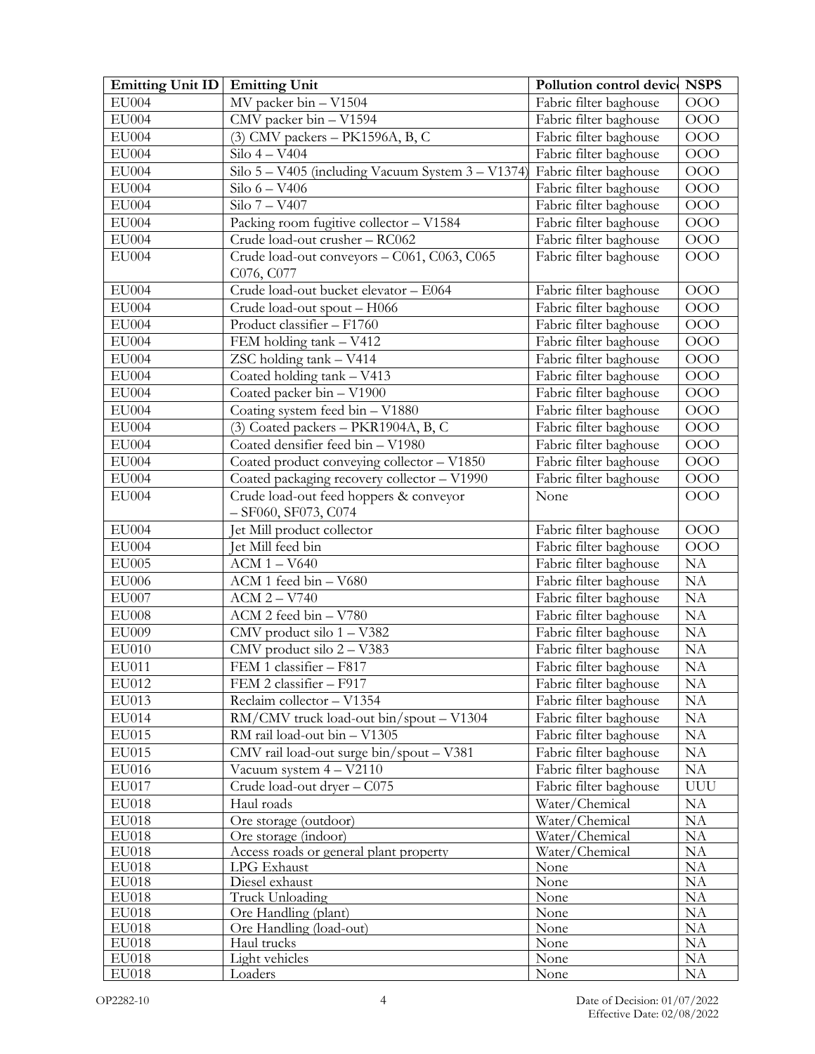| Emitting Unit ID | Emitting Unit | Pollution control device | NSPS |
|---|---|---|---|
| EU004 | MV packer bin – V1504 | Fabric filter baghouse | OOO |
| EU004 | CMV packer bin – V1594 | Fabric filter baghouse | OOO |
| EU004 | (3) CMV packers – PK1596A, B, C | Fabric filter baghouse | OOO |
| EU004 | Silo 4 – V404 | Fabric filter baghouse | OOO |
| EU004 | Silo 5 – V405 (including Vacuum System 3 – V1374) | Fabric filter baghouse | OOO |
| EU004 | Silo 6 – V406 | Fabric filter baghouse | OOO |
| EU004 | Silo 7 – V407 | Fabric filter baghouse | OOO |
| EU004 | Packing room fugitive collector – V1584 | Fabric filter baghouse | OOO |
| EU004 | Crude load-out crusher – RC062 | Fabric filter baghouse | OOO |
| EU004 | Crude load-out conveyors – C061, C063, C065 C076, C077 | Fabric filter baghouse | OOO |
| EU004 | Crude load-out bucket elevator – E064 | Fabric filter baghouse | OOO |
| EU004 | Crude load-out spout – H066 | Fabric filter baghouse | OOO |
| EU004 | Product classifier – F1760 | Fabric filter baghouse | OOO |
| EU004 | FEM holding tank – V412 | Fabric filter baghouse | OOO |
| EU004 | ZSC holding tank – V414 | Fabric filter baghouse | OOO |
| EU004 | Coated holding tank – V413 | Fabric filter baghouse | OOO |
| EU004 | Coated packer bin – V1900 | Fabric filter baghouse | OOO |
| EU004 | Coating system feed bin – V1880 | Fabric filter baghouse | OOO |
| EU004 | (3) Coated packers – PKR1904A, B, C | Fabric filter baghouse | OOO |
| EU004 | Coated densifier feed bin – V1980 | Fabric filter baghouse | OOO |
| EU004 | Coated product conveying collector – V1850 | Fabric filter baghouse | OOO |
| EU004 | Coated packaging recovery collector – V1990 | Fabric filter baghouse | OOO |
| EU004 | Crude load-out feed hoppers & conveyor – SF060, SF073, C074 | None | OOO |
| EU004 | Jet Mill product collector | Fabric filter baghouse | OOO |
| EU004 | Jet Mill feed bin | Fabric filter baghouse | OOO |
| EU005 | ACM 1 – V640 | Fabric filter baghouse | NA |
| EU006 | ACM 1 feed bin – V680 | Fabric filter baghouse | NA |
| EU007 | ACM 2 – V740 | Fabric filter baghouse | NA |
| EU008 | ACM 2 feed bin – V780 | Fabric filter baghouse | NA |
| EU009 | CMV product silo 1 – V382 | Fabric filter baghouse | NA |
| EU010 | CMV product silo 2 – V383 | Fabric filter baghouse | NA |
| EU011 | FEM 1 classifier – F817 | Fabric filter baghouse | NA |
| EU012 | FEM 2 classifier – F917 | Fabric filter baghouse | NA |
| EU013 | Reclaim collector – V1354 | Fabric filter baghouse | NA |
| EU014 | RM/CMV truck load-out bin/spout – V1304 | Fabric filter baghouse | NA |
| EU015 | RM rail load-out bin – V1305 | Fabric filter baghouse | NA |
| EU015 | CMV rail load-out surge bin/spout – V381 | Fabric filter baghouse | NA |
| EU016 | Vacuum system 4 – V2110 | Fabric filter baghouse | NA |
| EU017 | Crude load-out dryer – C075 | Fabric filter baghouse | UUU |
| EU018 | Haul roads | Water/Chemical | NA |
| EU018 | Ore storage (outdoor) | Water/Chemical | NA |
| EU018 | Ore storage (indoor) | Water/Chemical | NA |
| EU018 | Access roads or general plant property | Water/Chemical | NA |
| EU018 | LPG Exhaust | None | NA |
| EU018 | Diesel exhaust | None | NA |
| EU018 | Truck Unloading | None | NA |
| EU018 | Ore Handling (plant) | None | NA |
| EU018 | Ore Handling (load-out) | None | NA |
| EU018 | Haul trucks | None | NA |
| EU018 | Light vehicles | None | NA |
| EU018 | Loaders | None | NA |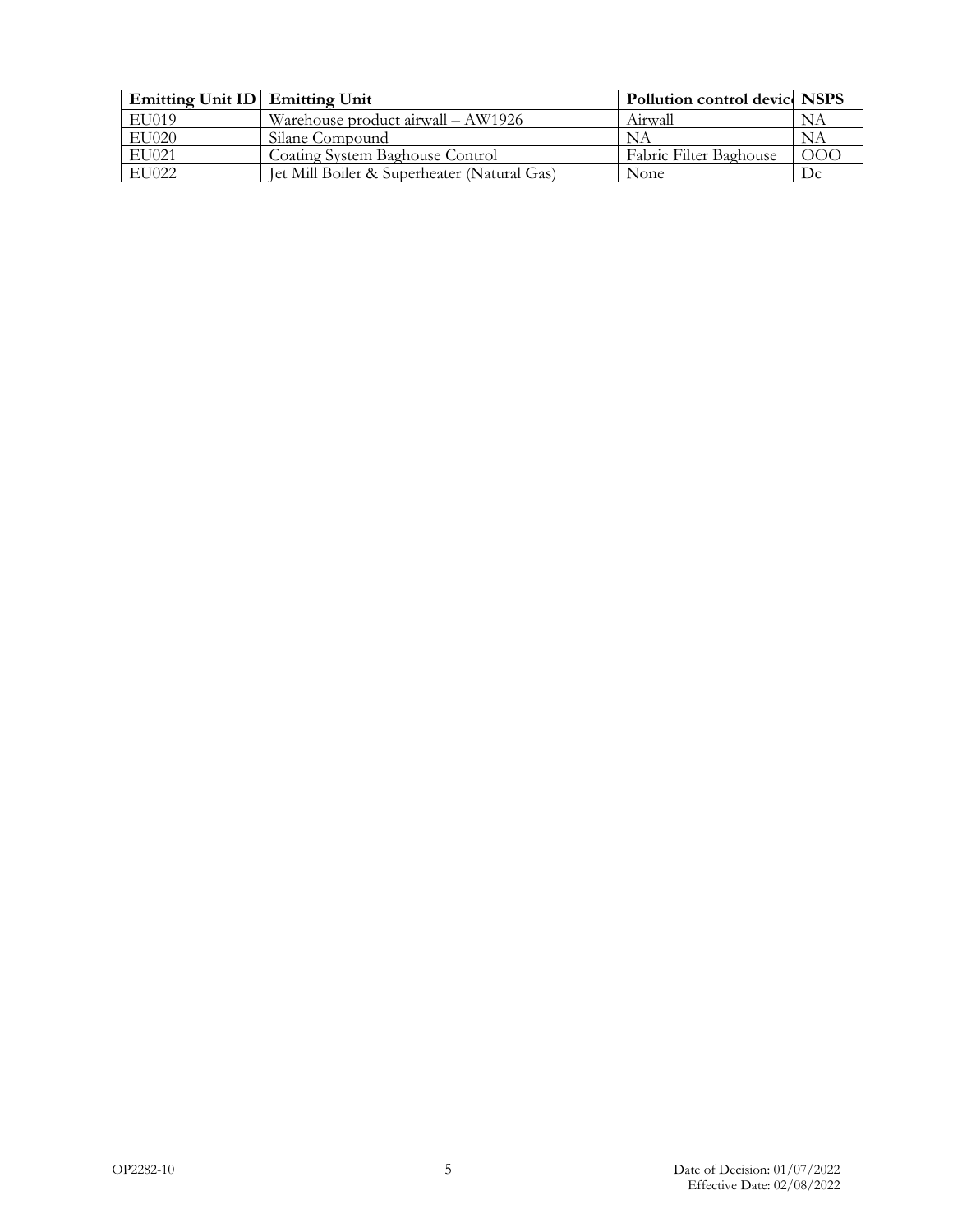| Emitting Unit ID | Emitting Unit | Pollution control device | NSPS |
| --- | --- | --- | --- |
| EU019 | Warehouse product airwall – AW1926 | Airwall | NA |
| EU020 | Silane Compound | NA | NA |
| EU021 | Coating System Baghouse Control | Fabric Filter Baghouse | OOO |
| EU022 | Jet Mill Boiler & Superheater (Natural Gas) | None | Dc |

OP2282-10

Date of Decision: 01/07/2022
Effective Date: 02/08/2022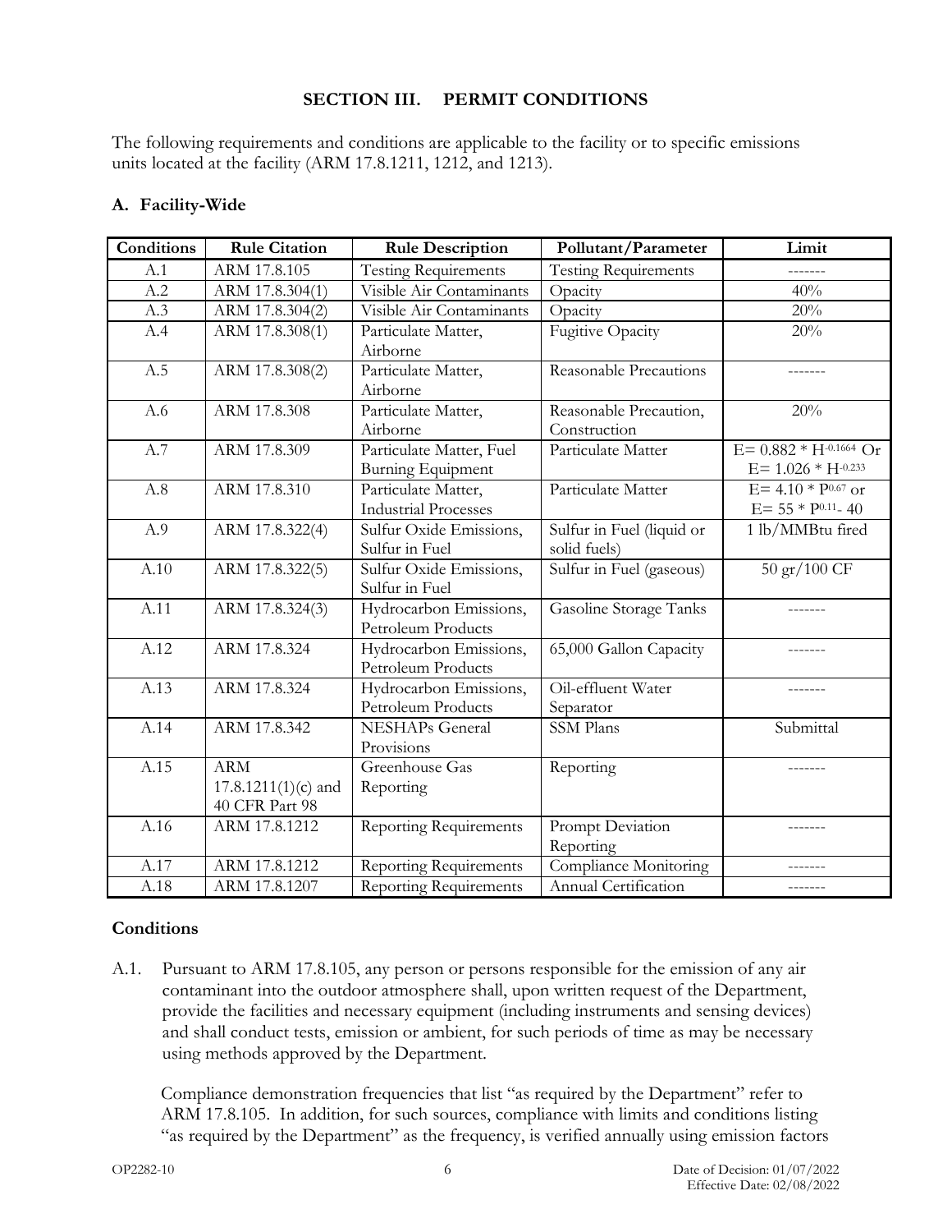## SECTION III. PERMIT CONDITIONS

The following requirements and conditions are applicable to the facility or to specific emissions units located at the facility (ARM 17.8.1211, 1212, and 1213).

### A. Facility-Wide

| Conditions | Rule Citation | Rule Description | Pollutant/Parameter | Limit |
|---|---|---|---|---|
| A.1 | ARM 17.8.105 | Testing Requirements | Testing Requirements | ------- |
| A.2 | ARM 17.8.304(1) | Visible Air Contaminants | Opacity | 40% |
| A.3 | ARM 17.8.304(2) | Visible Air Contaminants | Opacity | 20% |
| A.4 | ARM 17.8.308(1) | Particulate Matter, Airborne | Fugitive Opacity | 20% |
| A.5 | ARM 17.8.308(2) | Particulate Matter, Airborne | Reasonable Precautions | ------- |
| A.6 | ARM 17.8.308 | Particulate Matter, Airborne | Reasonable Precaution, Construction | 20% |
| A.7 | ARM 17.8.309 | Particulate Matter, Fuel Burning Equipment | Particulate Matter | $E= 0.882 * H^{-0.1664}$ Or $E= 1.026 * H^{-0.233}$ |
| A.8 | ARM 17.8.310 | Particulate Matter, Industrial Processes | Particulate Matter | $E= 4.10 * P^{0.67}$ or $E= 55 * P^{0.11} - 40$ |
| A.9 | ARM 17.8.322(4) | Sulfur Oxide Emissions, Sulfur in Fuel | Sulfur in Fuel (liquid or solid fuels) | 1 lb/MMBtu fired |
| A.10 | ARM 17.8.322(5) | Sulfur Oxide Emissions, Sulfur in Fuel | Sulfur in Fuel (gaseous) | 50 gr/100 CF |
| A.11 | ARM 17.8.324(3) | Hydrocarbon Emissions, Petroleum Products | Gasoline Storage Tanks | ------- |
| A.12 | ARM 17.8.324 | Hydrocarbon Emissions, Petroleum Products | 65,000 Gallon Capacity | ------- |
| A.13 | ARM 17.8.324 | Hydrocarbon Emissions, Petroleum Products | Oil-effluent Water Separator | ------- |
| A.14 | ARM 17.8.342 | NESHAPs General Provisions | SSM Plans | Submittal |
| A.15 | ARM 17.8.1211(1)(c) and 40 CFR Part 98 | Greenhouse Gas Reporting | Reporting | ------- |
| A.16 | ARM 17.8.1212 | Reporting Requirements | Prompt Deviation Reporting | ------- |
| A.17 | ARM 17.8.1212 | Reporting Requirements | Compliance Monitoring | ------- |
| A.18 | ARM 17.8.1207 | Reporting Requirements | Annual Certification | ------- |

### Conditions

A.1. Pursuant to ARM 17.8.105, any person or persons responsible for the emission of any air contaminant into the outdoor atmosphere shall, upon written request of the Department, provide the facilities and necessary equipment (including instruments and sensing devices) and shall conduct tests, emission or ambient, for such periods of time as may be necessary using methods approved by the Department.

Compliance demonstration frequencies that list "as required by the Department" refer to ARM 17.8.105. In addition, for such sources, compliance with limits and conditions listing "as required by the Department" as the frequency, is verified annually using emission factors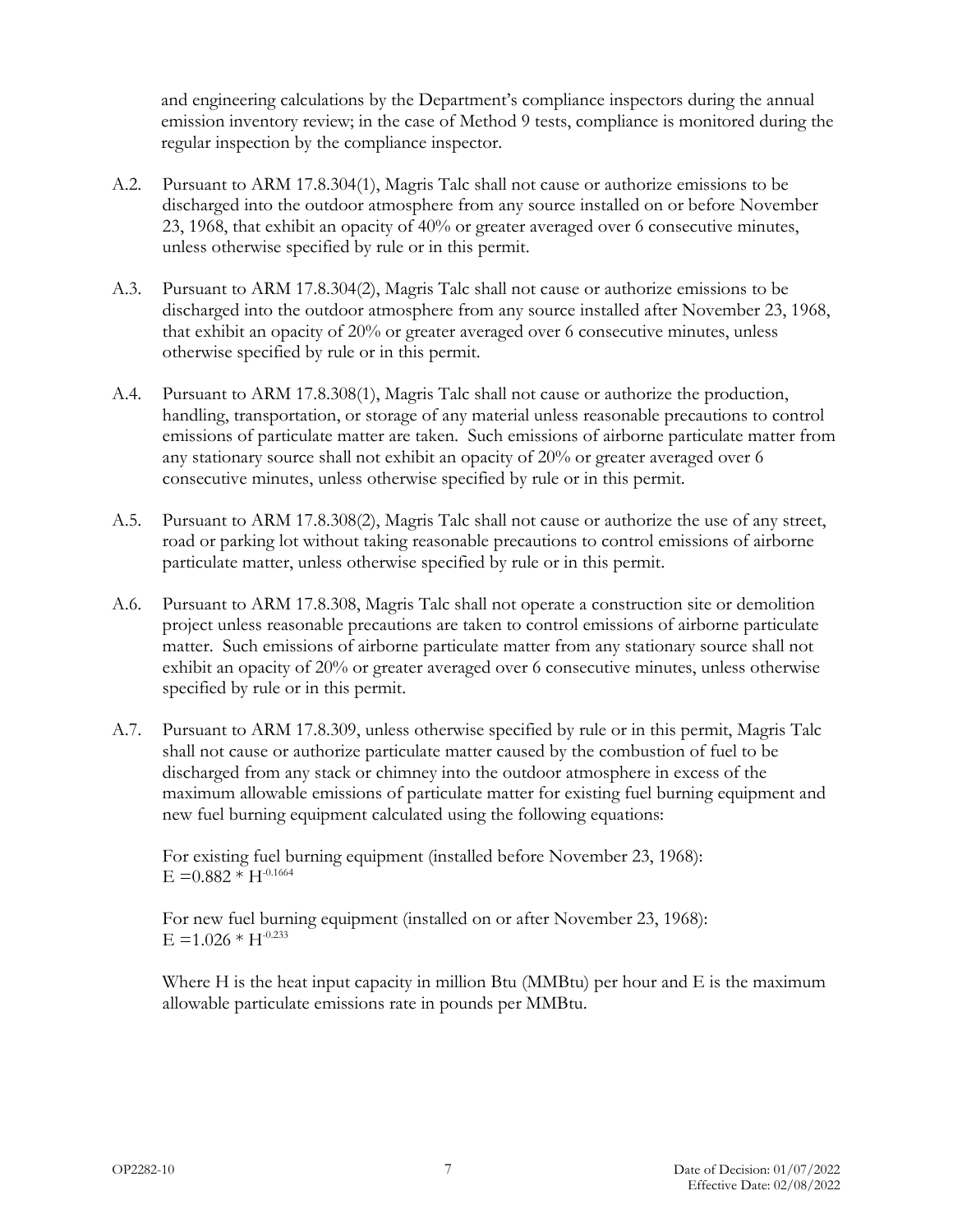and engineering calculations by the Department's compliance inspectors during the annual emission inventory review; in the case of Method 9 tests, compliance is monitored during the regular inspection by the compliance inspector.

A.2. Pursuant to ARM 17.8.304(1), Magris Talc shall not cause or authorize emissions to be discharged into the outdoor atmosphere from any source installed on or before November 23, 1968, that exhibit an opacity of 40% or greater averaged over 6 consecutive minutes, unless otherwise specified by rule or in this permit.

A.3. Pursuant to ARM 17.8.304(2), Magris Talc shall not cause or authorize emissions to be discharged into the outdoor atmosphere from any source installed after November 23, 1968, that exhibit an opacity of 20% or greater averaged over 6 consecutive minutes, unless otherwise specified by rule or in this permit.

A.4. Pursuant to ARM 17.8.308(1), Magris Talc shall not cause or authorize the production, handling, transportation, or storage of any material unless reasonable precautions to control emissions of particulate matter are taken. Such emissions of airborne particulate matter from any stationary source shall not exhibit an opacity of 20% or greater averaged over 6 consecutive minutes, unless otherwise specified by rule or in this permit.

A.5. Pursuant to ARM 17.8.308(2), Magris Talc shall not cause or authorize the use of any street, road or parking lot without taking reasonable precautions to control emissions of airborne particulate matter, unless otherwise specified by rule or in this permit.

A.6. Pursuant to ARM 17.8.308, Magris Talc shall not operate a construction site or demolition project unless reasonable precautions are taken to control emissions of airborne particulate matter. Such emissions of airborne particulate matter from any stationary source shall not exhibit an opacity of 20% or greater averaged over 6 consecutive minutes, unless otherwise specified by rule or in this permit.

A.7. Pursuant to ARM 17.8.309, unless otherwise specified by rule or in this permit, Magris Talc shall not cause or authorize particulate matter caused by the combustion of fuel to be discharged from any stack or chimney into the outdoor atmosphere in excess of the maximum allowable emissions of particulate matter for existing fuel burning equipment and new fuel burning equipment calculated using the following equations:

For existing fuel burning equipment (installed before November 23, 1968):
$E = 0.882 * H^{-0.1664}$

For new fuel burning equipment (installed on or after November 23, 1968):
$E = 1.026 * H^{-0.233}$

Where H is the heat input capacity in million Btu (MMBtu) per hour and E is the maximum allowable particulate emissions rate in pounds per MMBtu.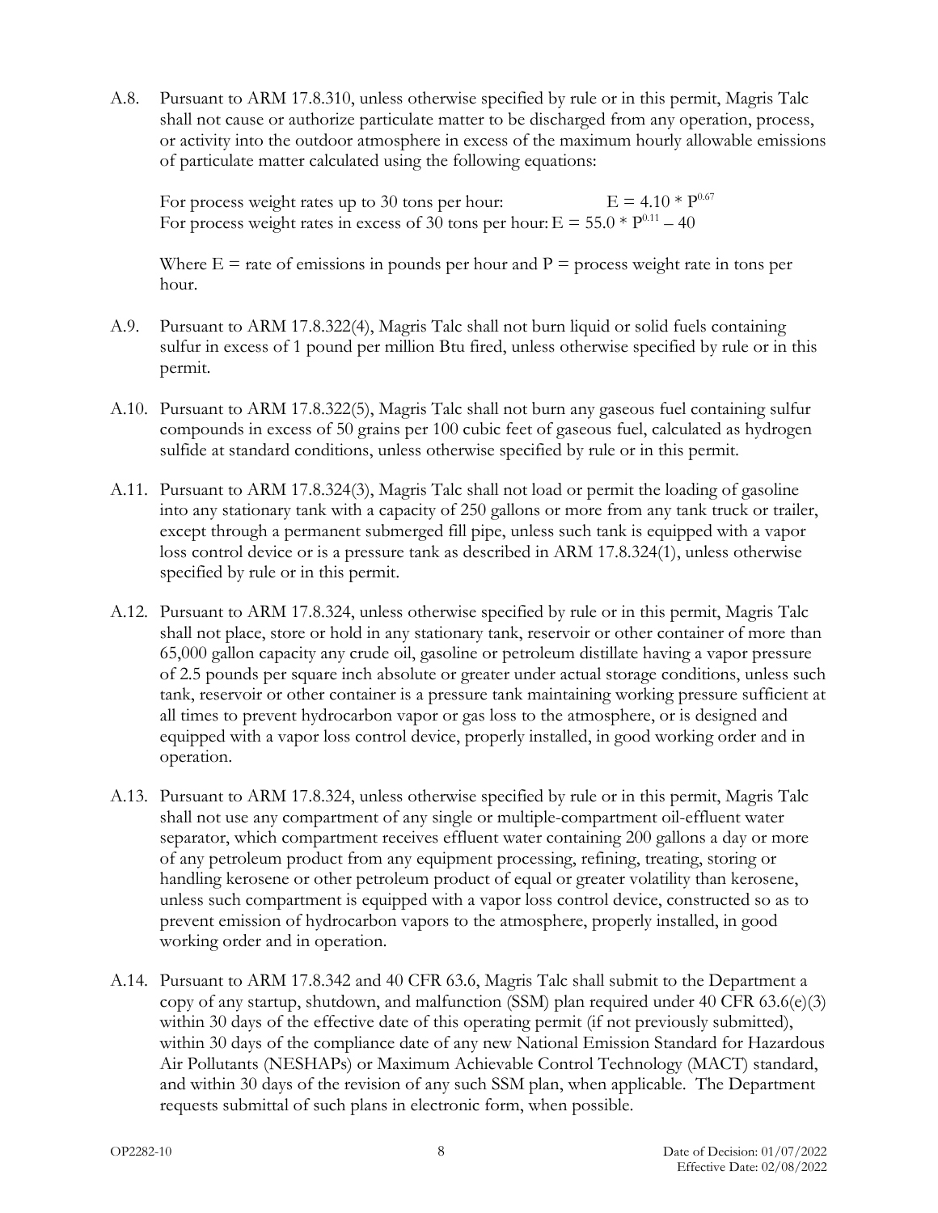A.8. Pursuant to ARM 17.8.310, unless otherwise specified by rule or in this permit, Magris Talc shall not cause or authorize particulate matter to be discharged from any operation, process, or activity into the outdoor atmosphere in excess of the maximum hourly allowable emissions of particulate matter calculated using the following equations:

For process weight rates up to 30 tons per hour: $E = 4.10 * P^{0.67}$
For process weight rates in excess of 30 tons per hour: $E = 55.0 * P^{0.11} - 40$

Where E = rate of emissions in pounds per hour and P = process weight rate in tons per hour.

A.9. Pursuant to ARM 17.8.322(4), Magris Talc shall not burn liquid or solid fuels containing sulfur in excess of 1 pound per million Btu fired, unless otherwise specified by rule or in this permit.

A.10. Pursuant to ARM 17.8.322(5), Magris Talc shall not burn any gaseous fuel containing sulfur compounds in excess of 50 grains per 100 cubic feet of gaseous fuel, calculated as hydrogen sulfide at standard conditions, unless otherwise specified by rule or in this permit.

A.11. Pursuant to ARM 17.8.324(3), Magris Talc shall not load or permit the loading of gasoline into any stationary tank with a capacity of 250 gallons or more from any tank truck or trailer, except through a permanent submerged fill pipe, unless such tank is equipped with a vapor loss control device or is a pressure tank as described in ARM 17.8.324(1), unless otherwise specified by rule or in this permit.

A.12. Pursuant to ARM 17.8.324, unless otherwise specified by rule or in this permit, Magris Talc shall not place, store or hold in any stationary tank, reservoir or other container of more than 65,000 gallon capacity any crude oil, gasoline or petroleum distillate having a vapor pressure of 2.5 pounds per square inch absolute or greater under actual storage conditions, unless such tank, reservoir or other container is a pressure tank maintaining working pressure sufficient at all times to prevent hydrocarbon vapor or gas loss to the atmosphere, or is designed and equipped with a vapor loss control device, properly installed, in good working order and in operation.

A.13. Pursuant to ARM 17.8.324, unless otherwise specified by rule or in this permit, Magris Talc shall not use any compartment of any single or multiple-compartment oil-effluent water separator, which compartment receives effluent water containing 200 gallons a day or more of any petroleum product from any equipment processing, refining, treating, storing or handling kerosene or other petroleum product of equal or greater volatility than kerosene, unless such compartment is equipped with a vapor loss control device, constructed so as to prevent emission of hydrocarbon vapors to the atmosphere, properly installed, in good working order and in operation.

A.14. Pursuant to ARM 17.8.342 and 40 CFR 63.6, Magris Talc shall submit to the Department a copy of any startup, shutdown, and malfunction (SSM) plan required under 40 CFR 63.6(e)(3) within 30 days of the effective date of this operating permit (if not previously submitted), within 30 days of the compliance date of any new National Emission Standard for Hazardous Air Pollutants (NESHAPs) or Maximum Achievable Control Technology (MACT) standard, and within 30 days of the revision of any such SSM plan, when applicable. The Department requests submittal of such plans in electronic form, when possible.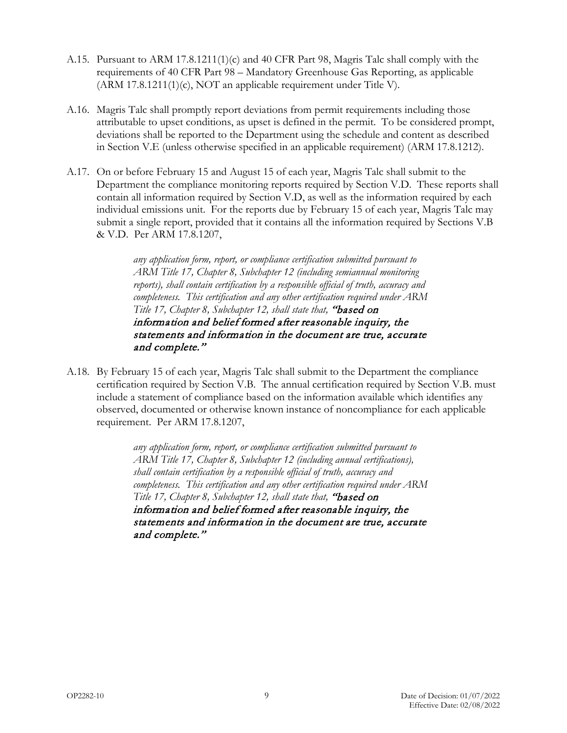A.15. Pursuant to ARM 17.8.1211(1)(c) and 40 CFR Part 98, Magris Talc shall comply with the requirements of 40 CFR Part 98 – Mandatory Greenhouse Gas Reporting, as applicable (ARM 17.8.1211(1)(c), NOT an applicable requirement under Title V).

A.16. Magris Talc shall promptly report deviations from permit requirements including those attributable to upset conditions, as upset is defined in the permit. To be considered prompt, deviations shall be reported to the Department using the schedule and content as described in Section V.E (unless otherwise specified in an applicable requirement) (ARM 17.8.1212).

A.17. On or before February 15 and August 15 of each year, Magris Talc shall submit to the Department the compliance monitoring reports required by Section V.D. These reports shall contain all information required by Section V.D, as well as the information required by each individual emissions unit. For the reports due by February 15 of each year, Magris Talc may submit a single report, provided that it contains all the information required by Sections V.B & V.D. Per ARM 17.8.1207,

> *any application form, report, or compliance certification submitted pursuant to ARM Title 17, Chapter 8, Subchapter 12 (including semiannual monitoring reports), shall contain certification by a responsible official of truth, accuracy and completeness. This certification and any other certification required under ARM Title 17, Chapter 8, Subchapter 12, shall state that,* ***"based on information and belief formed after reasonable inquiry, the statements and information in the document are true, accurate and complete."***

A.18. By February 15 of each year, Magris Talc shall submit to the Department the compliance certification required by Section V.B. The annual certification required by Section V.B. must include a statement of compliance based on the information available which identifies any observed, documented or otherwise known instance of noncompliance for each applicable requirement. Per ARM 17.8.1207,

> *any application form, report, or compliance certification submitted pursuant to ARM Title 17, Chapter 8, Subchapter 12 (including annual certifications), shall contain certification by a responsible official of truth, accuracy and completeness. This certification and any other certification required under ARM Title 17, Chapter 8, Subchapter 12, shall state that,* ***"based on information and belief formed after reasonable inquiry, the statements and information in the document are true, accurate and complete."***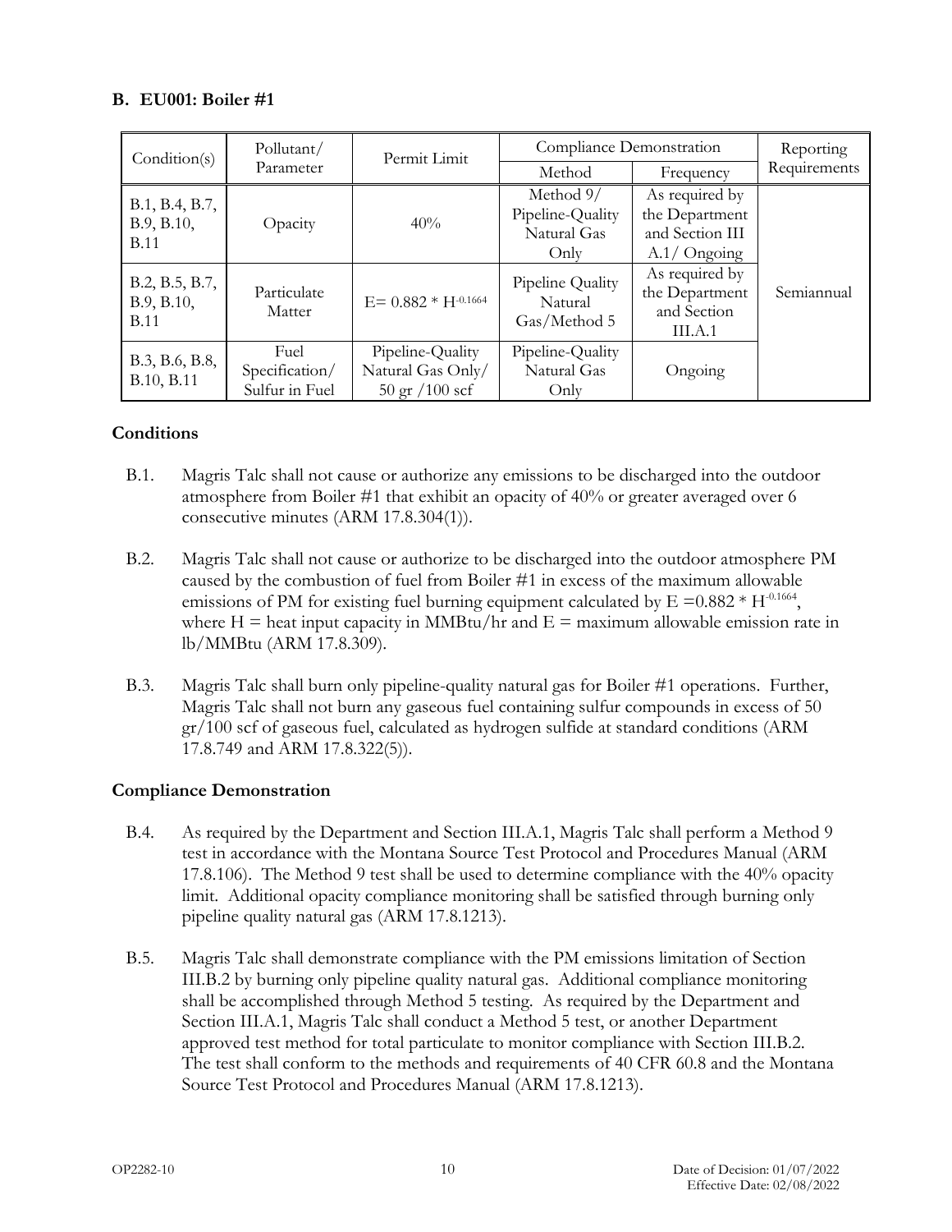### B. EU001: Boiler #1

| Condition(s) | Pollutant/ Parameter | Permit Limit | Compliance Demonstration | | Reporting Requirements |
|---|---|---|---|---|---|
| | | | Method | Frequency | |
| B.1, B.4, B.7, B.9, B.10, B.11 | Opacity | 40% | Method 9/ Pipeline-Quality Natural Gas Only | As required by the Department and Section III A.1/ Ongoing | Semiannual |
| B.2, B.5, B.7, B.9, B.10, B.11 | Particulate Matter | $E= 0.882 * H^{-0.1664}$ | Pipeline Quality Natural Gas/Method 5 | As required by the Department and Section III.A.1 | |
| B.3, B.6, B.8, B.10, B.11 | Fuel Specification/ Sulfur in Fuel | Pipeline-Quality Natural Gas Only/ 50 gr /100 scf | Pipeline-Quality Natural Gas Only | Ongoing | |

#### Conditions

B.1. Magris Talc shall not cause or authorize any emissions to be discharged into the outdoor atmosphere from Boiler #1 that exhibit an opacity of 40% or greater averaged over 6 consecutive minutes (ARM 17.8.304(1)).

B.2. Magris Talc shall not cause or authorize to be discharged into the outdoor atmosphere PM caused by the combustion of fuel from Boiler #1 in excess of the maximum allowable emissions of PM for existing fuel burning equipment calculated by $E = 0.882 * H^{-0.1664}$, where H = heat input capacity in MMBtu/hr and E = maximum allowable emission rate in lb/MMBtu (ARM 17.8.309).

B.3. Magris Talc shall burn only pipeline-quality natural gas for Boiler #1 operations. Further, Magris Talc shall not burn any gaseous fuel containing sulfur compounds in excess of 50 gr/100 scf of gaseous fuel, calculated as hydrogen sulfide at standard conditions (ARM 17.8.749 and ARM 17.8.322(5)).

#### Compliance Demonstration

B.4. As required by the Department and Section III.A.1, Magris Talc shall perform a Method 9 test in accordance with the Montana Source Test Protocol and Procedures Manual (ARM 17.8.106). The Method 9 test shall be used to determine compliance with the 40% opacity limit. Additional opacity compliance monitoring shall be satisfied through burning only pipeline quality natural gas (ARM 17.8.1213).

B.5. Magris Talc shall demonstrate compliance with the PM emissions limitation of Section III.B.2 by burning only pipeline quality natural gas. Additional compliance monitoring shall be accomplished through Method 5 testing. As required by the Department and Section III.A.1, Magris Talc shall conduct a Method 5 test, or another Department approved test method for total particulate to monitor compliance with Section III.B.2. The test shall conform to the methods and requirements of 40 CFR 60.8 and the Montana Source Test Protocol and Procedures Manual (ARM 17.8.1213).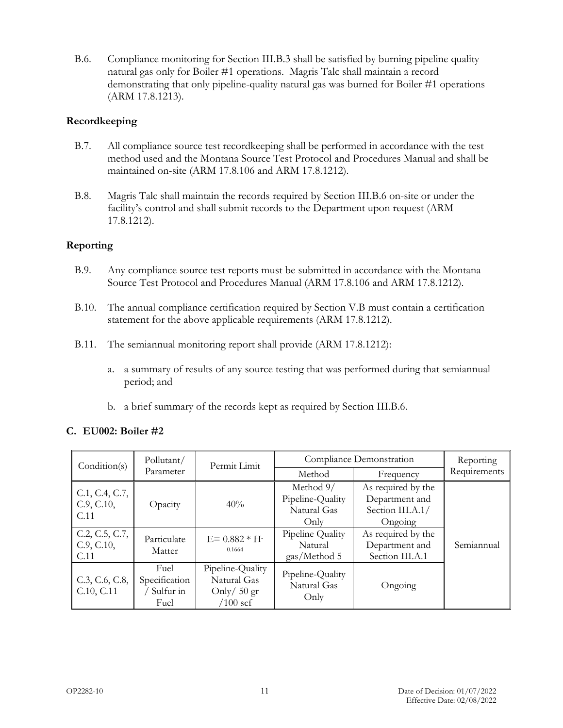B.6. Compliance monitoring for Section III.B.3 shall be satisfied by burning pipeline quality natural gas only for Boiler #1 operations. Magris Talc shall maintain a record demonstrating that only pipeline-quality natural gas was burned for Boiler #1 operations (ARM 17.8.1213).

### Recordkeeping

B.7. All compliance source test recordkeeping shall be performed in accordance with the test method used and the Montana Source Test Protocol and Procedures Manual and shall be maintained on-site (ARM 17.8.106 and ARM 17.8.1212).

B.8. Magris Talc shall maintain the records required by Section III.B.6 on-site or under the facility's control and shall submit records to the Department upon request (ARM 17.8.1212).

### Reporting

B.9. Any compliance source test reports must be submitted in accordance with the Montana Source Test Protocol and Procedures Manual (ARM 17.8.106 and ARM 17.8.1212).

B.10. The annual compliance certification required by Section V.B must contain a certification statement for the above applicable requirements (ARM 17.8.1212).

B.11. The semiannual monitoring report shall provide (ARM 17.8.1212):

a. a summary of results of any source testing that was performed during that semiannual period; and

b. a brief summary of the records kept as required by Section III.B.6.

## C. EU002: Boiler #2

| Condition(s) | Pollutant/ Parameter | Permit Limit | Compliance Demonstration | | Reporting Requirements |
|---|---|---|---|---|---|
| | | | Method | Frequency | |
| C.1, C.4, C.7, C.9, C.10, C.11 | Opacity | 40% | Method 9/ Pipeline-Quality Natural Gas Only | As required by the Department and Section III.A.1/ Ongoing | Semiannual |
| C.2, C.5, C.7, C.9, C.10, C.11 | Particulate Matter | $E= 0.882 * H^{-0.1664}$ | Pipeline Quality Natural gas/Method 5 | As required by the Department and Section III.A.1 | Semiannual |
| C.3, C.6, C.8, C.10, C.11 | Fuel Specification / Sulfur in Fuel | Pipeline-Quality Natural Gas Only/ 50 gr /100 scf | Pipeline-Quality Natural Gas Only | Ongoing | Semiannual |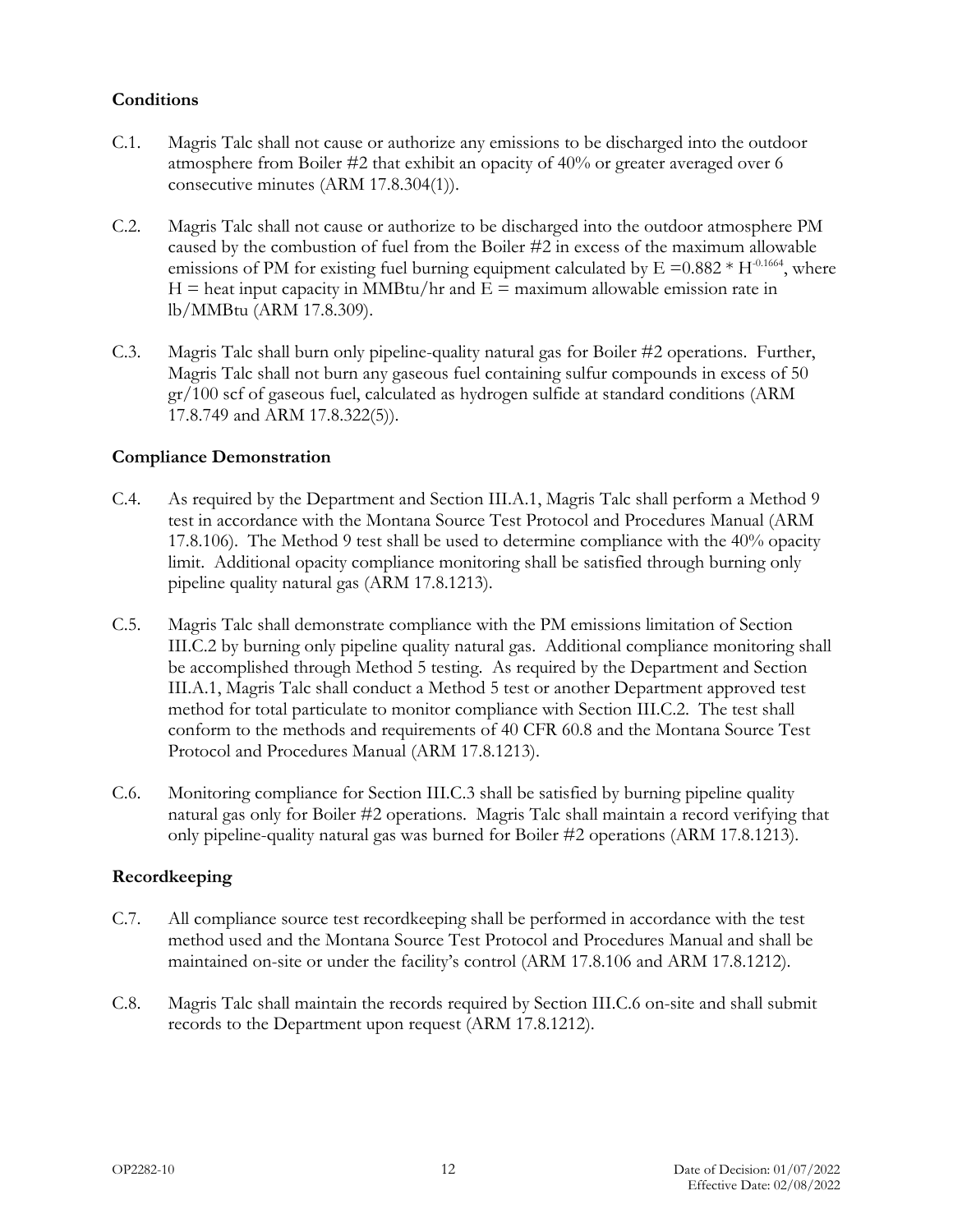### Conditions

C.1. Magris Talc shall not cause or authorize any emissions to be discharged into the outdoor atmosphere from Boiler #2 that exhibit an opacity of 40% or greater averaged over 6 consecutive minutes (ARM 17.8.304(1)).

C.2. Magris Talc shall not cause or authorize to be discharged into the outdoor atmosphere PM caused by the combustion of fuel from the Boiler #2 in excess of the maximum allowable emissions of PM for existing fuel burning equipment calculated by $E = 0.882 * H^{-0.1664}$, where $H$ = heat input capacity in MMBtu/hr and $E$ = maximum allowable emission rate in lb/MMBtu (ARM 17.8.309).

C.3. Magris Talc shall burn only pipeline-quality natural gas for Boiler #2 operations. Further, Magris Talc shall not burn any gaseous fuel containing sulfur compounds in excess of 50 gr/100 scf of gaseous fuel, calculated as hydrogen sulfide at standard conditions (ARM 17.8.749 and ARM 17.8.322(5)).

### Compliance Demonstration

C.4. As required by the Department and Section III.A.1, Magris Talc shall perform a Method 9 test in accordance with the Montana Source Test Protocol and Procedures Manual (ARM 17.8.106). The Method 9 test shall be used to determine compliance with the 40% opacity limit. Additional opacity compliance monitoring shall be satisfied through burning only pipeline quality natural gas (ARM 17.8.1213).

C.5. Magris Talc shall demonstrate compliance with the PM emissions limitation of Section III.C.2 by burning only pipeline quality natural gas. Additional compliance monitoring shall be accomplished through Method 5 testing. As required by the Department and Section III.A.1, Magris Talc shall conduct a Method 5 test or another Department approved test method for total particulate to monitor compliance with Section III.C.2. The test shall conform to the methods and requirements of 40 CFR 60.8 and the Montana Source Test Protocol and Procedures Manual (ARM 17.8.1213).

C.6. Monitoring compliance for Section III.C.3 shall be satisfied by burning pipeline quality natural gas only for Boiler #2 operations. Magris Talc shall maintain a record verifying that only pipeline-quality natural gas was burned for Boiler #2 operations (ARM 17.8.1213).

### Recordkeeping

C.7. All compliance source test recordkeeping shall be performed in accordance with the test method used and the Montana Source Test Protocol and Procedures Manual and shall be maintained on-site or under the facility's control (ARM 17.8.106 and ARM 17.8.1212).

C.8. Magris Talc shall maintain the records required by Section III.C.6 on-site and shall submit records to the Department upon request (ARM 17.8.1212).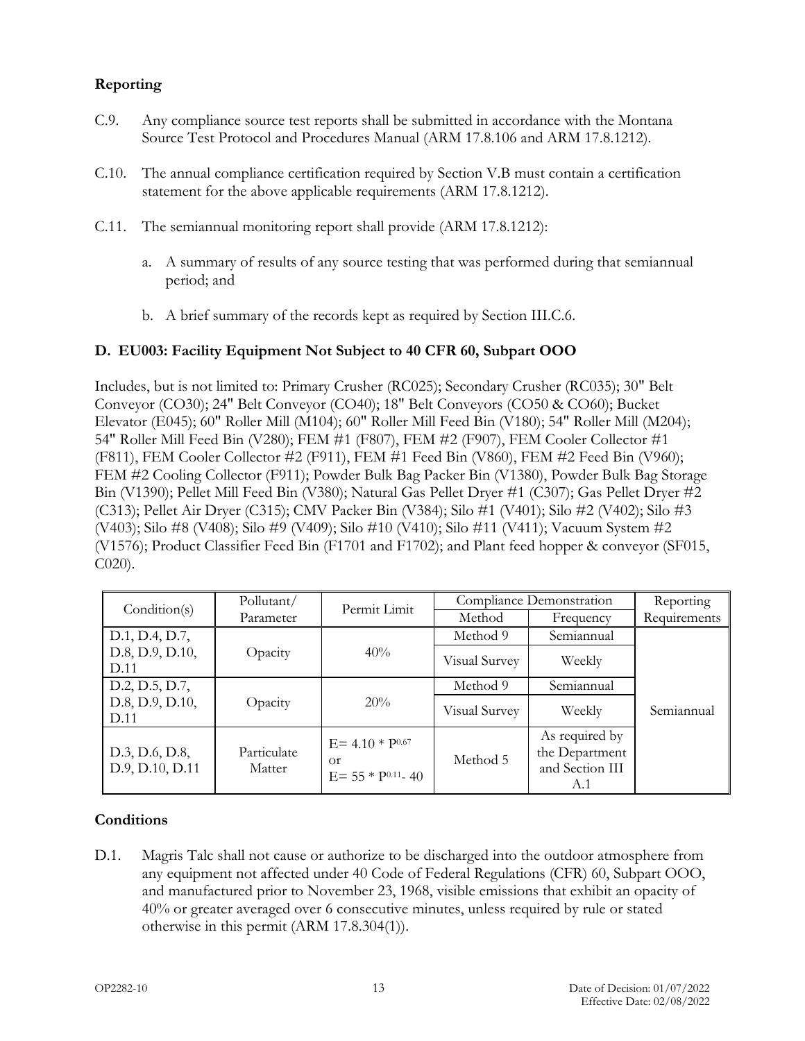**Reporting**

C.9. Any compliance source test reports shall be submitted in accordance with the Montana Source Test Protocol and Procedures Manual (ARM 17.8.106 and ARM 17.8.1212).

C.10. The annual compliance certification required by Section V.B must contain a certification statement for the above applicable requirements (ARM 17.8.1212).

C.11. The semiannual monitoring report shall provide (ARM 17.8.1212):

a. A summary of results of any source testing that was performed during that semiannual period; and

b. A brief summary of the records kept as required by Section III.C.6.

### D. EU003: Facility Equipment Not Subject to 40 CFR 60, Subpart OOO

Includes, but is not limited to: Primary Crusher (RC025); Secondary Crusher (RC035); 30" Belt Conveyor (CO30); 24" Belt Conveyor (CO40); 18" Belt Conveyors (CO50 & CO60); Bucket Elevator (E045); 60" Roller Mill (M104); 60" Roller Mill Feed Bin (V180); 54" Roller Mill (M204); 54" Roller Mill Feed Bin (V280); FEM #1 (F807), FEM #2 (F907), FEM Cooler Collector #1 (F811), FEM Cooler Collector #2 (F911), FEM #1 Feed Bin (V860), FEM #2 Feed Bin (V960); FEM #2 Cooling Collector (F911); Powder Bulk Bag Packer Bin (V1380), Powder Bulk Bag Storage Bin (V1390); Pellet Mill Feed Bin (V380); Natural Gas Pellet Dryer #1 (C307); Gas Pellet Dryer #2 (C313); Pellet Air Dryer (C315); CMV Packer Bin (V384); Silo #1 (V401); Silo #2 (V402); Silo #3 (V403); Silo #8 (V408); Silo #9 (V409); Silo #10 (V410); Silo #11 (V411); Vacuum System #2 (V1576); Product Classifier Feed Bin (F1701 and F1702); and Plant feed hopper & conveyor (SF015, C020).

| Condition(s) | Pollutant/ Parameter | Permit Limit | Compliance Demonstration | | Reporting Requirements |
|---|---|---|---|---|---|
| | | | Method | Frequency | |
| D.1, D.4, D.7, D.8, D.9, D.10, D.11 | Opacity | 40% | Method 9 | Semiannual | Semiannual |
| | | | Visual Survey | Weekly | |
| D.2, D.5, D.7, D.8, D.9, D.10, D.11 | Opacity | 20% | Method 9 | Semiannual | |
| | | | Visual Survey | Weekly | |
| D.3, D.6, D.8, D.9, D.10, D.11 | Particulate Matter | $E= 4.10 * P^{0.67}$ or $E= 55 * P^{0.11}- 40$ | Method 5 | As required by the Department and Section III A.1 | |

**Conditions**

D.1. Magris Talc shall not cause or authorize to be discharged into the outdoor atmosphere from any equipment not affected under 40 Code of Federal Regulations (CFR) 60, Subpart OOO, and manufactured prior to November 23, 1968, visible emissions that exhibit an opacity of 40% or greater averaged over 6 consecutive minutes, unless required by rule or stated otherwise in this permit (ARM 17.8.304(1)).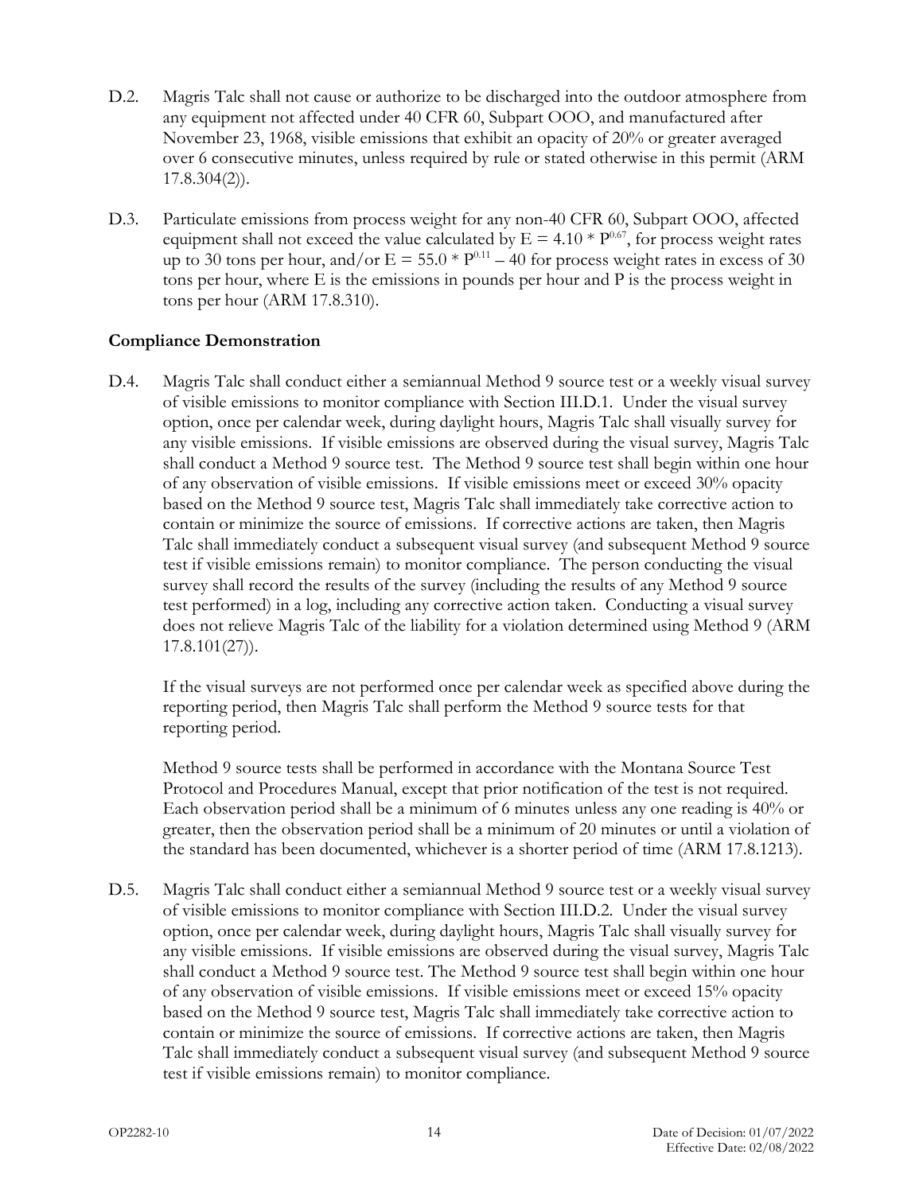D.2. Magris Talc shall not cause or authorize to be discharged into the outdoor atmosphere from any equipment not affected under 40 CFR 60, Subpart OOO, and manufactured after November 23, 1968, visible emissions that exhibit an opacity of 20% or greater averaged over 6 consecutive minutes, unless required by rule or stated otherwise in this permit (ARM 17.8.304(2)).

D.3. Particulate emissions from process weight for any non-40 CFR 60, Subpart OOO, affected equipment shall not exceed the value calculated by $E = 4.10 * P^{0.67}$, for process weight rates up to 30 tons per hour, and/or $E = 55.0 * P^{0.11} – 40$ for process weight rates in excess of 30 tons per hour, where E is the emissions in pounds per hour and P is the process weight in tons per hour (ARM 17.8.310).

**Compliance Demonstration**

D.4. Magris Talc shall conduct either a semiannual Method 9 source test or a weekly visual survey of visible emissions to monitor compliance with Section III.D.1. Under the visual survey option, once per calendar week, during daylight hours, Magris Talc shall visually survey for any visible emissions. If visible emissions are observed during the visual survey, Magris Talc shall conduct a Method 9 source test. The Method 9 source test shall begin within one hour of any observation of visible emissions. If visible emissions meet or exceed 30% opacity based on the Method 9 source test, Magris Talc shall immediately take corrective action to contain or minimize the source of emissions. If corrective actions are taken, then Magris Talc shall immediately conduct a subsequent visual survey (and subsequent Method 9 source test if visible emissions remain) to monitor compliance. The person conducting the visual survey shall record the results of the survey (including the results of any Method 9 source test performed) in a log, including any corrective action taken. Conducting a visual survey does not relieve Magris Talc of the liability for a violation determined using Method 9 (ARM 17.8.101(27)).

If the visual surveys are not performed once per calendar week as specified above during the reporting period, then Magris Talc shall perform the Method 9 source tests for that reporting period.

Method 9 source tests shall be performed in accordance with the Montana Source Test Protocol and Procedures Manual, except that prior notification of the test is not required. Each observation period shall be a minimum of 6 minutes unless any one reading is 40% or greater, then the observation period shall be a minimum of 20 minutes or until a violation of the standard has been documented, whichever is a shorter period of time (ARM 17.8.1213).

D.5. Magris Talc shall conduct either a semiannual Method 9 source test or a weekly visual survey of visible emissions to monitor compliance with Section III.D.2. Under the visual survey option, once per calendar week, during daylight hours, Magris Talc shall visually survey for any visible emissions. If visible emissions are observed during the visual survey, Magris Talc shall conduct a Method 9 source test. The Method 9 source test shall begin within one hour of any observation of visible emissions. If visible emissions meet or exceed 15% opacity based on the Method 9 source test, Magris Talc shall immediately take corrective action to contain or minimize the source of emissions. If corrective actions are taken, then Magris Talc shall immediately conduct a subsequent visual survey (and subsequent Method 9 source test if visible emissions remain) to monitor compliance.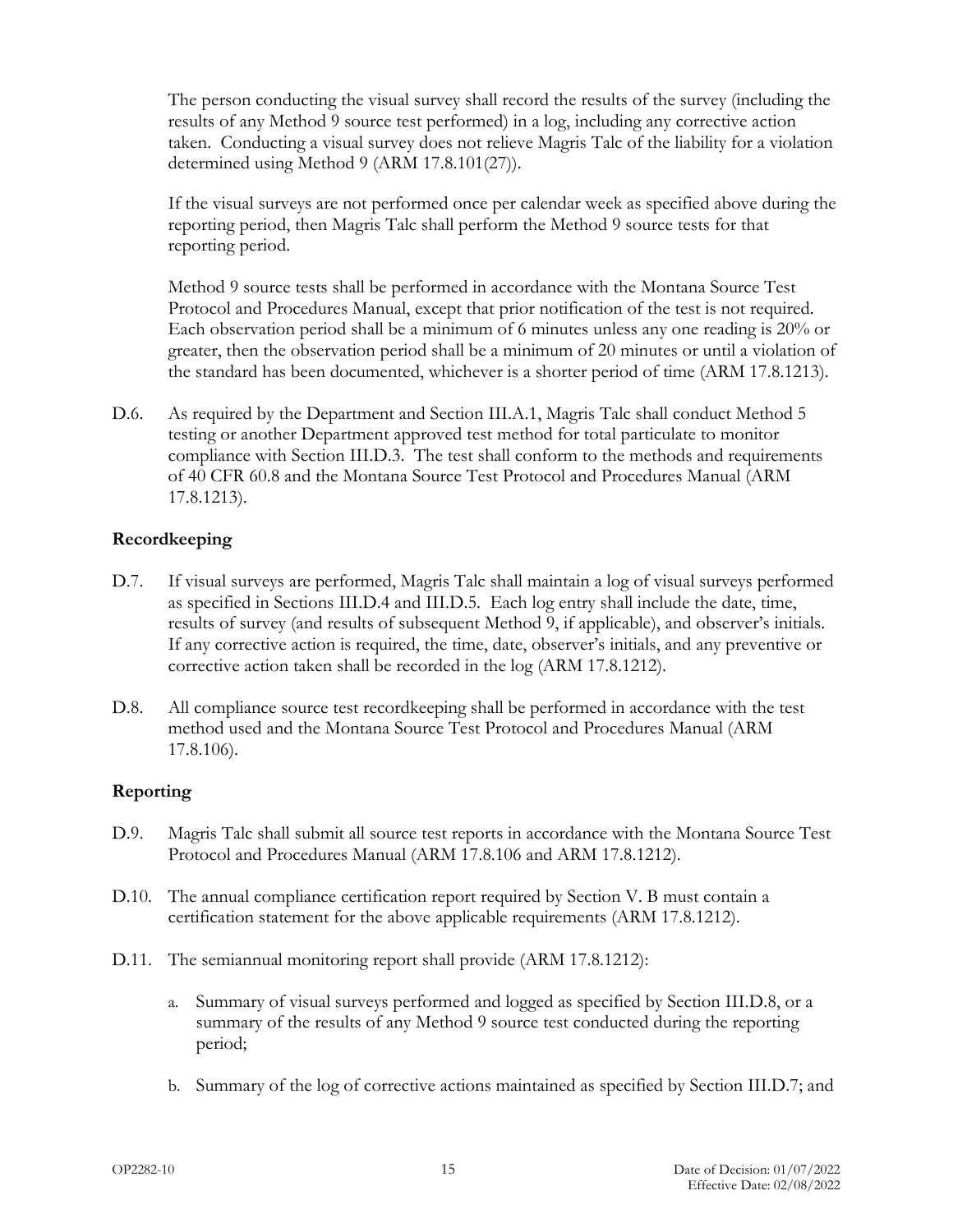The person conducting the visual survey shall record the results of the survey (including the results of any Method 9 source test performed) in a log, including any corrective action taken. Conducting a visual survey does not relieve Magris Talc of the liability for a violation determined using Method 9 (ARM 17.8.101(27)).

If the visual surveys are not performed once per calendar week as specified above during the reporting period, then Magris Talc shall perform the Method 9 source tests for that reporting period.

Method 9 source tests shall be performed in accordance with the Montana Source Test Protocol and Procedures Manual, except that prior notification of the test is not required. Each observation period shall be a minimum of 6 minutes unless any one reading is 20% or greater, then the observation period shall be a minimum of 20 minutes or until a violation of the standard has been documented, whichever is a shorter period of time (ARM 17.8.1213).

D.6. As required by the Department and Section III.A.1, Magris Talc shall conduct Method 5 testing or another Department approved test method for total particulate to monitor compliance with Section III.D.3. The test shall conform to the methods and requirements of 40 CFR 60.8 and the Montana Source Test Protocol and Procedures Manual (ARM 17.8.1213).

### Recordkeeping

D.7. If visual surveys are performed, Magris Talc shall maintain a log of visual surveys performed as specified in Sections III.D.4 and III.D.5. Each log entry shall include the date, time, results of survey (and results of subsequent Method 9, if applicable), and observer's initials. If any corrective action is required, the time, date, observer's initials, and any preventive or corrective action taken shall be recorded in the log (ARM 17.8.1212).

D.8. All compliance source test recordkeeping shall be performed in accordance with the test method used and the Montana Source Test Protocol and Procedures Manual (ARM 17.8.106).

### Reporting

D.9. Magris Talc shall submit all source test reports in accordance with the Montana Source Test Protocol and Procedures Manual (ARM 17.8.106 and ARM 17.8.1212).

D.10. The annual compliance certification report required by Section V. B must contain a certification statement for the above applicable requirements (ARM 17.8.1212).

D.11. The semiannual monitoring report shall provide (ARM 17.8.1212):

a. Summary of visual surveys performed and logged as specified by Section III.D.8, or a summary of the results of any Method 9 source test conducted during the reporting period;

b. Summary of the log of corrective actions maintained as specified by Section III.D.7; and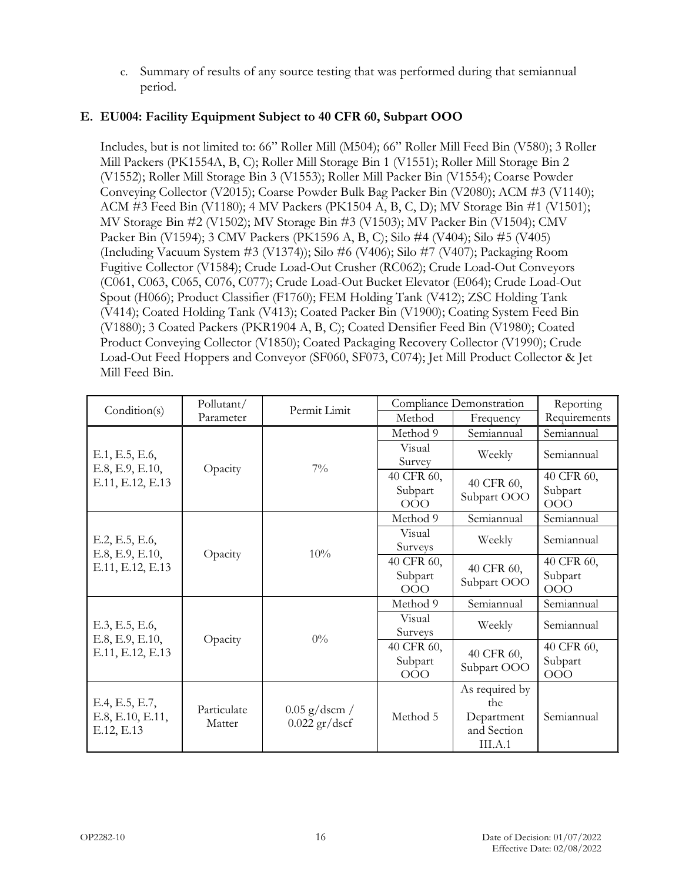c. Summary of results of any source testing that was performed during that semiannual period.

## E. EU004: Facility Equipment Subject to 40 CFR 60, Subpart OOO

Includes, but is not limited to: 66" Roller Mill (M504); 66" Roller Mill Feed Bin (V580); 3 Roller Mill Packers (PK1554A, B, C); Roller Mill Storage Bin 1 (V1551); Roller Mill Storage Bin 2 (V1552); Roller Mill Storage Bin 3 (V1553); Roller Mill Packer Bin (V1554); Coarse Powder Conveying Collector (V2015); Coarse Powder Bulk Bag Packer Bin (V2080); ACM #3 (V1140); ACM #3 Feed Bin (V1180); 4 MV Packers (PK1504 A, B, C, D); MV Storage Bin #1 (V1501); MV Storage Bin #2 (V1502); MV Storage Bin #3 (V1503); MV Packer Bin (V1504); CMV Packer Bin (V1594); 3 CMV Packers (PK1596 A, B, C); Silo #4 (V404); Silo #5 (V405) (Including Vacuum System #3 (V1374)); Silo #6 (V406); Silo #7 (V407); Packaging Room Fugitive Collector (V1584); Crude Load-Out Crusher (RC062); Crude Load-Out Conveyors (C061, C063, C065, C076, C077); Crude Load-Out Bucket Elevator (E064); Crude Load-Out Spout (H066); Product Classifier (F1760); FEM Holding Tank (V412); ZSC Holding Tank (V414); Coated Holding Tank (V413); Coated Packer Bin (V1900); Coating System Feed Bin (V1880); 3 Coated Packers (PKR1904 A, B, C); Coated Densifier Feed Bin (V1980); Coated Product Conveying Collector (V1850); Coated Packaging Recovery Collector (V1990); Crude Load-Out Feed Hoppers and Conveyor (SF060, SF073, C074); Jet Mill Product Collector & Jet Mill Feed Bin.

| Condition(s) | Pollutant/ Parameter | Permit Limit | Compliance Demonstration | | Reporting Requirements |
|---|---|---|---|---|---|
| | | | Method | Frequency | |
| E.1, E.5, E.6, E.8, E.9, E.10, E.11, E.12, E.13 | Opacity | 7% | Method 9 | Semiannual | Semiannual |
| | | | Visual Survey | Weekly | Semiannual |
| | | | 40 CFR 60, Subpart OOO | 40 CFR 60, Subpart OOO | 40 CFR 60, Subpart OOO |
| E.2, E.5, E.6, E.8, E.9, E.10, E.11, E.12, E.13 | Opacity | 10% | Method 9 | Semiannual | Semiannual |
| | | | Visual Surveys | Weekly | Semiannual |
| | | | 40 CFR 60, Subpart OOO | 40 CFR 60, Subpart OOO | 40 CFR 60, Subpart OOO |
| E.3, E.5, E.6, E.8, E.9, E.10, E.11, E.12, E.13 | Opacity | 0% | Method 9 | Semiannual | Semiannual |
| | | | Visual Surveys | Weekly | Semiannual |
| | | | 40 CFR 60, Subpart OOO | 40 CFR 60, Subpart OOO | 40 CFR 60, Subpart OOO |
| E.4, E.5, E.7, E.8, E.10, E.11, E.12, E.13 | Particulate Matter | 0.05 g/dscm / 0.022 gr/dscf | Method 5 | As required by the Department and Section III.A.1 | Semiannual |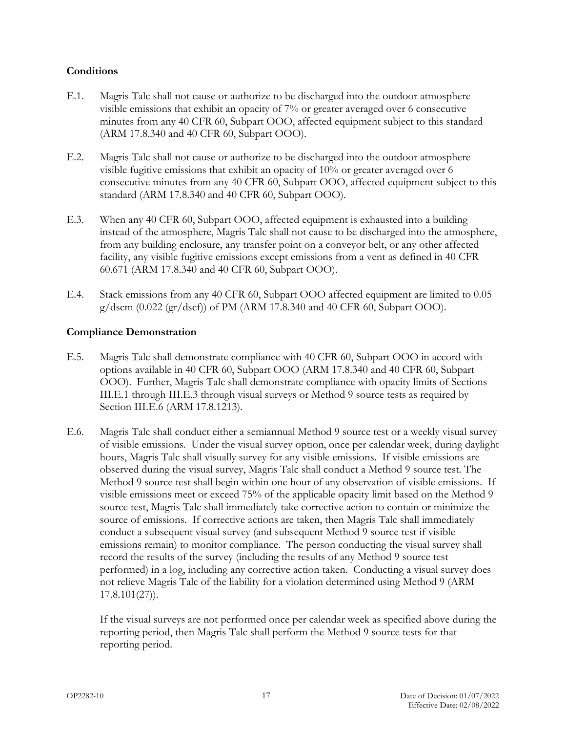### Conditions

E.1. Magris Talc shall not cause or authorize to be discharged into the outdoor atmosphere visible emissions that exhibit an opacity of 7% or greater averaged over 6 consecutive minutes from any 40 CFR 60, Subpart OOO, affected equipment subject to this standard (ARM 17.8.340 and 40 CFR 60, Subpart OOO).

E.2. Magris Talc shall not cause or authorize to be discharged into the outdoor atmosphere visible fugitive emissions that exhibit an opacity of 10% or greater averaged over 6 consecutive minutes from any 40 CFR 60, Subpart OOO, affected equipment subject to this standard (ARM 17.8.340 and 40 CFR 60, Subpart OOO).

E.3. When any 40 CFR 60, Subpart OOO, affected equipment is exhausted into a building instead of the atmosphere, Magris Talc shall not cause to be discharged into the atmosphere, from any building enclosure, any transfer point on a conveyor belt, or any other affected facility, any visible fugitive emissions except emissions from a vent as defined in 40 CFR 60.671 (ARM 17.8.340 and 40 CFR 60, Subpart OOO).

E.4. Stack emissions from any 40 CFR 60, Subpart OOO affected equipment are limited to 0.05 g/dscm (0.022 (gr/dscf)) of PM (ARM 17.8.340 and 40 CFR 60, Subpart OOO).

### Compliance Demonstration

E.5. Magris Talc shall demonstrate compliance with 40 CFR 60, Subpart OOO in accord with options available in 40 CFR 60, Subpart OOO (ARM 17.8.340 and 40 CFR 60, Subpart OOO). Further, Magris Talc shall demonstrate compliance with opacity limits of Sections III.E.1 through III.E.3 through visual surveys or Method 9 source tests as required by Section III.E.6 (ARM 17.8.1213).

E.6. Magris Talc shall conduct either a semiannual Method 9 source test or a weekly visual survey of visible emissions. Under the visual survey option, once per calendar week, during daylight hours, Magris Talc shall visually survey for any visible emissions. If visible emissions are observed during the visual survey, Magris Talc shall conduct a Method 9 source test. The Method 9 source test shall begin within one hour of any observation of visible emissions. If visible emissions meet or exceed 75% of the applicable opacity limit based on the Method 9 source test, Magris Talc shall immediately take corrective action to contain or minimize the source of emissions. If corrective actions are taken, then Magris Talc shall immediately conduct a subsequent visual survey (and subsequent Method 9 source test if visible emissions remain) to monitor compliance. The person conducting the visual survey shall record the results of the survey (including the results of any Method 9 source test performed) in a log, including any corrective action taken. Conducting a visual survey does not relieve Magris Talc of the liability for a violation determined using Method 9 (ARM 17.8.101(27)).

If the visual surveys are not performed once per calendar week as specified above during the reporting period, then Magris Talc shall perform the Method 9 source tests for that reporting period.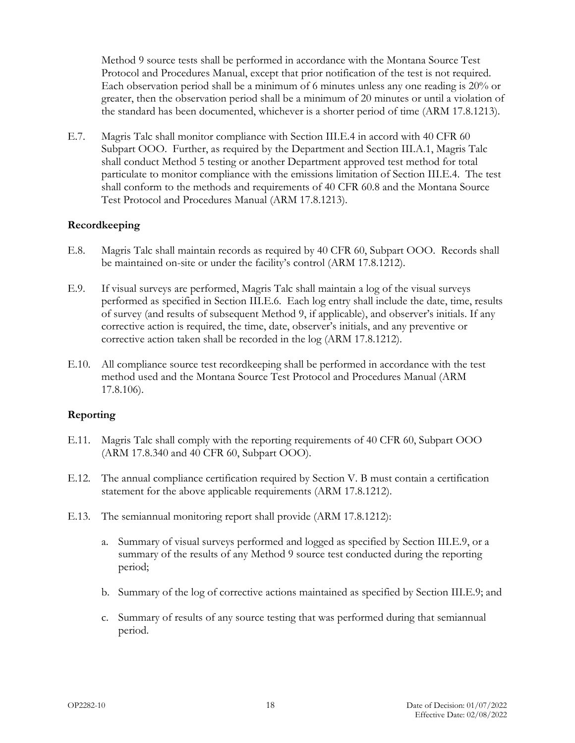Method 9 source tests shall be performed in accordance with the Montana Source Test Protocol and Procedures Manual, except that prior notification of the test is not required. Each observation period shall be a minimum of 6 minutes unless any one reading is 20% or greater, then the observation period shall be a minimum of 20 minutes or until a violation of the standard has been documented, whichever is a shorter period of time (ARM 17.8.1213).

E.7. Magris Talc shall monitor compliance with Section III.E.4 in accord with 40 CFR 60 Subpart OOO. Further, as required by the Department and Section III.A.1, Magris Talc shall conduct Method 5 testing or another Department approved test method for total particulate to monitor compliance with the emissions limitation of Section III.E.4. The test shall conform to the methods and requirements of 40 CFR 60.8 and the Montana Source Test Protocol and Procedures Manual (ARM 17.8.1213).

**Recordkeeping**

E.8. Magris Talc shall maintain records as required by 40 CFR 60, Subpart OOO. Records shall be maintained on-site or under the facility's control (ARM 17.8.1212).

E.9. If visual surveys are performed, Magris Talc shall maintain a log of the visual surveys performed as specified in Section III.E.6. Each log entry shall include the date, time, results of survey (and results of subsequent Method 9, if applicable), and observer's initials. If any corrective action is required, the time, date, observer's initials, and any preventive or corrective action taken shall be recorded in the log (ARM 17.8.1212).

E.10. All compliance source test recordkeeping shall be performed in accordance with the test method used and the Montana Source Test Protocol and Procedures Manual (ARM 17.8.106).

**Reporting**

E.11. Magris Talc shall comply with the reporting requirements of 40 CFR 60, Subpart OOO (ARM 17.8.340 and 40 CFR 60, Subpart OOO).

E.12. The annual compliance certification required by Section V. B must contain a certification statement for the above applicable requirements (ARM 17.8.1212).

E.13. The semiannual monitoring report shall provide (ARM 17.8.1212):

a. Summary of visual surveys performed and logged as specified by Section III.E.9, or a summary of the results of any Method 9 source test conducted during the reporting period;

b. Summary of the log of corrective actions maintained as specified by Section III.E.9; and

c. Summary of results of any source testing that was performed during that semiannual period.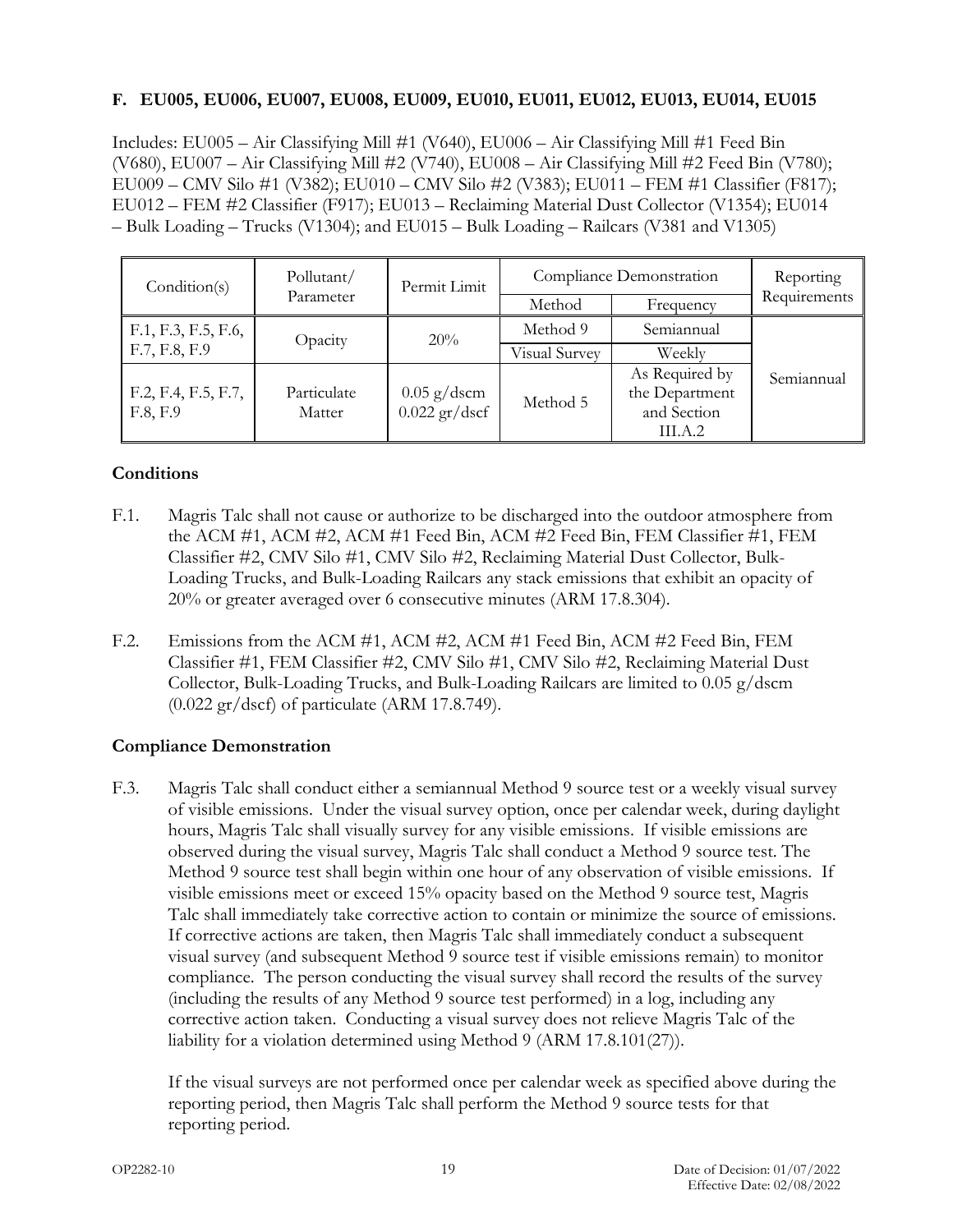## F. EU005, EU006, EU007, EU008, EU009, EU010, EU011, EU012, EU013, EU014, EU015

Includes: EU005 – Air Classifying Mill #1 (V640), EU006 – Air Classifying Mill #1 Feed Bin (V680), EU007 – Air Classifying Mill #2 (V740), EU008 – Air Classifying Mill #2 Feed Bin (V780); EU009 – CMV Silo #1 (V382); EU010 – CMV Silo #2 (V383); EU011 – FEM #1 Classifier (F817); EU012 – FEM #2 Classifier (F917); EU013 – Reclaiming Material Dust Collector (V1354); EU014 – Bulk Loading – Trucks (V1304); and EU015 – Bulk Loading – Railcars (V381 and V1305)

| Condition(s) | Pollutant/ Parameter | Permit Limit | Compliance Demonstration | | Reporting Requirements |
|---|---|---|---|---|---|
| | | | Method | Frequency | |
| F.1, F.3, F.5, F.6, F.7, F.8, F.9 | Opacity | 20% | Method 9 | Semiannual | Semiannual |
| | | | Visual Survey | Weekly | |
| F.2, F.4, F.5, F.7, F.8, F.9 | Particulate Matter | 0.05 g/dscm 0.022 gr/dscf | Method 5 | As Required by the Department and Section III.A.2 | |

### Conditions

F.1. Magris Talc shall not cause or authorize to be discharged into the outdoor atmosphere from the ACM #1, ACM #2, ACM #1 Feed Bin, ACM #2 Feed Bin, FEM Classifier #1, FEM Classifier #2, CMV Silo #1, CMV Silo #2, Reclaiming Material Dust Collector, Bulk-Loading Trucks, and Bulk-Loading Railcars any stack emissions that exhibit an opacity of 20% or greater averaged over 6 consecutive minutes (ARM 17.8.304).

F.2. Emissions from the ACM #1, ACM #2, ACM #1 Feed Bin, ACM #2 Feed Bin, FEM Classifier #1, FEM Classifier #2, CMV Silo #1, CMV Silo #2, Reclaiming Material Dust Collector, Bulk-Loading Trucks, and Bulk-Loading Railcars are limited to 0.05 g/dscm (0.022 gr/dscf) of particulate (ARM 17.8.749).

### Compliance Demonstration

F.3. Magris Talc shall conduct either a semiannual Method 9 source test or a weekly visual survey of visible emissions. Under the visual survey option, once per calendar week, during daylight hours, Magris Talc shall visually survey for any visible emissions. If visible emissions are observed during the visual survey, Magris Talc shall conduct a Method 9 source test. The Method 9 source test shall begin within one hour of any observation of visible emissions. If visible emissions meet or exceed 15% opacity based on the Method 9 source test, Magris Talc shall immediately take corrective action to contain or minimize the source of emissions. If corrective actions are taken, then Magris Talc shall immediately conduct a subsequent visual survey (and subsequent Method 9 source test if visible emissions remain) to monitor compliance. The person conducting the visual survey shall record the results of the survey (including the results of any Method 9 source test performed) in a log, including any corrective action taken. Conducting a visual survey does not relieve Magris Talc of the liability for a violation determined using Method 9 (ARM 17.8.101(27)).

If the visual surveys are not performed once per calendar week as specified above during the reporting period, then Magris Talc shall perform the Method 9 source tests for that reporting period.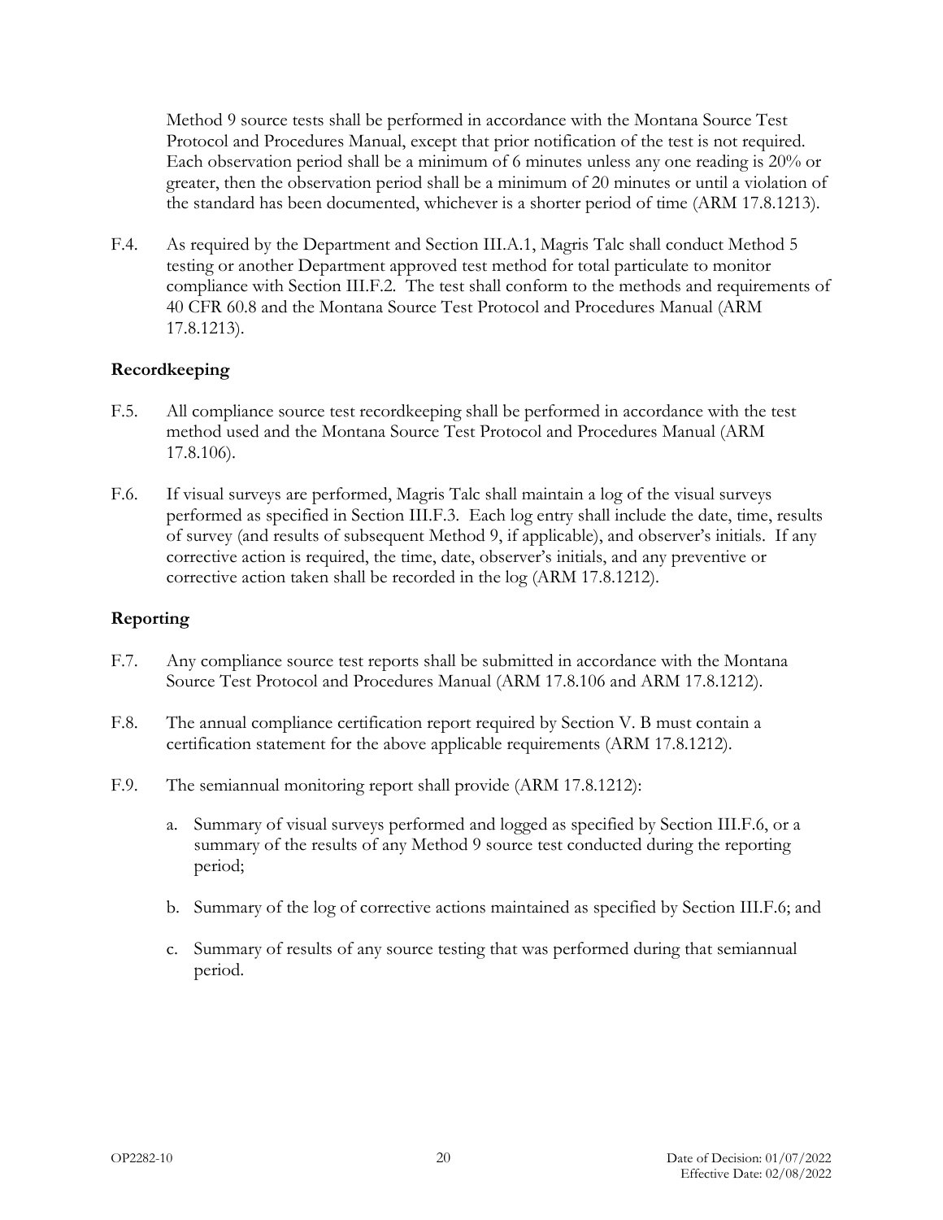Method 9 source tests shall be performed in accordance with the Montana Source Test Protocol and Procedures Manual, except that prior notification of the test is not required. Each observation period shall be a minimum of 6 minutes unless any one reading is 20% or greater, then the observation period shall be a minimum of 20 minutes or until a violation of the standard has been documented, whichever is a shorter period of time (ARM 17.8.1213).

F.4. As required by the Department and Section III.A.1, Magris Talc shall conduct Method 5 testing or another Department approved test method for total particulate to monitor compliance with Section III.F.2. The test shall conform to the methods and requirements of 40 CFR 60.8 and the Montana Source Test Protocol and Procedures Manual (ARM 17.8.1213).

### Recordkeeping

F.5. All compliance source test recordkeeping shall be performed in accordance with the test method used and the Montana Source Test Protocol and Procedures Manual (ARM 17.8.106).

F.6. If visual surveys are performed, Magris Talc shall maintain a log of the visual surveys performed as specified in Section III.F.3. Each log entry shall include the date, time, results of survey (and results of subsequent Method 9, if applicable), and observer's initials. If any corrective action is required, the time, date, observer's initials, and any preventive or corrective action taken shall be recorded in the log (ARM 17.8.1212).

### Reporting

F.7. Any compliance source test reports shall be submitted in accordance with the Montana Source Test Protocol and Procedures Manual (ARM 17.8.106 and ARM 17.8.1212).

F.8. The annual compliance certification report required by Section V. B must contain a certification statement for the above applicable requirements (ARM 17.8.1212).

F.9. The semiannual monitoring report shall provide (ARM 17.8.1212):

a. Summary of visual surveys performed and logged as specified by Section III.F.6, or a summary of the results of any Method 9 source test conducted during the reporting period;

b. Summary of the log of corrective actions maintained as specified by Section III.F.6; and

c. Summary of results of any source testing that was performed during that semiannual period.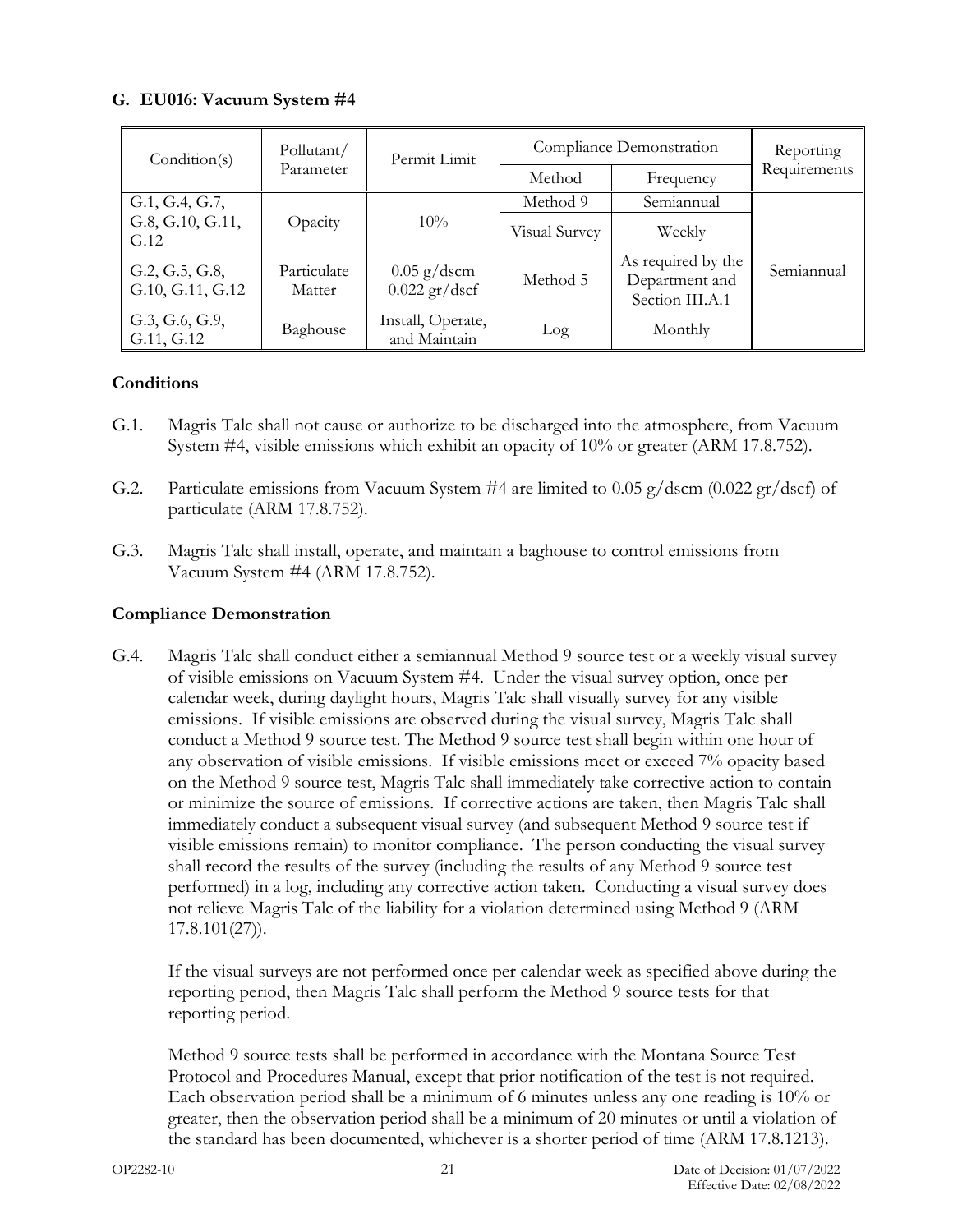## G. EU016: Vacuum System #4

| Condition(s) | Pollutant/ Parameter | Permit Limit | Compliance Demonstration | | Reporting Requirements |
|---|---|---|---|---|---|
| | | | Method | Frequency | |
| G.1, G.4, G.7, G.8, G.10, G.11, G.12 | Opacity | 10% | Method 9 | Semiannual | Semiannual |
| | | | Visual Survey | Weekly | |
| G.2, G.5, G.8, G.10, G.11, G.12 | Particulate Matter | 0.05 g/dscm 0.022 gr/dscf | Method 5 | As required by the Department and Section III.A.1 | |
| G.3, G.6, G.9, G.11, G.12 | Baghouse | Install, Operate, and Maintain | Log | Monthly | |

### Conditions

G.1. Magris Talc shall not cause or authorize to be discharged into the atmosphere, from Vacuum System #4, visible emissions which exhibit an opacity of 10% or greater (ARM 17.8.752).

G.2. Particulate emissions from Vacuum System #4 are limited to 0.05 g/dscm (0.022 gr/dscf) of particulate (ARM 17.8.752).

G.3. Magris Talc shall install, operate, and maintain a baghouse to control emissions from Vacuum System #4 (ARM 17.8.752).

### Compliance Demonstration

G.4. Magris Talc shall conduct either a semiannual Method 9 source test or a weekly visual survey of visible emissions on Vacuum System #4. Under the visual survey option, once per calendar week, during daylight hours, Magris Talc shall visually survey for any visible emissions. If visible emissions are observed during the visual survey, Magris Talc shall conduct a Method 9 source test. The Method 9 source test shall begin within one hour of any observation of visible emissions. If visible emissions meet or exceed 7% opacity based on the Method 9 source test, Magris Talc shall immediately take corrective action to contain or minimize the source of emissions. If corrective actions are taken, then Magris Talc shall immediately conduct a subsequent visual survey (and subsequent Method 9 source test if visible emissions remain) to monitor compliance. The person conducting the visual survey shall record the results of the survey (including the results of any Method 9 source test performed) in a log, including any corrective action taken. Conducting a visual survey does not relieve Magris Talc of the liability for a violation determined using Method 9 (ARM 17.8.101(27)).

If the visual surveys are not performed once per calendar week as specified above during the reporting period, then Magris Talc shall perform the Method 9 source tests for that reporting period.

Method 9 source tests shall be performed in accordance with the Montana Source Test Protocol and Procedures Manual, except that prior notification of the test is not required. Each observation period shall be a minimum of 6 minutes unless any one reading is 10% or greater, then the observation period shall be a minimum of 20 minutes or until a violation of the standard has been documented, whichever is a shorter period of time (ARM 17.8.1213).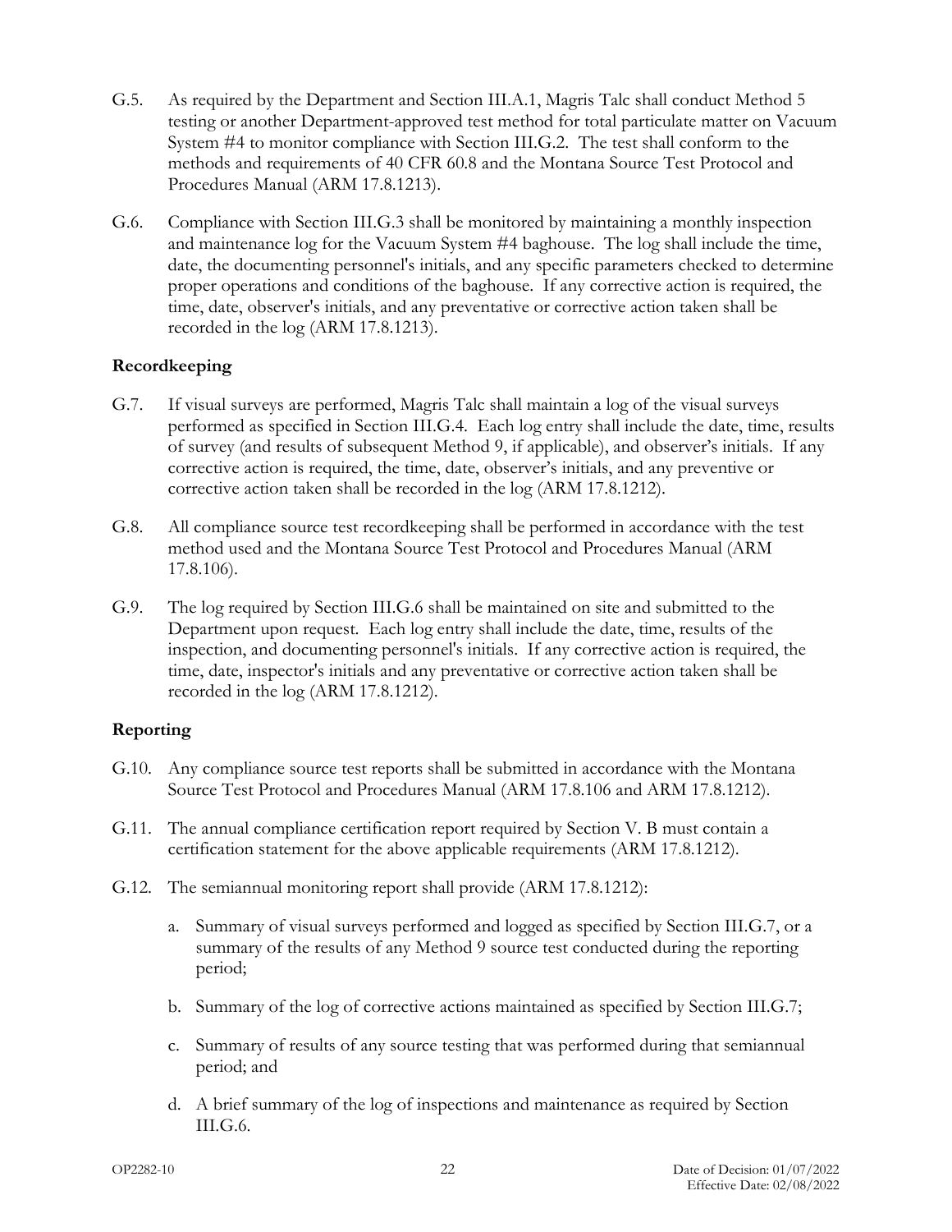G.5. As required by the Department and Section III.A.1, Magris Talc shall conduct Method 5 testing or another Department-approved test method for total particulate matter on Vacuum System #4 to monitor compliance with Section III.G.2. The test shall conform to the methods and requirements of 40 CFR 60.8 and the Montana Source Test Protocol and Procedures Manual (ARM 17.8.1213).

G.6. Compliance with Section III.G.3 shall be monitored by maintaining a monthly inspection and maintenance log for the Vacuum System #4 baghouse. The log shall include the time, date, the documenting personnel's initials, and any specific parameters checked to determine proper operations and conditions of the baghouse. If any corrective action is required, the time, date, observer's initials, and any preventative or corrective action taken shall be recorded in the log (ARM 17.8.1213).

**Recordkeeping**

G.7. If visual surveys are performed, Magris Talc shall maintain a log of the visual surveys performed as specified in Section III.G.4. Each log entry shall include the date, time, results of survey (and results of subsequent Method 9, if applicable), and observer's initials. If any corrective action is required, the time, date, observer's initials, and any preventive or corrective action taken shall be recorded in the log (ARM 17.8.1212).

G.8. All compliance source test recordkeeping shall be performed in accordance with the test method used and the Montana Source Test Protocol and Procedures Manual (ARM 17.8.106).

G.9. The log required by Section III.G.6 shall be maintained on site and submitted to the Department upon request. Each log entry shall include the date, time, results of the inspection, and documenting personnel's initials. If any corrective action is required, the time, date, inspector's initials and any preventative or corrective action taken shall be recorded in the log (ARM 17.8.1212).

**Reporting**

G.10. Any compliance source test reports shall be submitted in accordance with the Montana Source Test Protocol and Procedures Manual (ARM 17.8.106 and ARM 17.8.1212).

G.11. The annual compliance certification report required by Section V. B must contain a certification statement for the above applicable requirements (ARM 17.8.1212).

G.12. The semiannual monitoring report shall provide (ARM 17.8.1212):

a. Summary of visual surveys performed and logged as specified by Section III.G.7, or a summary of the results of any Method 9 source test conducted during the reporting period;

b. Summary of the log of corrective actions maintained as specified by Section III.G.7;

c. Summary of results of any source testing that was performed during that semiannual period; and

d. A brief summary of the log of inspections and maintenance as required by Section III.G.6.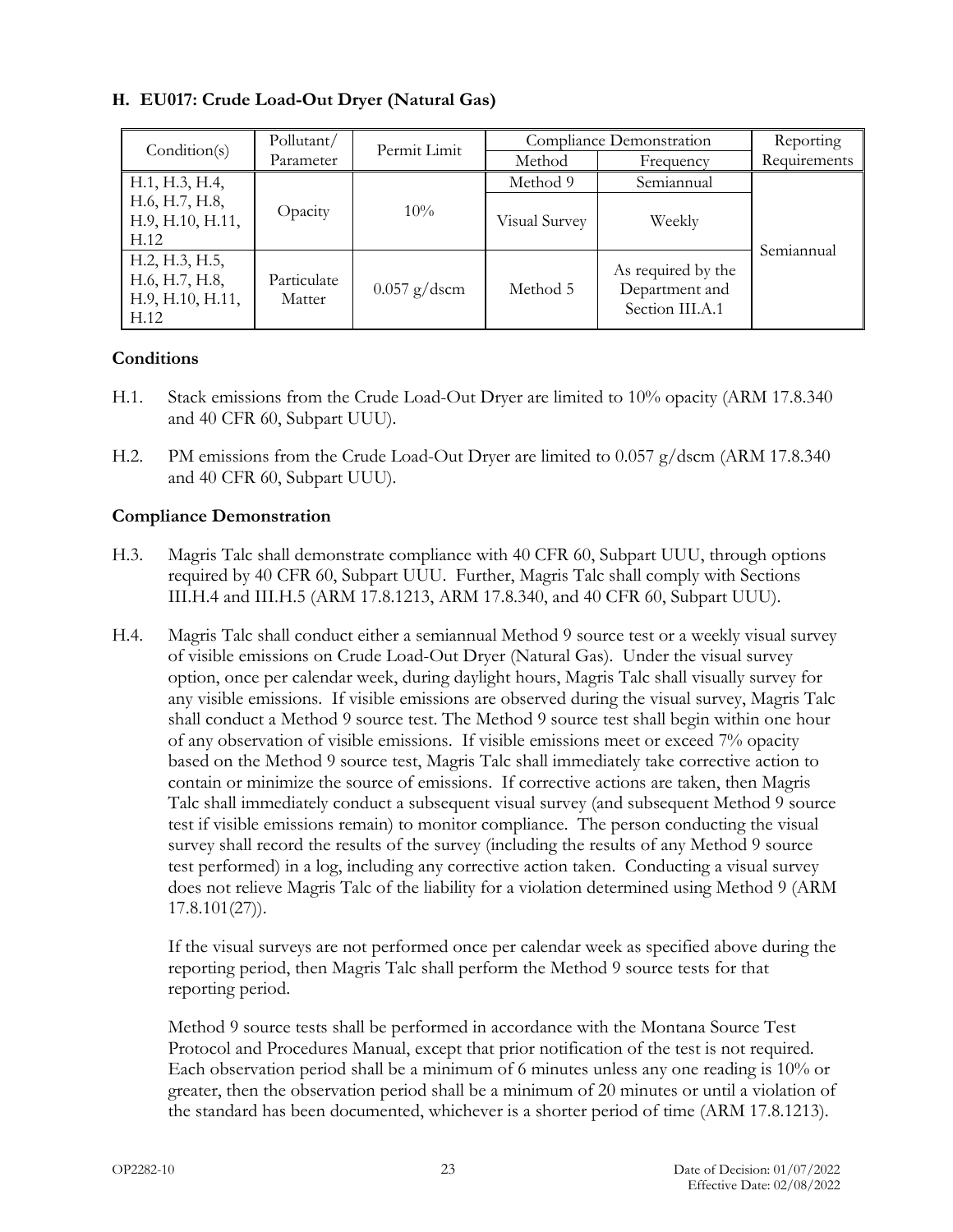## H. EU017: Crude Load-Out Dryer (Natural Gas)

| Condition(s) | Pollutant/ Parameter | Permit Limit | Compliance Demonstration | | Reporting Requirements |
|---|---|---|---|---|---|
| | | | Method | Frequency | |
| H.1, H.3, H.4, H.6, H.7, H.8, H.9, H.10, H.11, H.12 | Opacity | 10% | Method 9 | Semiannual | Semiannual |
| | | | Visual Survey | Weekly | |
| H.2, H.3, H.5, H.6, H.7, H.8, H.9, H.10, H.11, H.12 | Particulate Matter | 0.057 g/dscm | Method 5 | As required by the Department and Section III.A.1 | |

### Conditions

H.1. Stack emissions from the Crude Load-Out Dryer are limited to 10% opacity (ARM 17.8.340 and 40 CFR 60, Subpart UUU).

H.2. PM emissions from the Crude Load-Out Dryer are limited to 0.057 g/dscm (ARM 17.8.340 and 40 CFR 60, Subpart UUU).

### Compliance Demonstration

H.3. Magris Talc shall demonstrate compliance with 40 CFR 60, Subpart UUU, through options required by 40 CFR 60, Subpart UUU. Further, Magris Talc shall comply with Sections III.H.4 and III.H.5 (ARM 17.8.1213, ARM 17.8.340, and 40 CFR 60, Subpart UUU).

H.4. Magris Talc shall conduct either a semiannual Method 9 source test or a weekly visual survey of visible emissions on Crude Load-Out Dryer (Natural Gas). Under the visual survey option, once per calendar week, during daylight hours, Magris Talc shall visually survey for any visible emissions. If visible emissions are observed during the visual survey, Magris Talc shall conduct a Method 9 source test. The Method 9 source test shall begin within one hour of any observation of visible emissions. If visible emissions meet or exceed 7% opacity based on the Method 9 source test, Magris Talc shall immediately take corrective action to contain or minimize the source of emissions. If corrective actions are taken, then Magris Talc shall immediately conduct a subsequent visual survey (and subsequent Method 9 source test if visible emissions remain) to monitor compliance. The person conducting the visual survey shall record the results of the survey (including the results of any Method 9 source test performed) in a log, including any corrective action taken. Conducting a visual survey does not relieve Magris Talc of the liability for a violation determined using Method 9 (ARM 17.8.101(27)).

If the visual surveys are not performed once per calendar week as specified above during the reporting period, then Magris Talc shall perform the Method 9 source tests for that reporting period.

Method 9 source tests shall be performed in accordance with the Montana Source Test Protocol and Procedures Manual, except that prior notification of the test is not required. Each observation period shall be a minimum of 6 minutes unless any one reading is 10% or greater, then the observation period shall be a minimum of 20 minutes or until a violation of the standard has been documented, whichever is a shorter period of time (ARM 17.8.1213).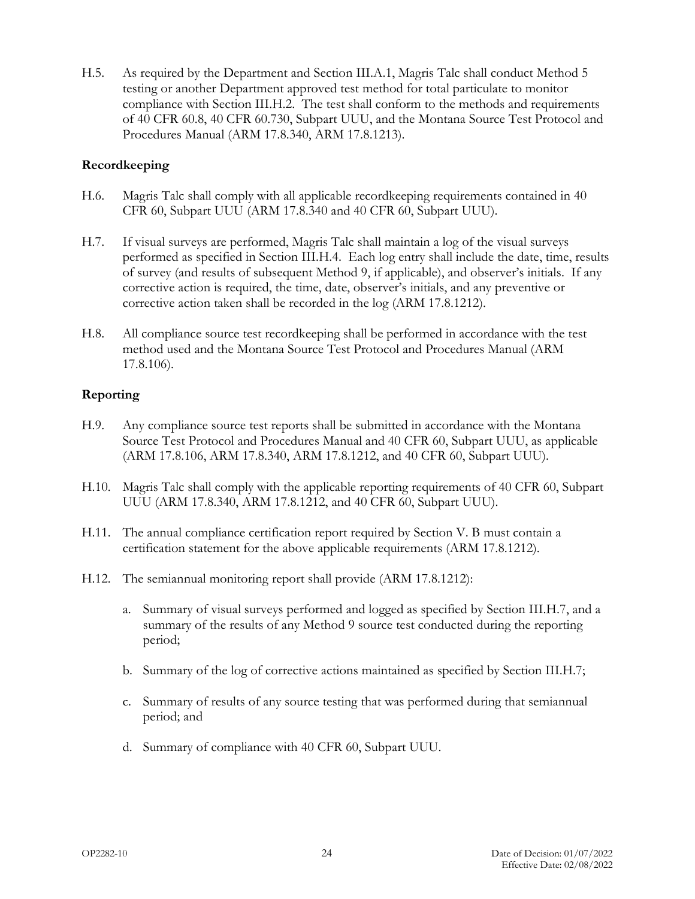H.5. As required by the Department and Section III.A.1, Magris Talc shall conduct Method 5 testing or another Department approved test method for total particulate to monitor compliance with Section III.H.2. The test shall conform to the methods and requirements of 40 CFR 60.8, 40 CFR 60.730, Subpart UUU, and the Montana Source Test Protocol and Procedures Manual (ARM 17.8.340, ARM 17.8.1213).

### Recordkeeping

H.6. Magris Talc shall comply with all applicable recordkeeping requirements contained in 40 CFR 60, Subpart UUU (ARM 17.8.340 and 40 CFR 60, Subpart UUU).

H.7. If visual surveys are performed, Magris Talc shall maintain a log of the visual surveys performed as specified in Section III.H.4. Each log entry shall include the date, time, results of survey (and results of subsequent Method 9, if applicable), and observer's initials. If any corrective action is required, the time, date, observer's initials, and any preventive or corrective action taken shall be recorded in the log (ARM 17.8.1212).

H.8. All compliance source test recordkeeping shall be performed in accordance with the test method used and the Montana Source Test Protocol and Procedures Manual (ARM 17.8.106).

### Reporting

H.9. Any compliance source test reports shall be submitted in accordance with the Montana Source Test Protocol and Procedures Manual and 40 CFR 60, Subpart UUU, as applicable (ARM 17.8.106, ARM 17.8.340, ARM 17.8.1212, and 40 CFR 60, Subpart UUU).

H.10. Magris Talc shall comply with the applicable reporting requirements of 40 CFR 60, Subpart UUU (ARM 17.8.340, ARM 17.8.1212, and 40 CFR 60, Subpart UUU).

H.11. The annual compliance certification report required by Section V. B must contain a certification statement for the above applicable requirements (ARM 17.8.1212).

H.12. The semiannual monitoring report shall provide (ARM 17.8.1212):

a. Summary of visual surveys performed and logged as specified by Section III.H.7, and a summary of the results of any Method 9 source test conducted during the reporting period;

b. Summary of the log of corrective actions maintained as specified by Section III.H.7;

c. Summary of results of any source testing that was performed during that semiannual period; and

d. Summary of compliance with 40 CFR 60, Subpart UUU.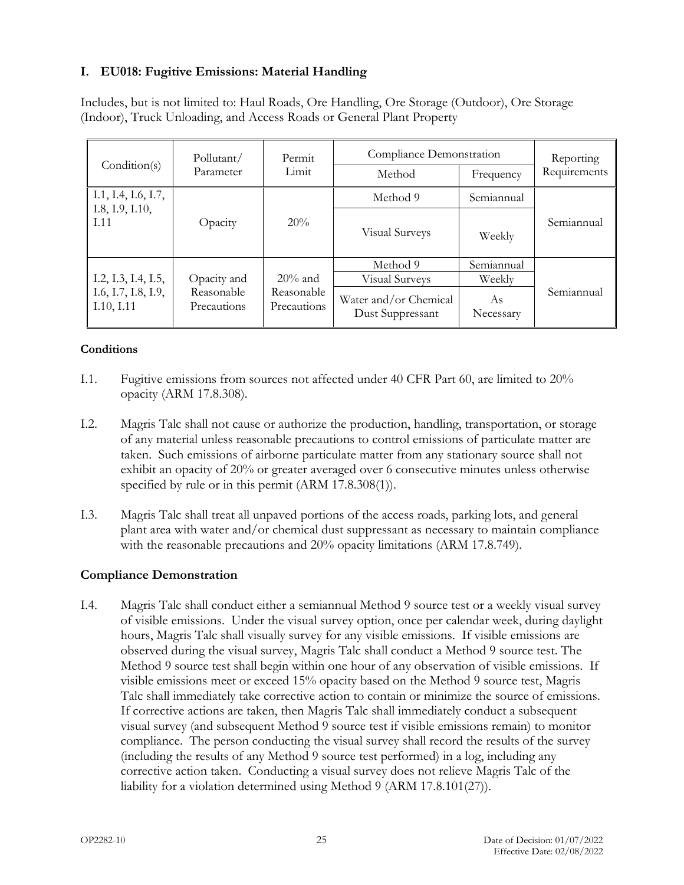## I. EU018: Fugitive Emissions: Material Handling

Includes, but is not limited to: Haul Roads, Ore Handling, Ore Storage (Outdoor), Ore Storage (Indoor), Truck Unloading, and Access Roads or General Plant Property

| Condition(s) | Pollutant/ Parameter | Permit Limit | Compliance Demonstration | | Reporting Requirements |
|---|---|---|---|---|---|
| | | | Method | Frequency | |
| I.1, I.4, I.6, I.7, I.8, I.9, I.10, I.11 | Opacity | 20% | Method 9 | Semiannual | Semiannual |
| | | | Visual Surveys | Weekly | |
| I.2, I.3, I.4, I.5, I.6, I.7, I.8, I.9, I.10, I.11 | Opacity and Reasonable Precautions | 20% and Reasonable Precautions | Method 9 | Semiannual | Semiannual |
| | | | Visual Surveys | Weekly | |
| | | | Water and/or Chemical Dust Suppressant | As Necessary | |

### Conditions

I.1. Fugitive emissions from sources not affected under 40 CFR Part 60, are limited to 20% opacity (ARM 17.8.308).

I.2. Magris Talc shall not cause or authorize the production, handling, transportation, or storage of any material unless reasonable precautions to control emissions of particulate matter are taken. Such emissions of airborne particulate matter from any stationary source shall not exhibit an opacity of 20% or greater averaged over 6 consecutive minutes unless otherwise specified by rule or in this permit (ARM 17.8.308(1)).

I.3. Magris Talc shall treat all unpaved portions of the access roads, parking lots, and general plant area with water and/or chemical dust suppressant as necessary to maintain compliance with the reasonable precautions and 20% opacity limitations (ARM 17.8.749).

### Compliance Demonstration

I.4. Magris Talc shall conduct either a semiannual Method 9 source test or a weekly visual survey of visible emissions. Under the visual survey option, once per calendar week, during daylight hours, Magris Talc shall visually survey for any visible emissions. If visible emissions are observed during the visual survey, Magris Talc shall conduct a Method 9 source test. The Method 9 source test shall begin within one hour of any observation of visible emissions. If visible emissions meet or exceed 15% opacity based on the Method 9 source test, Magris Talc shall immediately take corrective action to contain or minimize the source of emissions. If corrective actions are taken, then Magris Talc shall immediately conduct a subsequent visual survey (and subsequent Method 9 source test if visible emissions remain) to monitor compliance. The person conducting the visual survey shall record the results of the survey (including the results of any Method 9 source test performed) in a log, including any corrective action taken. Conducting a visual survey does not relieve Magris Talc of the liability for a violation determined using Method 9 (ARM 17.8.101(27)).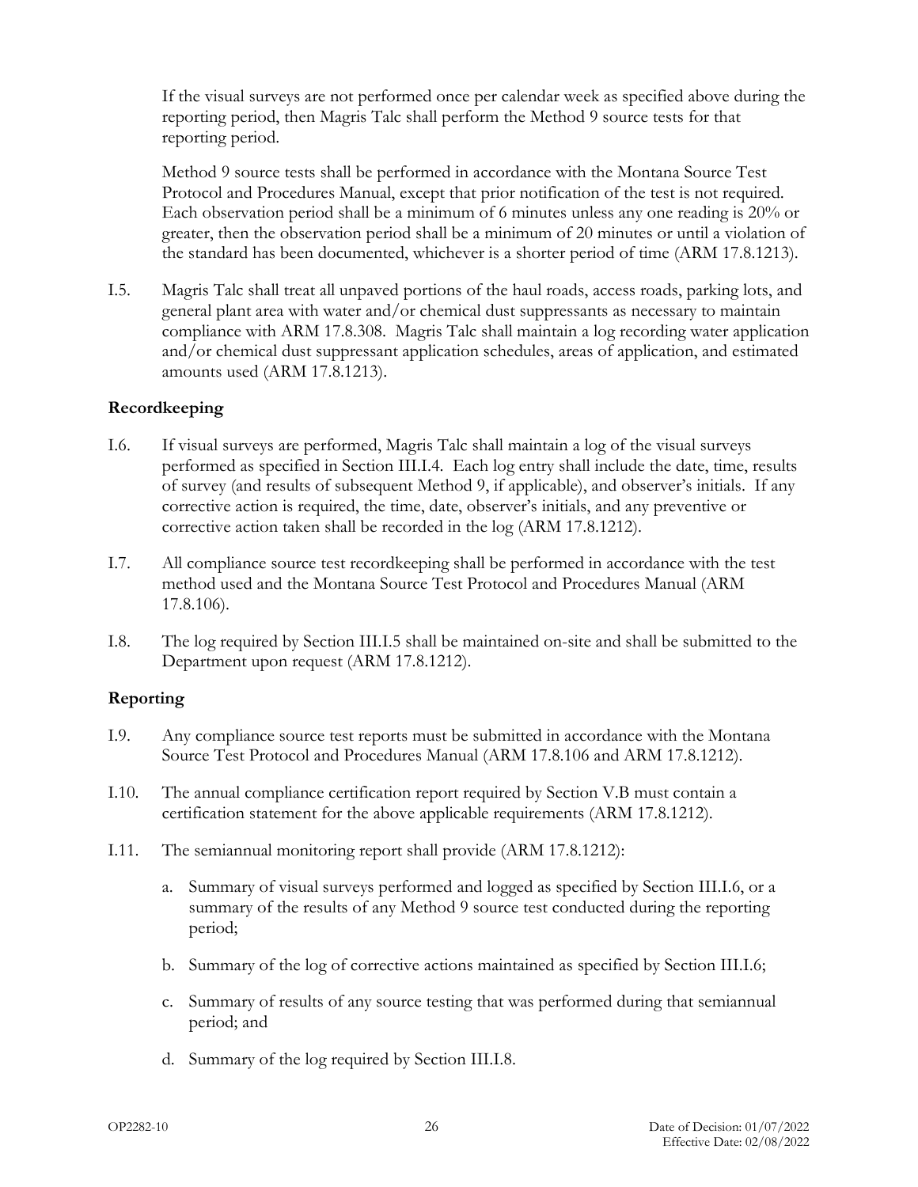If the visual surveys are not performed once per calendar week as specified above during the reporting period, then Magris Talc shall perform the Method 9 source tests for that reporting period.

Method 9 source tests shall be performed in accordance with the Montana Source Test Protocol and Procedures Manual, except that prior notification of the test is not required. Each observation period shall be a minimum of 6 minutes unless any one reading is 20% or greater, then the observation period shall be a minimum of 20 minutes or until a violation of the standard has been documented, whichever is a shorter period of time (ARM 17.8.1213).

I.5. Magris Talc shall treat all unpaved portions of the haul roads, access roads, parking lots, and general plant area with water and/or chemical dust suppressants as necessary to maintain compliance with ARM 17.8.308. Magris Talc shall maintain a log recording water application and/or chemical dust suppressant application schedules, areas of application, and estimated amounts used (ARM 17.8.1213).

### Recordkeeping

I.6. If visual surveys are performed, Magris Talc shall maintain a log of the visual surveys performed as specified in Section III.I.4. Each log entry shall include the date, time, results of survey (and results of subsequent Method 9, if applicable), and observer's initials. If any corrective action is required, the time, date, observer's initials, and any preventive or corrective action taken shall be recorded in the log (ARM 17.8.1212).

I.7. All compliance source test recordkeeping shall be performed in accordance with the test method used and the Montana Source Test Protocol and Procedures Manual (ARM 17.8.106).

I.8. The log required by Section III.I.5 shall be maintained on-site and shall be submitted to the Department upon request (ARM 17.8.1212).

### Reporting

I.9. Any compliance source test reports must be submitted in accordance with the Montana Source Test Protocol and Procedures Manual (ARM 17.8.106 and ARM 17.8.1212).

I.10. The annual compliance certification report required by Section V.B must contain a certification statement for the above applicable requirements (ARM 17.8.1212).

I.11. The semiannual monitoring report shall provide (ARM 17.8.1212):

a. Summary of visual surveys performed and logged as specified by Section III.I.6, or a summary of the results of any Method 9 source test conducted during the reporting period;

b. Summary of the log of corrective actions maintained as specified by Section III.I.6;

c. Summary of results of any source testing that was performed during that semiannual period; and

d. Summary of the log required by Section III.I.8.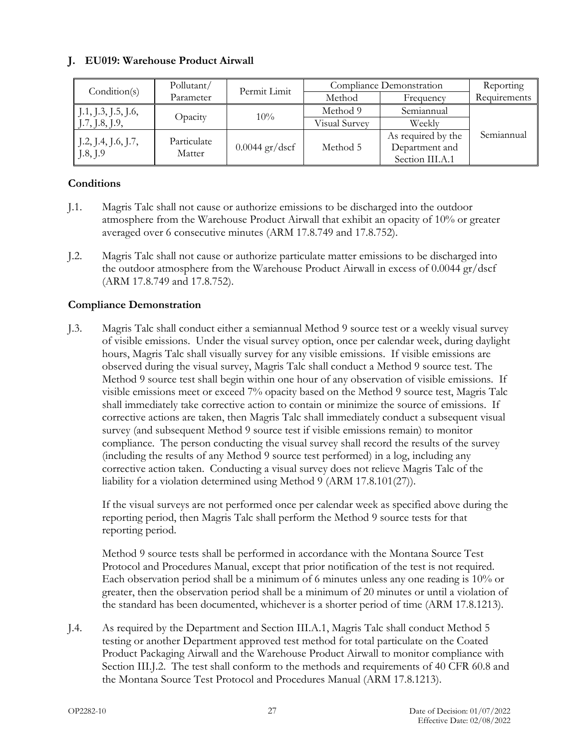## J. EU019: Warehouse Product Airwall

| Condition(s) | Pollutant/ Parameter | Permit Limit | Compliance Demonstration | | Reporting Requirements |
|---|---|---|---|---|---|
| | | | Method | Frequency | |
| J.1, J.3, J.5, J.6, J.7, J.8, J.9, | Opacity | 10% | Method 9 | Semiannual | Semiannual |
| | | | Visual Survey | Weekly | |
| J.2, J.4, J.6, J.7, J.8, J.9 | Particulate Matter | 0.0044 gr/dscf | Method 5 | As required by the Department and Section III.A.1 | |

### Conditions

J.1. Magris Talc shall not cause or authorize emissions to be discharged into the outdoor atmosphere from the Warehouse Product Airwall that exhibit an opacity of 10% or greater averaged over 6 consecutive minutes (ARM 17.8.749 and 17.8.752).

J.2. Magris Talc shall not cause or authorize particulate matter emissions to be discharged into the outdoor atmosphere from the Warehouse Product Airwall in excess of 0.0044 gr/dscf (ARM 17.8.749 and 17.8.752).

### Compliance Demonstration

J.3. Magris Talc shall conduct either a semiannual Method 9 source test or a weekly visual survey of visible emissions. Under the visual survey option, once per calendar week, during daylight hours, Magris Talc shall visually survey for any visible emissions. If visible emissions are observed during the visual survey, Magris Talc shall conduct a Method 9 source test. The Method 9 source test shall begin within one hour of any observation of visible emissions. If visible emissions meet or exceed 7% opacity based on the Method 9 source test, Magris Talc shall immediately take corrective action to contain or minimize the source of emissions. If corrective actions are taken, then Magris Talc shall immediately conduct a subsequent visual survey (and subsequent Method 9 source test if visible emissions remain) to monitor compliance. The person conducting the visual survey shall record the results of the survey (including the results of any Method 9 source test performed) in a log, including any corrective action taken. Conducting a visual survey does not relieve Magris Talc of the liability for a violation determined using Method 9 (ARM 17.8.101(27)).

If the visual surveys are not performed once per calendar week as specified above during the reporting period, then Magris Talc shall perform the Method 9 source tests for that reporting period.

Method 9 source tests shall be performed in accordance with the Montana Source Test Protocol and Procedures Manual, except that prior notification of the test is not required. Each observation period shall be a minimum of 6 minutes unless any one reading is 10% or greater, then the observation period shall be a minimum of 20 minutes or until a violation of the standard has been documented, whichever is a shorter period of time (ARM 17.8.1213).

J.4. As required by the Department and Section III.A.1, Magris Talc shall conduct Method 5 testing or another Department approved test method for total particulate on the Coated Product Packaging Airwall and the Warehouse Product Airwall to monitor compliance with Section III.J.2. The test shall conform to the methods and requirements of 40 CFR 60.8 and the Montana Source Test Protocol and Procedures Manual (ARM 17.8.1213).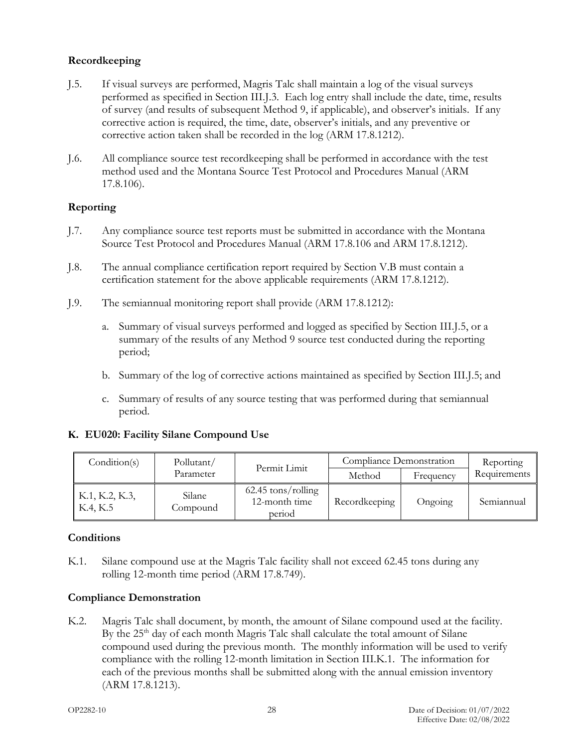### Recordkeeping

J.5. If visual surveys are performed, Magris Talc shall maintain a log of the visual surveys performed as specified in Section III.J.3. Each log entry shall include the date, time, results of survey (and results of subsequent Method 9, if applicable), and observer's initials. If any corrective action is required, the time, date, observer's initials, and any preventive or corrective action taken shall be recorded in the log (ARM 17.8.1212).

J.6. All compliance source test recordkeeping shall be performed in accordance with the test method used and the Montana Source Test Protocol and Procedures Manual (ARM 17.8.106).

### Reporting

J.7. Any compliance source test reports must be submitted in accordance with the Montana Source Test Protocol and Procedures Manual (ARM 17.8.106 and ARM 17.8.1212).

J.8. The annual compliance certification report required by Section V.B must contain a certification statement for the above applicable requirements (ARM 17.8.1212).

J.9. The semiannual monitoring report shall provide (ARM 17.8.1212):

a. Summary of visual surveys performed and logged as specified by Section III.J.5, or a summary of the results of any Method 9 source test conducted during the reporting period;

b. Summary of the log of corrective actions maintained as specified by Section III.J.5; and

c. Summary of results of any source testing that was performed during that semiannual period.

## K. EU020: Facility Silane Compound Use

| Condition(s) | Pollutant/ Parameter | Permit Limit | Compliance Demonstration | | Reporting Requirements |
|---|---|---|---|---|---|
| | | | Method | Frequency | |
| K.1, K.2, K.3, K.4, K.5 | Silane Compound | 62.45 tons/rolling 12-month time period | Recordkeeping | Ongoing | Semiannual |

### Conditions

K.1. Silane compound use at the Magris Talc facility shall not exceed 62.45 tons during any rolling 12-month time period (ARM 17.8.749).

### Compliance Demonstration

K.2. Magris Talc shall document, by month, the amount of Silane compound used at the facility. By the 25th day of each month Magris Talc shall calculate the total amount of Silane compound used during the previous month. The monthly information will be used to verify compliance with the rolling 12-month limitation in Section III.K.1. The information for each of the previous months shall be submitted along with the annual emission inventory (ARM 17.8.1213).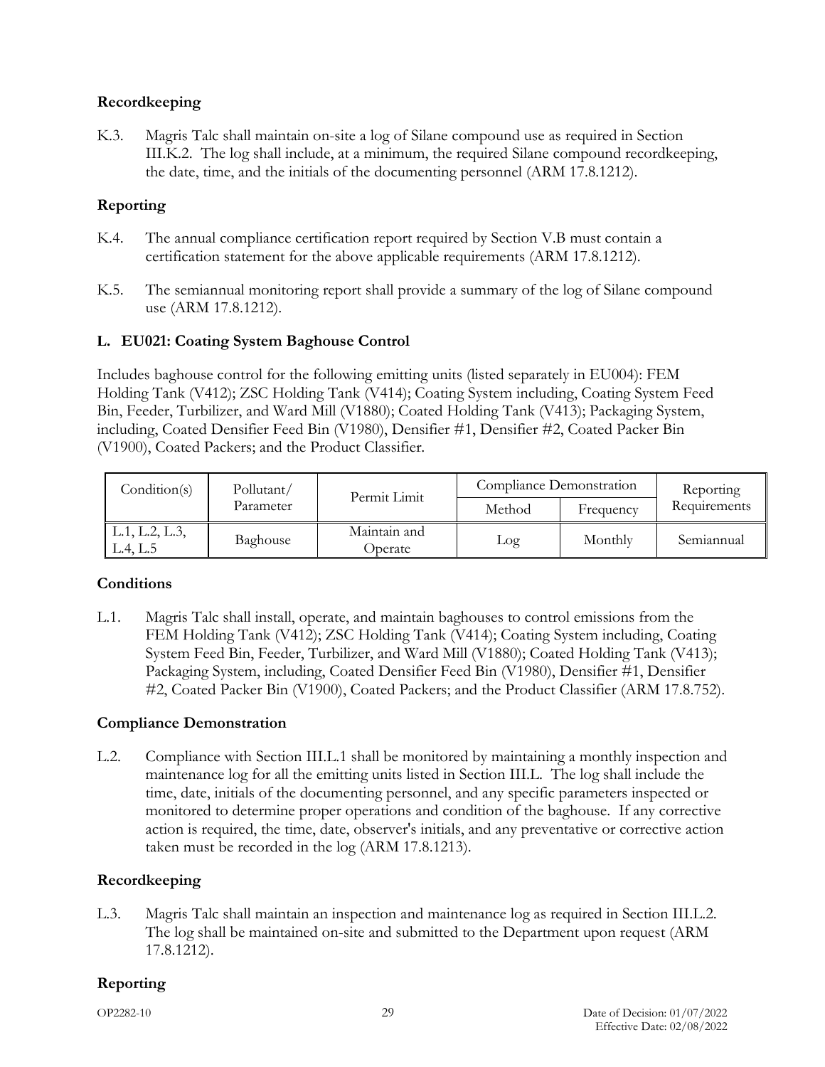### Recordkeeping

K.3. Magris Talc shall maintain on-site a log of Silane compound use as required in Section III.K.2. The log shall include, at a minimum, the required Silane compound recordkeeping, the date, time, and the initials of the documenting personnel (ARM 17.8.1212).

### Reporting

K.4. The annual compliance certification report required by Section V.B must contain a certification statement for the above applicable requirements (ARM 17.8.1212).

K.5. The semiannual monitoring report shall provide a summary of the log of Silane compound use (ARM 17.8.1212).

## L. EU021: Coating System Baghouse Control

Includes baghouse control for the following emitting units (listed separately in EU004): FEM Holding Tank (V412); ZSC Holding Tank (V414); Coating System including, Coating System Feed Bin, Feeder, Turbilizer, and Ward Mill (V1880); Coated Holding Tank (V413); Packaging System, including, Coated Densifier Feed Bin (V1980), Densifier #1, Densifier #2, Coated Packer Bin (V1900), Coated Packers; and the Product Classifier.

| Condition(s) | Pollutant/ Parameter | Permit Limit | Compliance Demonstration | | Reporting Requirements |
|---|---|---|---|---|---|
| | | | Method | Frequency | |
| L.1, L.2, L.3, L.4, L.5 | Baghouse | Maintain and Operate | Log | Monthly | Semiannual |

### Conditions

L.1. Magris Talc shall install, operate, and maintain baghouses to control emissions from the FEM Holding Tank (V412); ZSC Holding Tank (V414); Coating System including, Coating System Feed Bin, Feeder, Turbilizer, and Ward Mill (V1880); Coated Holding Tank (V413); Packaging System, including, Coated Densifier Feed Bin (V1980), Densifier #1, Densifier #2, Coated Packer Bin (V1900), Coated Packers; and the Product Classifier (ARM 17.8.752).

### Compliance Demonstration

L.2. Compliance with Section III.L.1 shall be monitored by maintaining a monthly inspection and maintenance log for all the emitting units listed in Section III.L. The log shall include the time, date, initials of the documenting personnel, and any specific parameters inspected or monitored to determine proper operations and condition of the baghouse. If any corrective action is required, the time, date, observer's initials, and any preventative or corrective action taken must be recorded in the log (ARM 17.8.1213).

### Recordkeeping

L.3. Magris Talc shall maintain an inspection and maintenance log as required in Section III.L.2. The log shall be maintained on-site and submitted to the Department upon request (ARM 17.8.1212).

### Reporting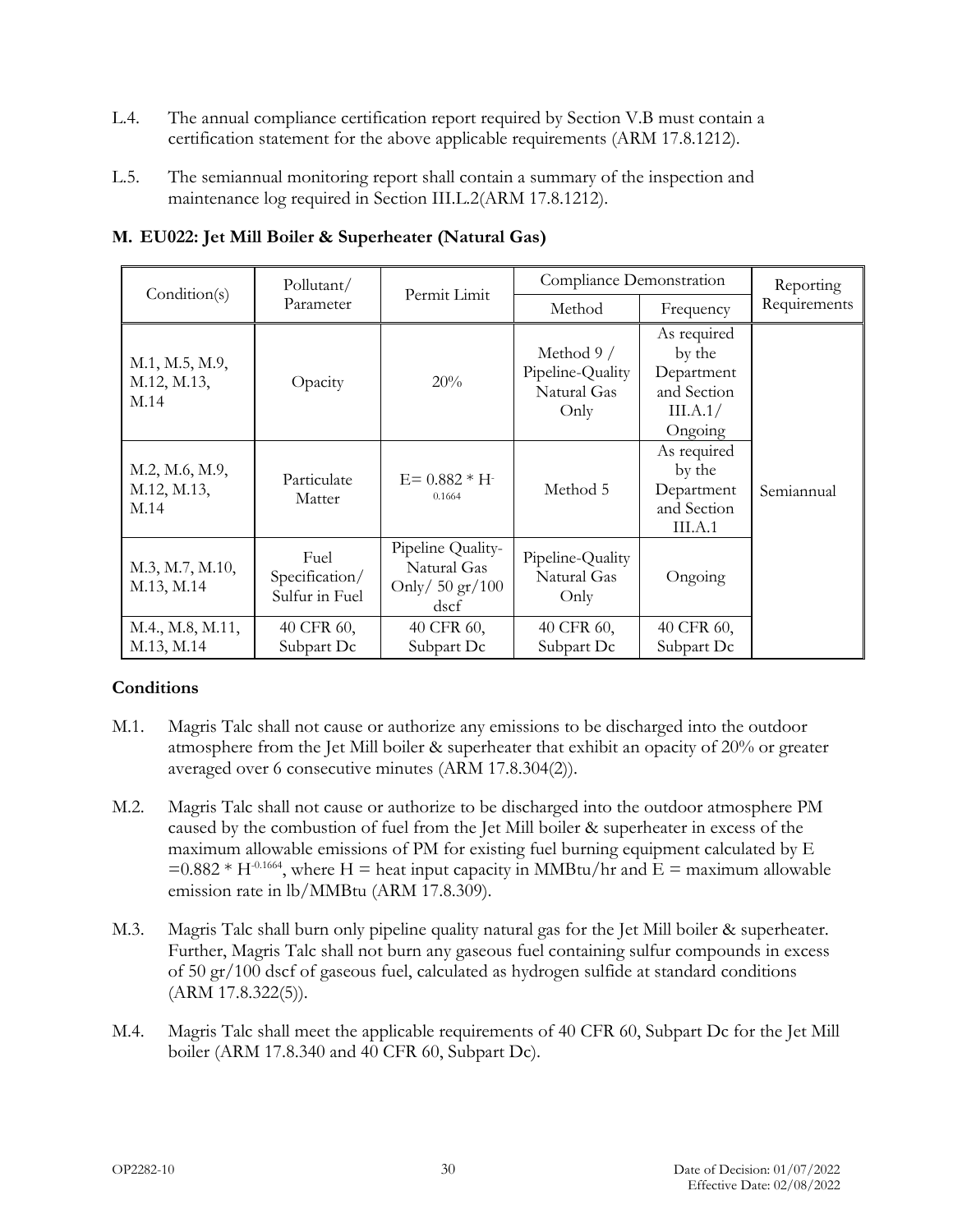L.4. The annual compliance certification report required by Section V.B must contain a certification statement for the above applicable requirements (ARM 17.8.1212).

L.5. The semiannual monitoring report shall contain a summary of the inspection and maintenance log required in Section III.L.2(ARM 17.8.1212).

### M. EU022: Jet Mill Boiler & Superheater (Natural Gas)

| Condition(s) | Pollutant/ Parameter | Permit Limit | Compliance Demonstration | | Reporting Requirements |
|---|---|---|---|---|---|
| | | | Method | Frequency | |
| M.1, M.5, M.9, M.12, M.13, M.14 | Opacity | 20% | Method 9 / Pipeline-Quality Natural Gas Only | As required by the Department and Section III.A.1/ Ongoing | Semiannual |
| M.2, M.6, M.9, M.12, M.13, M.14 | Particulate Matter | $E = 0.882 * H^{-0.1664}$ | Method 5 | As required by the Department and Section III.A.1 | |
| M.3, M.7, M.10, M.13, M.14 | Fuel Specification/ Sulfur in Fuel | Pipeline Quality-Natural Gas Only/ 50 gr/100 dscf | Pipeline-Quality Natural Gas Only | Ongoing | |
| M.4., M.8, M.11, M.13, M.14 | 40 CFR 60, Subpart Dc | 40 CFR 60, Subpart Dc | 40 CFR 60, Subpart Dc | 40 CFR 60, Subpart Dc | |

**Conditions**

M.1. Magris Talc shall not cause or authorize any emissions to be discharged into the outdoor atmosphere from the Jet Mill boiler & superheater that exhibit an opacity of 20% or greater averaged over 6 consecutive minutes (ARM 17.8.304(2)).

M.2. Magris Talc shall not cause or authorize to be discharged into the outdoor atmosphere PM caused by the combustion of fuel from the Jet Mill boiler & superheater in excess of the maximum allowable emissions of PM for existing fuel burning equipment calculated by $E = 0.882 * H^{-0.1664}$, where H = heat input capacity in MMBtu/hr and E = maximum allowable emission rate in lb/MMBtu (ARM 17.8.309).

M.3. Magris Talc shall burn only pipeline quality natural gas for the Jet Mill boiler & superheater. Further, Magris Talc shall not burn any gaseous fuel containing sulfur compounds in excess of 50 gr/100 dscf of gaseous fuel, calculated as hydrogen sulfide at standard conditions (ARM 17.8.322(5)).

M.4. Magris Talc shall meet the applicable requirements of 40 CFR 60, Subpart Dc for the Jet Mill boiler (ARM 17.8.340 and 40 CFR 60, Subpart Dc).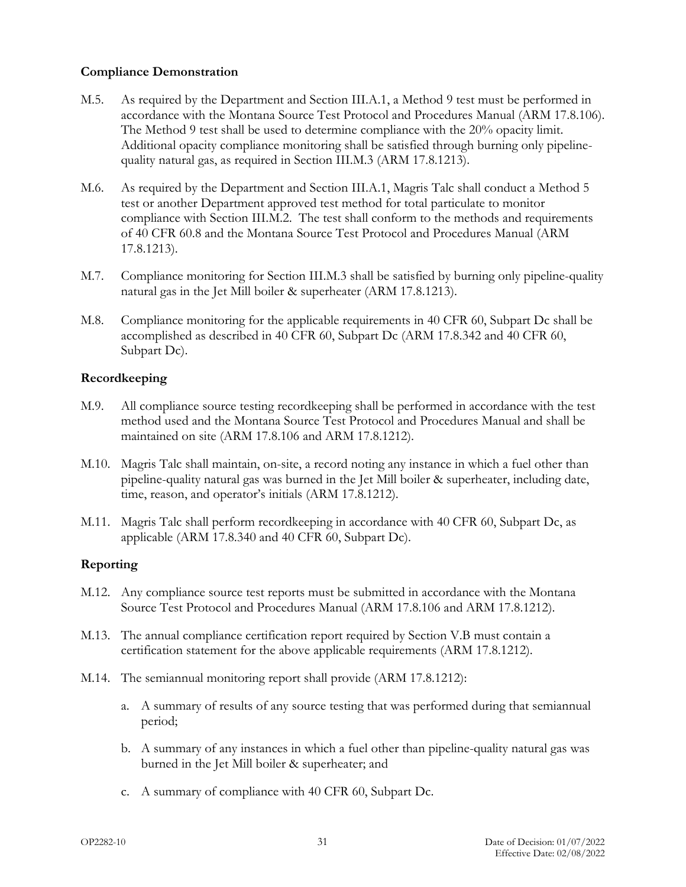### Compliance Demonstration

M.5. As required by the Department and Section III.A.1, a Method 9 test must be performed in accordance with the Montana Source Test Protocol and Procedures Manual (ARM 17.8.106). The Method 9 test shall be used to determine compliance with the 20% opacity limit. Additional opacity compliance monitoring shall be satisfied through burning only pipeline-quality natural gas, as required in Section III.M.3 (ARM 17.8.1213).

M.6. As required by the Department and Section III.A.1, Magris Talc shall conduct a Method 5 test or another Department approved test method for total particulate to monitor compliance with Section III.M.2. The test shall conform to the methods and requirements of 40 CFR 60.8 and the Montana Source Test Protocol and Procedures Manual (ARM 17.8.1213).

M.7. Compliance monitoring for Section III.M.3 shall be satisfied by burning only pipeline-quality natural gas in the Jet Mill boiler & superheater (ARM 17.8.1213).

M.8. Compliance monitoring for the applicable requirements in 40 CFR 60, Subpart Dc shall be accomplished as described in 40 CFR 60, Subpart Dc (ARM 17.8.342 and 40 CFR 60, Subpart Dc).

### Recordkeeping

M.9. All compliance source testing recordkeeping shall be performed in accordance with the test method used and the Montana Source Test Protocol and Procedures Manual and shall be maintained on site (ARM 17.8.106 and ARM 17.8.1212).

M.10. Magris Talc shall maintain, on-site, a record noting any instance in which a fuel other than pipeline-quality natural gas was burned in the Jet Mill boiler & superheater, including date, time, reason, and operator's initials (ARM 17.8.1212).

M.11. Magris Talc shall perform recordkeeping in accordance with 40 CFR 60, Subpart Dc, as applicable (ARM 17.8.340 and 40 CFR 60, Subpart Dc).

### Reporting

M.12. Any compliance source test reports must be submitted in accordance with the Montana Source Test Protocol and Procedures Manual (ARM 17.8.106 and ARM 17.8.1212).

M.13. The annual compliance certification report required by Section V.B must contain a certification statement for the above applicable requirements (ARM 17.8.1212).

M.14. The semiannual monitoring report shall provide (ARM 17.8.1212):

a. A summary of results of any source testing that was performed during that semiannual period;

b. A summary of any instances in which a fuel other than pipeline-quality natural gas was burned in the Jet Mill boiler & superheater; and

c. A summary of compliance with 40 CFR 60, Subpart Dc.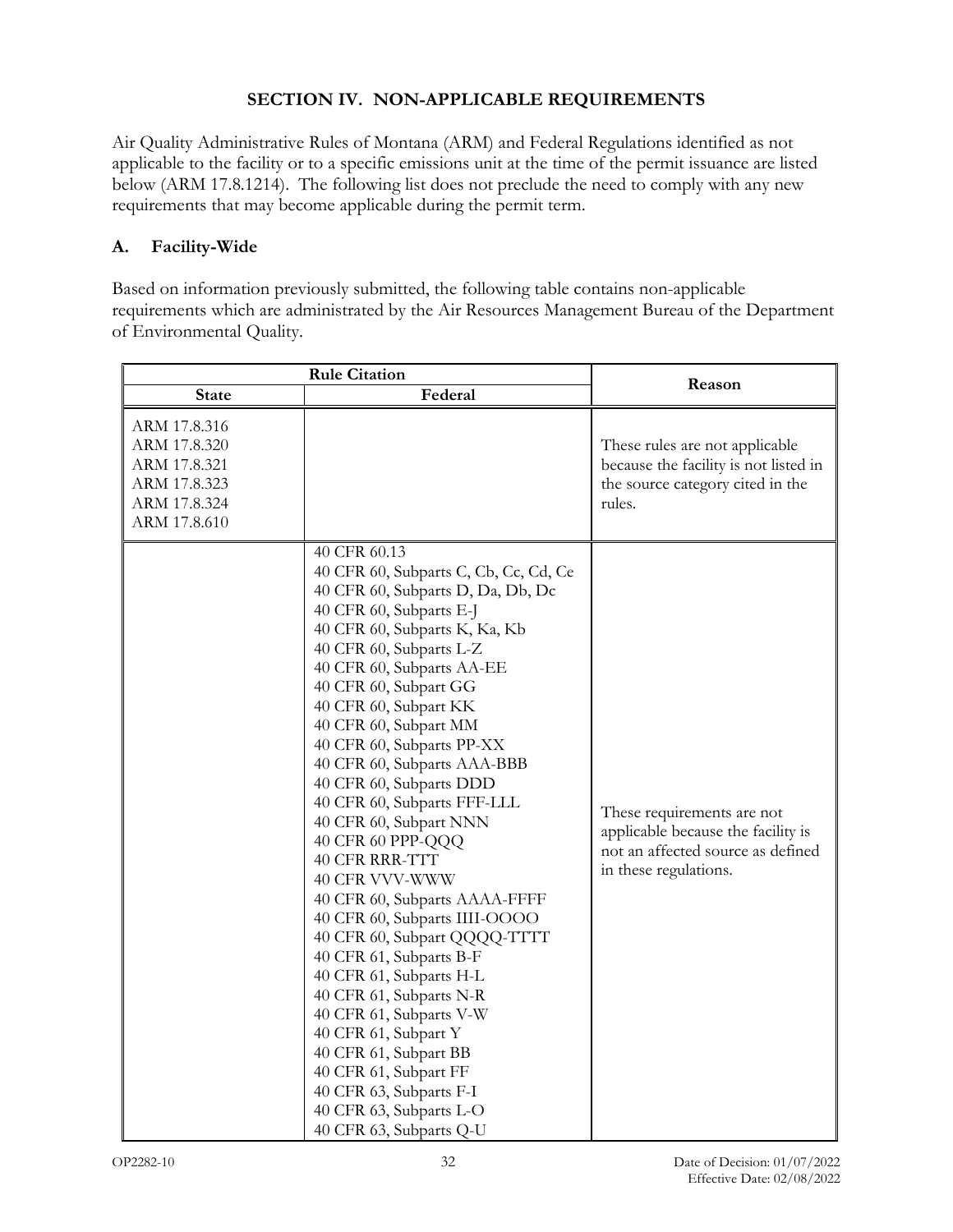## SECTION IV. NON-APPLICABLE REQUIREMENTS

Air Quality Administrative Rules of Montana (ARM) and Federal Regulations identified as not applicable to the facility or to a specific emissions unit at the time of the permit issuance are listed below (ARM 17.8.1214). The following list does not preclude the need to comply with any new requirements that may become applicable during the permit term.

### A. Facility-Wide

Based on information previously submitted, the following table contains non-applicable requirements which are administrated by the Air Resources Management Bureau of the Department of Environmental Quality.

| Rule Citation | | Reason |
|---|---|---|
| **State** | **Federal** | |
| ARM 17.8.316<br>ARM 17.8.320<br>ARM 17.8.321<br>ARM 17.8.323<br>ARM 17.8.324<br>ARM 17.8.610 | | These rules are not applicable because the facility is not listed in the source category cited in the rules. |
| | 40 CFR 60.13<br>40 CFR 60, Subparts C, Cb, Cc, Cd, Ce<br>40 CFR 60, Subparts D, Da, Db, Dc<br>40 CFR 60, Subparts E-J<br>40 CFR 60, Subparts K, Ka, Kb<br>40 CFR 60, Subparts L-Z<br>40 CFR 60, Subparts AA-EE<br>40 CFR 60, Subpart GG<br>40 CFR 60, Subpart KK<br>40 CFR 60, Subpart MM<br>40 CFR 60, Subparts PP-XX<br>40 CFR 60, Subparts AAA-BBB<br>40 CFR 60, Subparts DDD<br>40 CFR 60, Subparts FFF-LLL<br>40 CFR 60, Subpart NNN<br>40 CFR 60 PPP-QQQ<br>40 CFR RRR-TTT<br>40 CFR VVV-WWW<br>40 CFR 60, Subparts AAAA-FFFF<br>40 CFR 60, Subparts IIII-OOOO<br>40 CFR 60, Subpart QQQQ-TTTT<br>40 CFR 61, Subparts B-F<br>40 CFR 61, Subparts H-L<br>40 CFR 61, Subparts N-R<br>40 CFR 61, Subparts V-W<br>40 CFR 61, Subpart Y<br>40 CFR 61, Subpart BB<br>40 CFR 61, Subpart FF<br>40 CFR 63, Subparts F-I<br>40 CFR 63, Subparts L-O<br>40 CFR 63, Subparts Q-U | These requirements are not applicable because the facility is not an affected source as defined in these regulations. |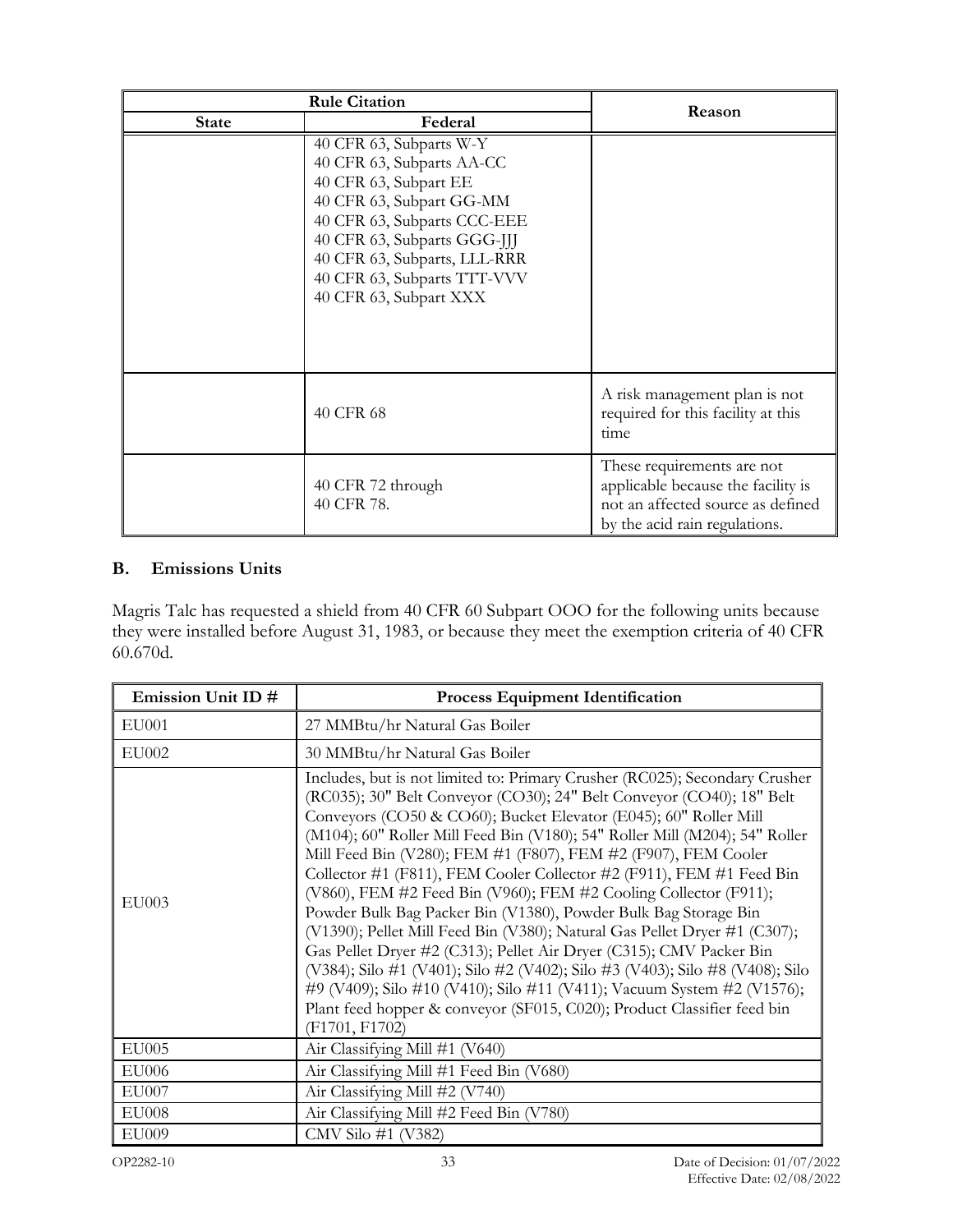| Rule Citation | | Reason |
|---|---|---|
| State | Federal | |
| | 40 CFR 63, Subparts W-Y<br>40 CFR 63, Subparts AA-CC<br>40 CFR 63, Subpart EE<br>40 CFR 63, Subpart GG-MM<br>40 CFR 63, Subparts CCC-EEE<br>40 CFR 63, Subparts GGG-JJJ<br>40 CFR 63, Subparts, LLL-RRR<br>40 CFR 63, Subparts TTT-VVV<br>40 CFR 63, Subpart XXX | |
| | 40 CFR 68 | A risk management plan is not required for this facility at this time |
| | 40 CFR 72 through<br>40 CFR 78. | These requirements are not applicable because the facility is not an affected source as defined by the acid rain regulations. |

## B. Emissions Units

Magris Talc has requested a shield from 40 CFR 60 Subpart OOO for the following units because they were installed before August 31, 1983, or because they meet the exemption criteria of 40 CFR 60.670d.

| Emission Unit ID # | Process Equipment Identification |
|---|---|
| EU001 | 27 MMBtu/hr Natural Gas Boiler |
| EU002 | 30 MMBtu/hr Natural Gas Boiler |
| EU003 | Includes, but is not limited to: Primary Crusher (RC025); Secondary Crusher (RC035); 30" Belt Conveyor (CO30); 24" Belt Conveyor (CO40); 18" Belt Conveyors (CO50 & CO60); Bucket Elevator (E045); 60" Roller Mill (M104); 60" Roller Mill Feed Bin (V180); 54" Roller Mill (M204); 54" Roller Mill Feed Bin (V280); FEM #1 (F807), FEM #2 (F907), FEM Cooler Collector #1 (F811), FEM Cooler Collector #2 (F911), FEM #1 Feed Bin (V860), FEM #2 Feed Bin (V960); FEM #2 Cooling Collector (F911); Powder Bulk Bag Packer Bin (V1380), Powder Bulk Bag Storage Bin (V1390); Pellet Mill Feed Bin (V380); Natural Gas Pellet Dryer #1 (C307); Gas Pellet Dryer #2 (C313); Pellet Air Dryer (C315); CMV Packer Bin (V384); Silo #1 (V401); Silo #2 (V402); Silo #3 (V403); Silo #8 (V408); Silo #9 (V409); Silo #10 (V410); Silo #11 (V411); Vacuum System #2 (V1576); Plant feed hopper & conveyor (SF015, C020); Product Classifier feed bin (F1701, F1702) |
| EU005 | Air Classifying Mill #1 (V640) |
| EU006 | Air Classifying Mill #1 Feed Bin (V680) |
| EU007 | Air Classifying Mill #2 (V740) |
| EU008 | Air Classifying Mill #2 Feed Bin (V780) |
| EU009 | CMV Silo #1 (V382) |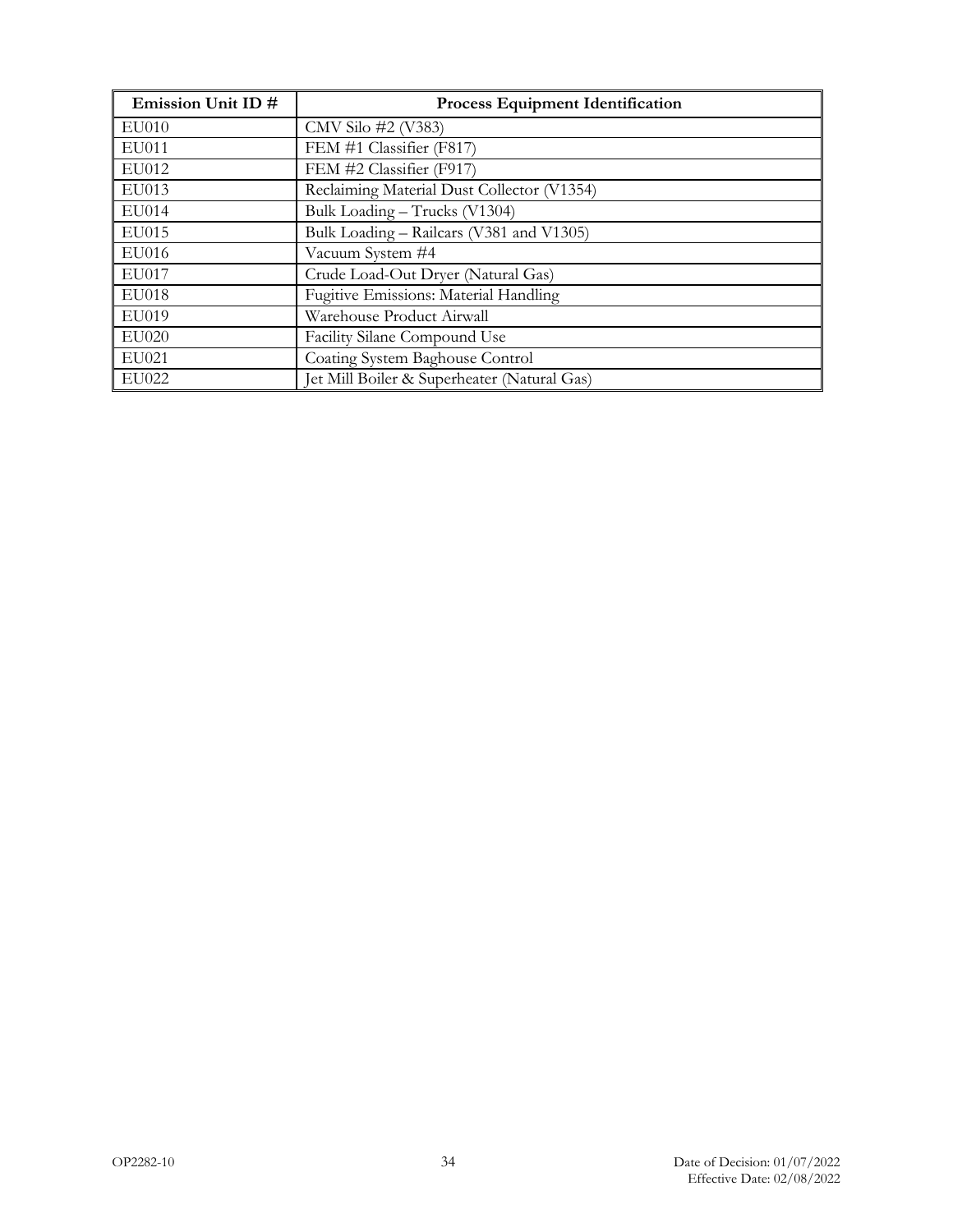| Emission Unit ID # | Process Equipment Identification |
|---|---|
| EU010 | CMV Silo #2 (V383) |
| EU011 | FEM #1 Classifier (F817) |
| EU012 | FEM #2 Classifier (F917) |
| EU013 | Reclaiming Material Dust Collector (V1354) |
| EU014 | Bulk Loading – Trucks (V1304) |
| EU015 | Bulk Loading – Railcars (V381 and V1305) |
| EU016 | Vacuum System #4 |
| EU017 | Crude Load-Out Dryer (Natural Gas) |
| EU018 | Fugitive Emissions: Material Handling |
| EU019 | Warehouse Product Airwall |
| EU020 | Facility Silane Compound Use |
| EU021 | Coating System Baghouse Control |
| EU022 | Jet Mill Boiler & Superheater (Natural Gas) |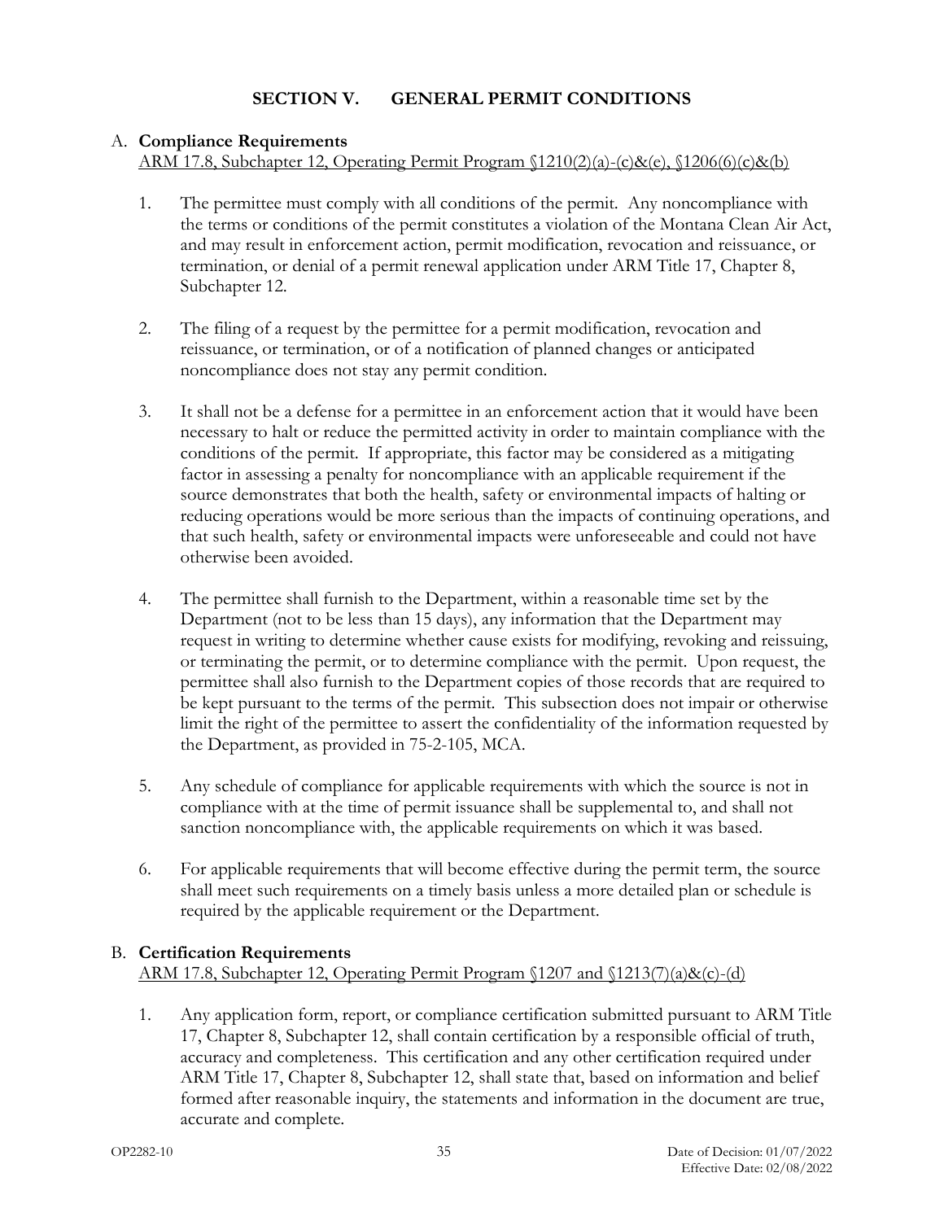## SECTION V. GENERAL PERMIT CONDITIONS

### A. Compliance Requirements

ARM 17.8, Subchapter 12, Operating Permit Program §1210(2)(a)-(c)&(e), §1206(6)(c)&(b)

1. The permittee must comply with all conditions of the permit. Any noncompliance with the terms or conditions of the permit constitutes a violation of the Montana Clean Air Act, and may result in enforcement action, permit modification, revocation and reissuance, or termination, or denial of a permit renewal application under ARM Title 17, Chapter 8, Subchapter 12.

2. The filing of a request by the permittee for a permit modification, revocation and reissuance, or termination, or of a notification of planned changes or anticipated noncompliance does not stay any permit condition.

3. It shall not be a defense for a permittee in an enforcement action that it would have been necessary to halt or reduce the permitted activity in order to maintain compliance with the conditions of the permit. If appropriate, this factor may be considered as a mitigating factor in assessing a penalty for noncompliance with an applicable requirement if the source demonstrates that both the health, safety or environmental impacts of halting or reducing operations would be more serious than the impacts of continuing operations, and that such health, safety or environmental impacts were unforeseeable and could not have otherwise been avoided.

4. The permittee shall furnish to the Department, within a reasonable time set by the Department (not to be less than 15 days), any information that the Department may request in writing to determine whether cause exists for modifying, revoking and reissuing, or terminating the permit, or to determine compliance with the permit. Upon request, the permittee shall also furnish to the Department copies of those records that are required to be kept pursuant to the terms of the permit. This subsection does not impair or otherwise limit the right of the permittee to assert the confidentiality of the information requested by the Department, as provided in 75-2-105, MCA.

5. Any schedule of compliance for applicable requirements with which the source is not in compliance with at the time of permit issuance shall be supplemental to, and shall not sanction noncompliance with, the applicable requirements on which it was based.

6. For applicable requirements that will become effective during the permit term, the source shall meet such requirements on a timely basis unless a more detailed plan or schedule is required by the applicable requirement or the Department.

### B. Certification Requirements

ARM 17.8, Subchapter 12, Operating Permit Program §1207 and §1213(7)(a)&(c)-(d)

1. Any application form, report, or compliance certification submitted pursuant to ARM Title 17, Chapter 8, Subchapter 12, shall contain certification by a responsible official of truth, accuracy and completeness. This certification and any other certification required under ARM Title 17, Chapter 8, Subchapter 12, shall state that, based on information and belief formed after reasonable inquiry, the statements and information in the document are true, accurate and complete.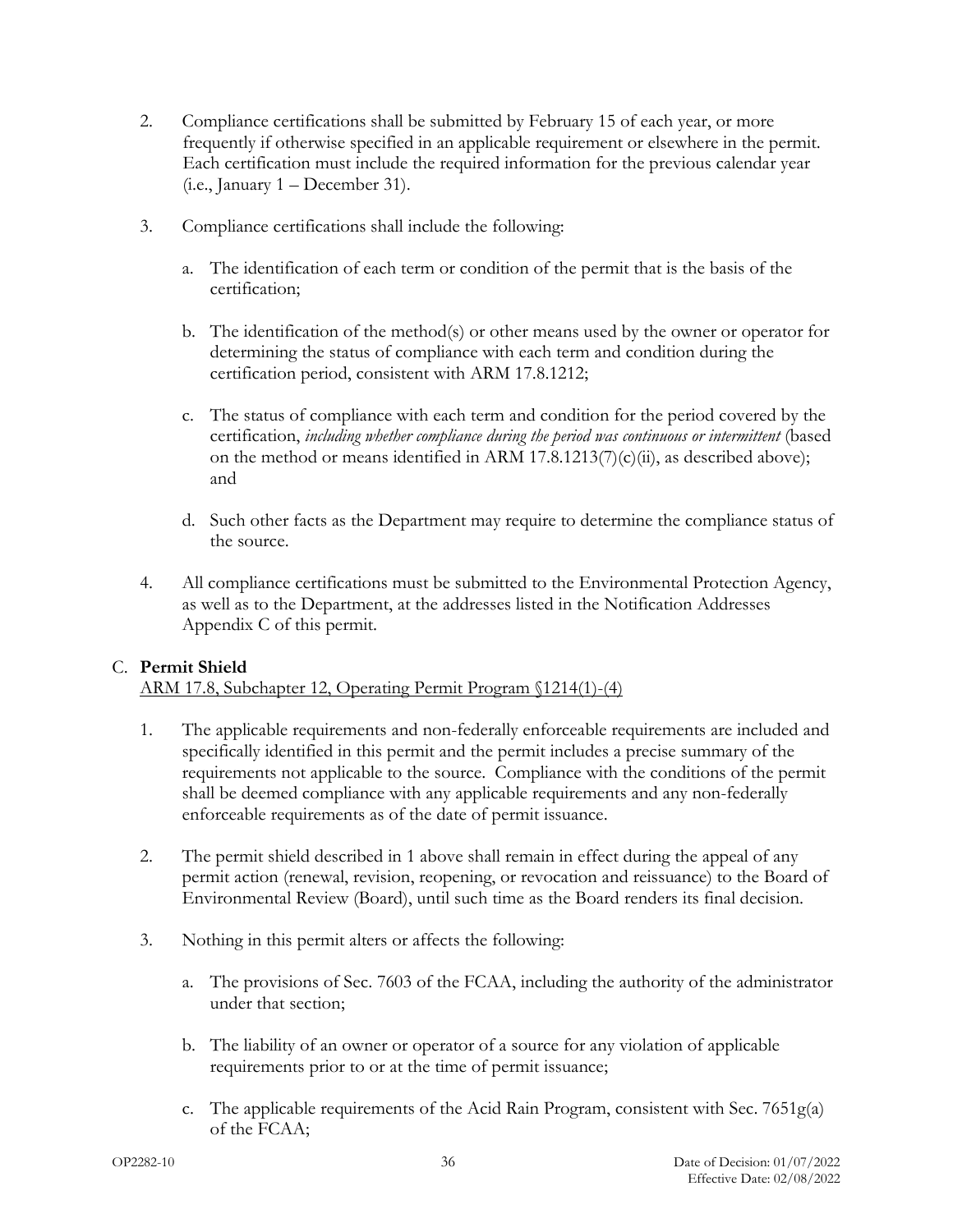2. Compliance certifications shall be submitted by February 15 of each year, or more frequently if otherwise specified in an applicable requirement or elsewhere in the permit. Each certification must include the required information for the previous calendar year (i.e., January 1 – December 31).

3. Compliance certifications shall include the following:

   a. The identification of each term or condition of the permit that is the basis of the certification;

   b. The identification of the method(s) or other means used by the owner or operator for determining the status of compliance with each term and condition during the certification period, consistent with ARM 17.8.1212;

   c. The status of compliance with each term and condition for the period covered by the certification, *including whether compliance during the period was continuous or intermittent* (based on the method or means identified in ARM 17.8.1213(7)(c)(ii), as described above); and

   d. Such other facts as the Department may require to determine the compliance status of the source.

4. All compliance certifications must be submitted to the Environmental Protection Agency, as well as to the Department, at the addresses listed in the Notification Addresses Appendix C of this permit.

C. **Permit Shield**

ARM 17.8, Subchapter 12, Operating Permit Program §1214(1)-(4)

1. The applicable requirements and non-federally enforceable requirements are included and specifically identified in this permit and the permit includes a precise summary of the requirements not applicable to the source. Compliance with the conditions of the permit shall be deemed compliance with any applicable requirements and any non-federally enforceable requirements as of the date of permit issuance.

2. The permit shield described in 1 above shall remain in effect during the appeal of any permit action (renewal, revision, reopening, or revocation and reissuance) to the Board of Environmental Review (Board), until such time as the Board renders its final decision.

3. Nothing in this permit alters or affects the following:

   a. The provisions of Sec. 7603 of the FCAA, including the authority of the administrator under that section;

   b. The liability of an owner or operator of a source for any violation of applicable requirements prior to or at the time of permit issuance;

   c. The applicable requirements of the Acid Rain Program, consistent with Sec. 7651g(a) of the FCAA;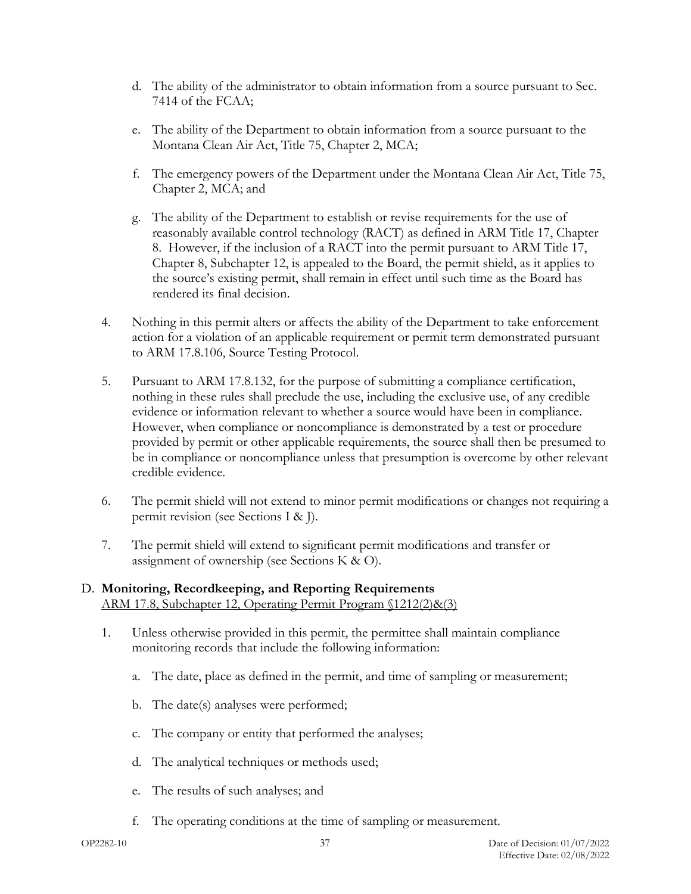d. The ability of the administrator to obtain information from a source pursuant to Sec. 7414 of the FCAA;

e. The ability of the Department to obtain information from a source pursuant to the Montana Clean Air Act, Title 75, Chapter 2, MCA;

f. The emergency powers of the Department under the Montana Clean Air Act, Title 75, Chapter 2, MCA; and

g. The ability of the Department to establish or revise requirements for the use of reasonably available control technology (RACT) as defined in ARM Title 17, Chapter 8. However, if the inclusion of a RACT into the permit pursuant to ARM Title 17, Chapter 8, Subchapter 12, is appealed to the Board, the permit shield, as it applies to the source's existing permit, shall remain in effect until such time as the Board has rendered its final decision.

4. Nothing in this permit alters or affects the ability of the Department to take enforcement action for a violation of an applicable requirement or permit term demonstrated pursuant to ARM 17.8.106, Source Testing Protocol.

5. Pursuant to ARM 17.8.132, for the purpose of submitting a compliance certification, nothing in these rules shall preclude the use, including the exclusive use, of any credible evidence or information relevant to whether a source would have been in compliance. However, when compliance or noncompliance is demonstrated by a test or procedure provided by permit or other applicable requirements, the source shall then be presumed to be in compliance or noncompliance unless that presumption is overcome by other relevant credible evidence.

6. The permit shield will not extend to minor permit modifications or changes not requiring a permit revision (see Sections I & J).

7. The permit shield will extend to significant permit modifications and transfer or assignment of ownership (see Sections K & O).

D. **Monitoring, Recordkeeping, and Reporting Requirements**
ARM 17.8, Subchapter 12, Operating Permit Program §1212(2)&(3)

1. Unless otherwise provided in this permit, the permittee shall maintain compliance monitoring records that include the following information:

   a. The date, place as defined in the permit, and time of sampling or measurement;

   b. The date(s) analyses were performed;

   c. The company or entity that performed the analyses;

   d. The analytical techniques or methods used;

   e. The results of such analyses; and

   f. The operating conditions at the time of sampling or measurement.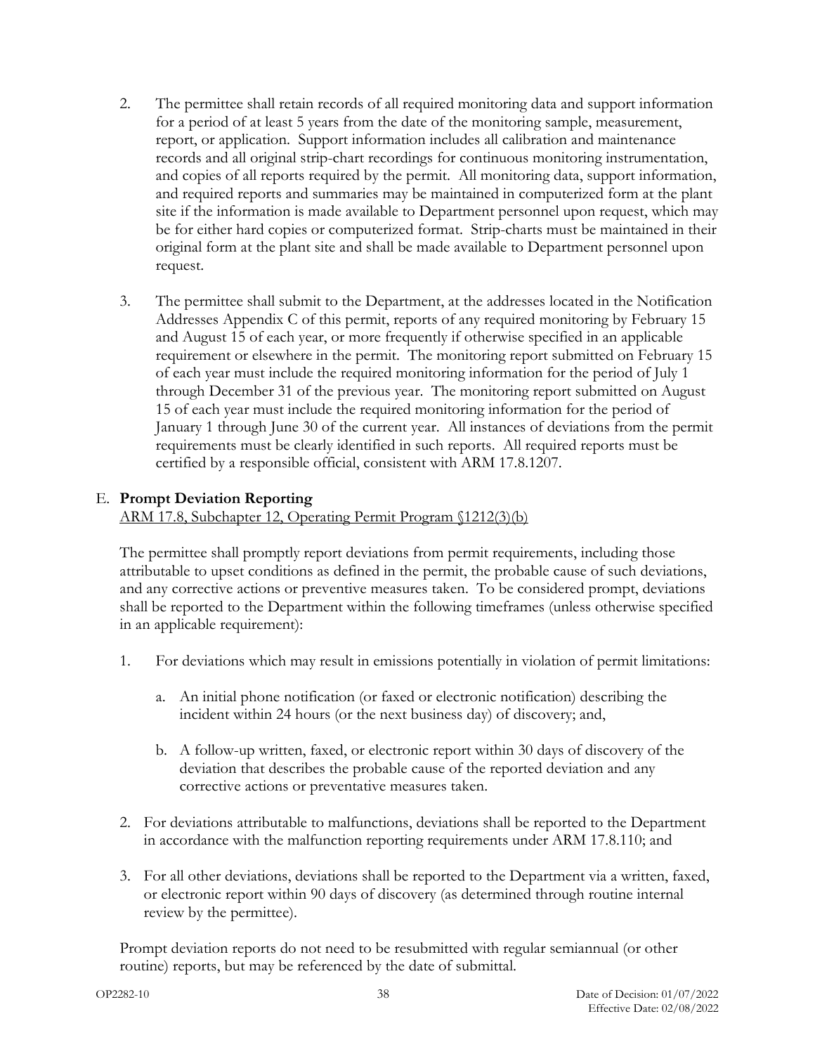2. The permittee shall retain records of all required monitoring data and support information for a period of at least 5 years from the date of the monitoring sample, measurement, report, or application. Support information includes all calibration and maintenance records and all original strip-chart recordings for continuous monitoring instrumentation, and copies of all reports required by the permit. All monitoring data, support information, and required reports and summaries may be maintained in computerized form at the plant site if the information is made available to Department personnel upon request, which may be for either hard copies or computerized format. Strip-charts must be maintained in their original form at the plant site and shall be made available to Department personnel upon request.

3. The permittee shall submit to the Department, at the addresses located in the Notification Addresses Appendix C of this permit, reports of any required monitoring by February 15 and August 15 of each year, or more frequently if otherwise specified in an applicable requirement or elsewhere in the permit. The monitoring report submitted on February 15 of each year must include the required monitoring information for the period of July 1 through December 31 of the previous year. The monitoring report submitted on August 15 of each year must include the required monitoring information for the period of January 1 through June 30 of the current year. All instances of deviations from the permit requirements must be clearly identified in such reports. All required reports must be certified by a responsible official, consistent with ARM 17.8.1207.

E. **Prompt Deviation Reporting**
ARM 17.8, Subchapter 12, Operating Permit Program §1212(3)(b)

The permittee shall promptly report deviations from permit requirements, including those attributable to upset conditions as defined in the permit, the probable cause of such deviations, and any corrective actions or preventive measures taken. To be considered prompt, deviations shall be reported to the Department within the following timeframes (unless otherwise specified in an applicable requirement):

1. For deviations which may result in emissions potentially in violation of permit limitations:

   a. An initial phone notification (or faxed or electronic notification) describing the incident within 24 hours (or the next business day) of discovery; and,

   b. A follow-up written, faxed, or electronic report within 30 days of discovery of the deviation that describes the probable cause of the reported deviation and any corrective actions or preventative measures taken.

2. For deviations attributable to malfunctions, deviations shall be reported to the Department in accordance with the malfunction reporting requirements under ARM 17.8.110; and

3. For all other deviations, deviations shall be reported to the Department via a written, faxed, or electronic report within 90 days of discovery (as determined through routine internal review by the permittee).

Prompt deviation reports do not need to be resubmitted with regular semiannual (or other routine) reports, but may be referenced by the date of submittal.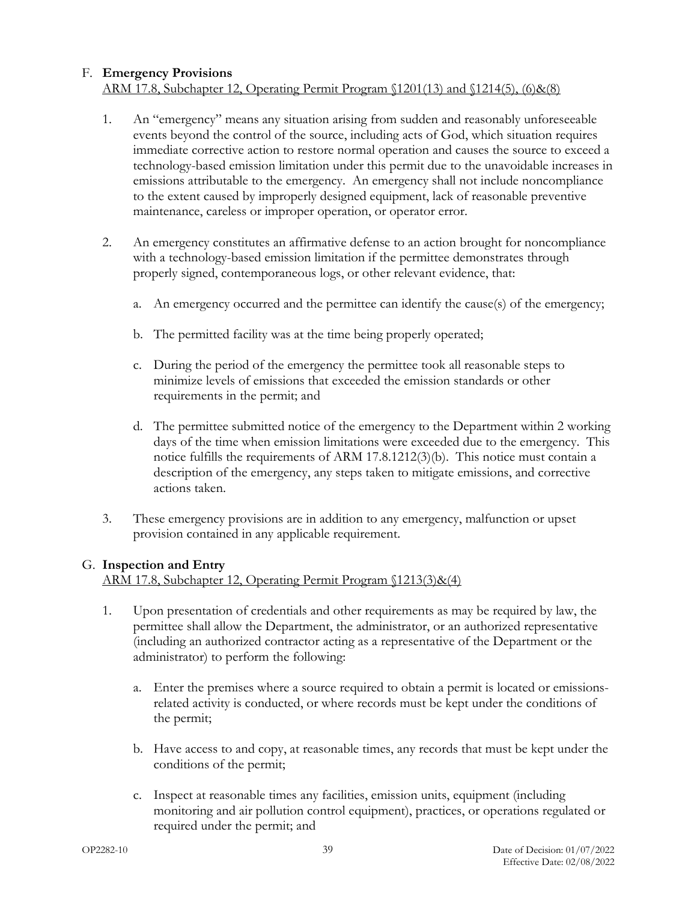F. **Emergency Provisions**
ARM 17.8, Subchapter 12, Operating Permit Program §1201(13) and §1214(5), (6)&(8)

1. An "emergency" means any situation arising from sudden and reasonably unforeseeable events beyond the control of the source, including acts of God, which situation requires immediate corrective action to restore normal operation and causes the source to exceed a technology-based emission limitation under this permit due to the unavoidable increases in emissions attributable to the emergency. An emergency shall not include noncompliance to the extent caused by improperly designed equipment, lack of reasonable preventive maintenance, careless or improper operation, or operator error.

2. An emergency constitutes an affirmative defense to an action brought for noncompliance with a technology-based emission limitation if the permittee demonstrates through properly signed, contemporaneous logs, or other relevant evidence, that:

   a. An emergency occurred and the permittee can identify the cause(s) of the emergency;

   b. The permitted facility was at the time being properly operated;

   c. During the period of the emergency the permittee took all reasonable steps to minimize levels of emissions that exceeded the emission standards or other requirements in the permit; and

   d. The permittee submitted notice of the emergency to the Department within 2 working days of the time when emission limitations were exceeded due to the emergency. This notice fulfills the requirements of ARM 17.8.1212(3)(b). This notice must contain a description of the emergency, any steps taken to mitigate emissions, and corrective actions taken.

3. These emergency provisions are in addition to any emergency, malfunction or upset provision contained in any applicable requirement.

G. **Inspection and Entry**
ARM 17.8, Subchapter 12, Operating Permit Program §1213(3)&(4)

1. Upon presentation of credentials and other requirements as may be required by law, the permittee shall allow the Department, the administrator, or an authorized representative (including an authorized contractor acting as a representative of the Department or the administrator) to perform the following:

   a. Enter the premises where a source required to obtain a permit is located or emissions-related activity is conducted, or where records must be kept under the conditions of the permit;

   b. Have access to and copy, at reasonable times, any records that must be kept under the conditions of the permit;

   c. Inspect at reasonable times any facilities, emission units, equipment (including monitoring and air pollution control equipment), practices, or operations regulated or required under the permit; and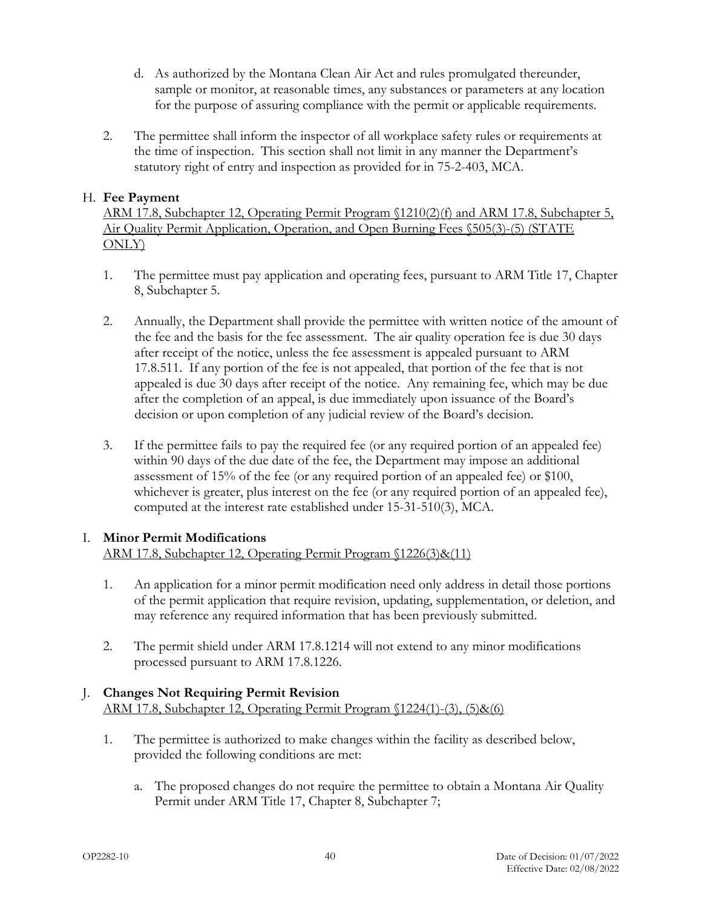d. As authorized by the Montana Clean Air Act and rules promulgated thereunder, sample or monitor, at reasonable times, any substances or parameters at any location for the purpose of assuring compliance with the permit or applicable requirements.

2. The permittee shall inform the inspector of all workplace safety rules or requirements at the time of inspection. This section shall not limit in any manner the Department's statutory right of entry and inspection as provided for in 75-2-403, MCA.

## H. **Fee Payment**

ARM 17.8, Subchapter 12, Operating Permit Program §1210(2)(f) and ARM 17.8, Subchapter 5, Air Quality Permit Application, Operation, and Open Burning Fees §505(3)-(5) (STATE ONLY)

1. The permittee must pay application and operating fees, pursuant to ARM Title 17, Chapter 8, Subchapter 5.

2. Annually, the Department shall provide the permittee with written notice of the amount of the fee and the basis for the fee assessment. The air quality operation fee is due 30 days after receipt of the notice, unless the fee assessment is appealed pursuant to ARM 17.8.511. If any portion of the fee is not appealed, that portion of the fee that is not appealed is due 30 days after receipt of the notice. Any remaining fee, which may be due after the completion of an appeal, is due immediately upon issuance of the Board's decision or upon completion of any judicial review of the Board's decision.

3. If the permittee fails to pay the required fee (or any required portion of an appealed fee) within 90 days of the due date of the fee, the Department may impose an additional assessment of 15% of the fee (or any required portion of an appealed fee) or $100, whichever is greater, plus interest on the fee (or any required portion of an appealed fee), computed at the interest rate established under 15-31-510(3), MCA.

## I. **Minor Permit Modifications**

ARM 17.8, Subchapter 12, Operating Permit Program §1226(3)&(11)

1. An application for a minor permit modification need only address in detail those portions of the permit application that require revision, updating, supplementation, or deletion, and may reference any required information that has been previously submitted.

2. The permit shield under ARM 17.8.1214 will not extend to any minor modifications processed pursuant to ARM 17.8.1226.

## J. **Changes Not Requiring Permit Revision**

ARM 17.8, Subchapter 12, Operating Permit Program §1224(1)-(3), (5)&(6)

1. The permittee is authorized to make changes within the facility as described below, provided the following conditions are met:

   a. The proposed changes do not require the permittee to obtain a Montana Air Quality Permit under ARM Title 17, Chapter 8, Subchapter 7;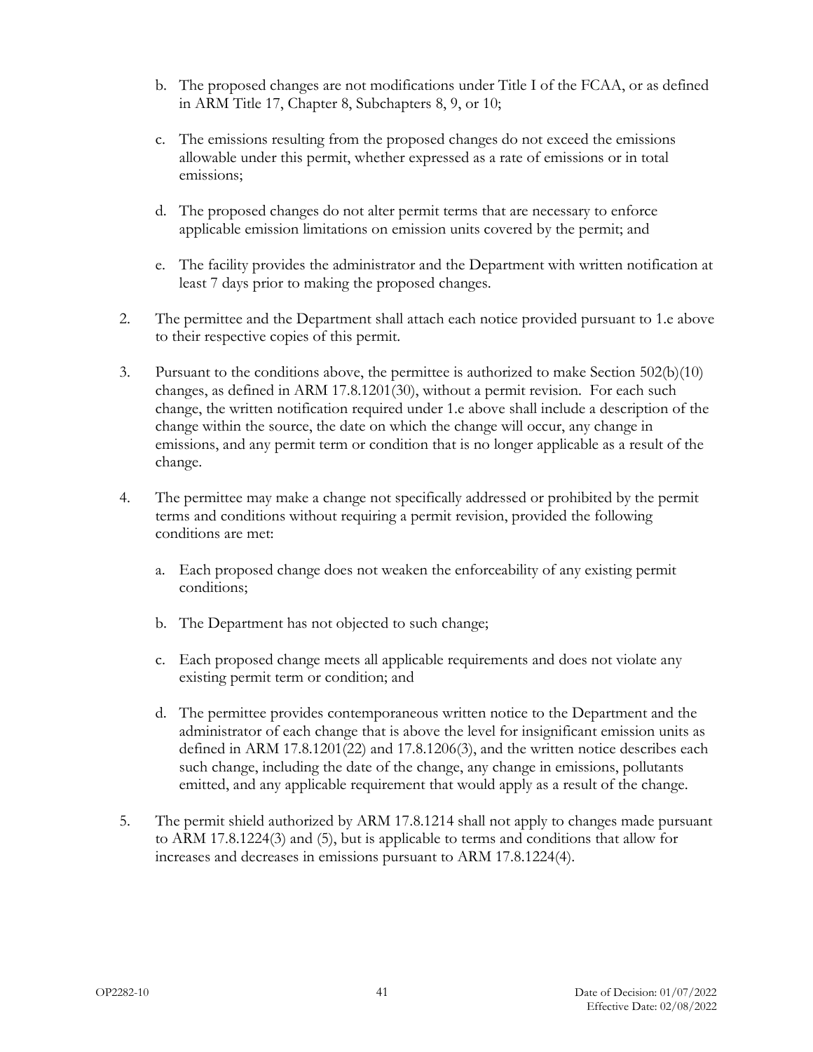b. The proposed changes are not modifications under Title I of the FCAA, or as defined in ARM Title 17, Chapter 8, Subchapters 8, 9, or 10;

c. The emissions resulting from the proposed changes do not exceed the emissions allowable under this permit, whether expressed as a rate of emissions or in total emissions;

d. The proposed changes do not alter permit terms that are necessary to enforce applicable emission limitations on emission units covered by the permit; and

e. The facility provides the administrator and the Department with written notification at least 7 days prior to making the proposed changes.

2. The permittee and the Department shall attach each notice provided pursuant to 1.e above to their respective copies of this permit.

3. Pursuant to the conditions above, the permittee is authorized to make Section 502(b)(10) changes, as defined in ARM 17.8.1201(30), without a permit revision. For each such change, the written notification required under 1.e above shall include a description of the change within the source, the date on which the change will occur, any change in emissions, and any permit term or condition that is no longer applicable as a result of the change.

4. The permittee may make a change not specifically addressed or prohibited by the permit terms and conditions without requiring a permit revision, provided the following conditions are met:

   a. Each proposed change does not weaken the enforceability of any existing permit conditions;

   b. The Department has not objected to such change;

   c. Each proposed change meets all applicable requirements and does not violate any existing permit term or condition; and

   d. The permittee provides contemporaneous written notice to the Department and the administrator of each change that is above the level for insignificant emission units as defined in ARM 17.8.1201(22) and 17.8.1206(3), and the written notice describes each such change, including the date of the change, any change in emissions, pollutants emitted, and any applicable requirement that would apply as a result of the change.

5. The permit shield authorized by ARM 17.8.1214 shall not apply to changes made pursuant to ARM 17.8.1224(3) and (5), but is applicable to terms and conditions that allow for increases and decreases in emissions pursuant to ARM 17.8.1224(4).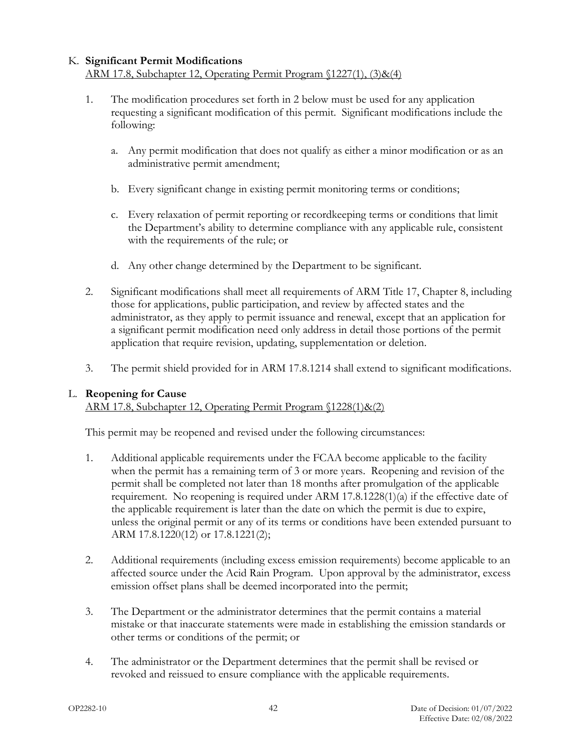## K. **Significant Permit Modifications**

ARM 17.8, Subchapter 12, Operating Permit Program §1227(1), (3)&(4)

1. The modification procedures set forth in 2 below must be used for any application requesting a significant modification of this permit. Significant modifications include the following:

   a. Any permit modification that does not qualify as either a minor modification or as an administrative permit amendment;

   b. Every significant change in existing permit monitoring terms or conditions;

   c. Every relaxation of permit reporting or recordkeeping terms or conditions that limit the Department's ability to determine compliance with any applicable rule, consistent with the requirements of the rule; or

   d. Any other change determined by the Department to be significant.

2. Significant modifications shall meet all requirements of ARM Title 17, Chapter 8, including those for applications, public participation, and review by affected states and the administrator, as they apply to permit issuance and renewal, except that an application for a significant permit modification need only address in detail those portions of the permit application that require revision, updating, supplementation or deletion.

3. The permit shield provided for in ARM 17.8.1214 shall extend to significant modifications.

## L. **Reopening for Cause**

ARM 17.8, Subchapter 12, Operating Permit Program §1228(1)&(2)

This permit may be reopened and revised under the following circumstances:

1. Additional applicable requirements under the FCAA become applicable to the facility when the permit has a remaining term of 3 or more years. Reopening and revision of the permit shall be completed not later than 18 months after promulgation of the applicable requirement. No reopening is required under ARM 17.8.1228(1)(a) if the effective date of the applicable requirement is later than the date on which the permit is due to expire, unless the original permit or any of its terms or conditions have been extended pursuant to ARM 17.8.1220(12) or 17.8.1221(2);

2. Additional requirements (including excess emission requirements) become applicable to an affected source under the Acid Rain Program. Upon approval by the administrator, excess emission offset plans shall be deemed incorporated into the permit;

3. The Department or the administrator determines that the permit contains a material mistake or that inaccurate statements were made in establishing the emission standards or other terms or conditions of the permit; or

4. The administrator or the Department determines that the permit shall be revised or revoked and reissued to ensure compliance with the applicable requirements.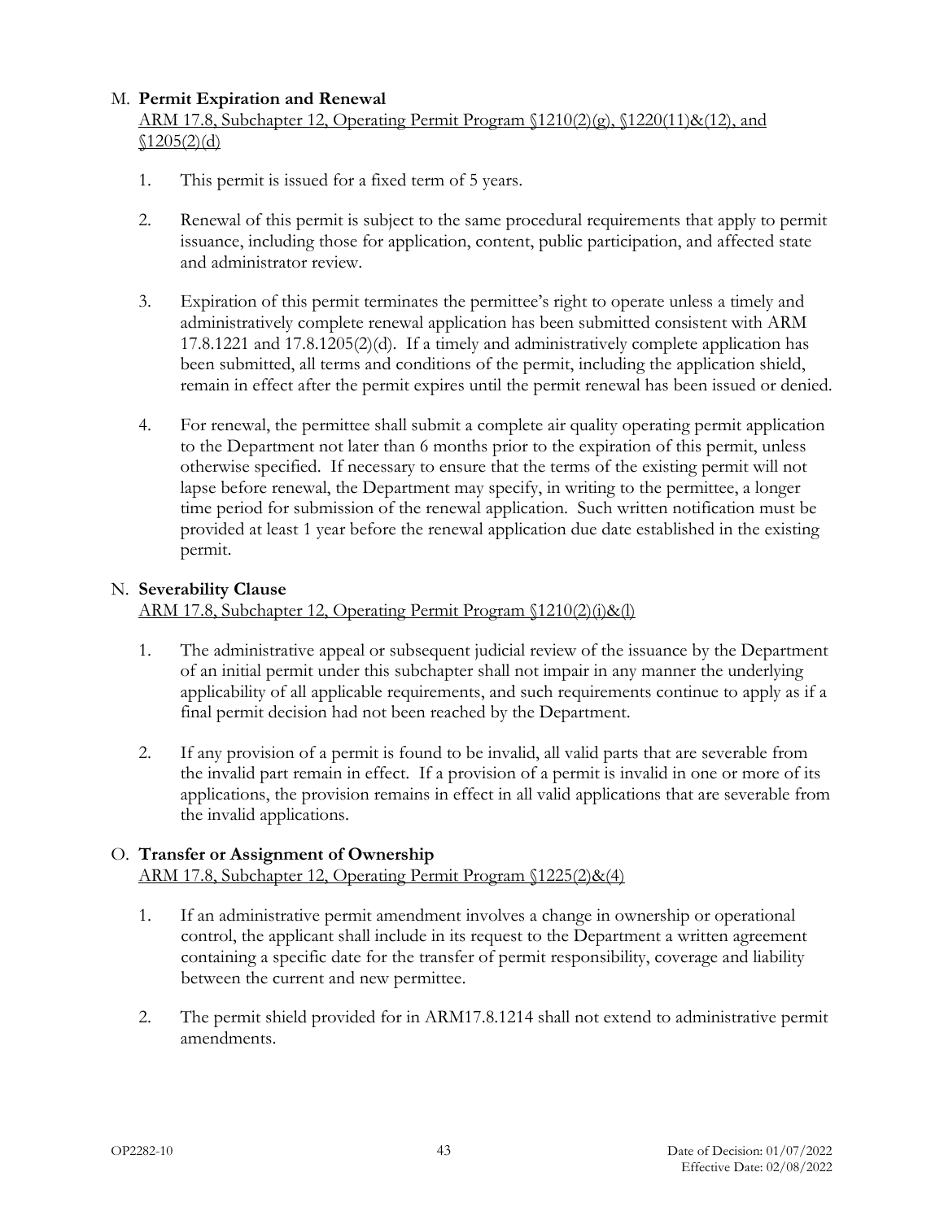M. **Permit Expiration and Renewal**

ARM 17.8, Subchapter 12, Operating Permit Program §1210(2)(g), §1220(11)&(12), and §1205(2)(d)

1. This permit is issued for a fixed term of 5 years.

2. Renewal of this permit is subject to the same procedural requirements that apply to permit issuance, including those for application, content, public participation, and affected state and administrator review.

3. Expiration of this permit terminates the permittee's right to operate unless a timely and administratively complete renewal application has been submitted consistent with ARM 17.8.1221 and 17.8.1205(2)(d). If a timely and administratively complete application has been submitted, all terms and conditions of the permit, including the application shield, remain in effect after the permit expires until the permit renewal has been issued or denied.

4. For renewal, the permittee shall submit a complete air quality operating permit application to the Department not later than 6 months prior to the expiration of this permit, unless otherwise specified. If necessary to ensure that the terms of the existing permit will not lapse before renewal, the Department may specify, in writing to the permittee, a longer time period for submission of the renewal application. Such written notification must be provided at least 1 year before the renewal application due date established in the existing permit.

N. **Severability Clause**

ARM 17.8, Subchapter 12, Operating Permit Program §1210(2)(i)&(l)

1. The administrative appeal or subsequent judicial review of the issuance by the Department of an initial permit under this subchapter shall not impair in any manner the underlying applicability of all applicable requirements, and such requirements continue to apply as if a final permit decision had not been reached by the Department.

2. If any provision of a permit is found to be invalid, all valid parts that are severable from the invalid part remain in effect. If a provision of a permit is invalid in one or more of its applications, the provision remains in effect in all valid applications that are severable from the invalid applications.

O. **Transfer or Assignment of Ownership**

ARM 17.8, Subchapter 12, Operating Permit Program §1225(2)&(4)

1. If an administrative permit amendment involves a change in ownership or operational control, the applicant shall include in its request to the Department a written agreement containing a specific date for the transfer of permit responsibility, coverage and liability between the current and new permittee.

2. The permit shield provided for in ARM17.8.1214 shall not extend to administrative permit amendments.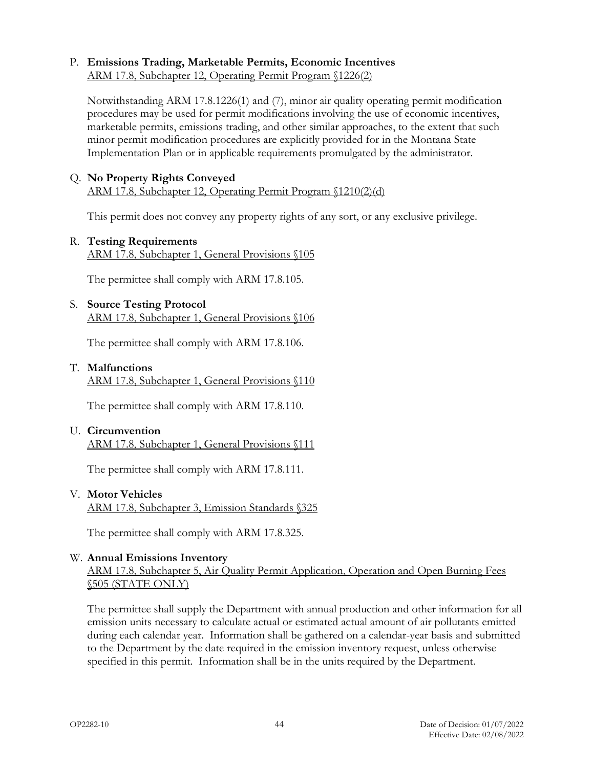P. **Emissions Trading, Marketable Permits, Economic Incentives**
ARM 17.8, Subchapter 12, Operating Permit Program §1226(2)

Notwithstanding ARM 17.8.1226(1) and (7), minor air quality operating permit modification procedures may be used for permit modifications involving the use of economic incentives, marketable permits, emissions trading, and other similar approaches, to the extent that such minor permit modification procedures are explicitly provided for in the Montana State Implementation Plan or in applicable requirements promulgated by the administrator.

Q. **No Property Rights Conveyed**
ARM 17.8, Subchapter 12, Operating Permit Program §1210(2)(d)

This permit does not convey any property rights of any sort, or any exclusive privilege.

R. **Testing Requirements**
ARM 17.8, Subchapter 1, General Provisions §105

The permittee shall comply with ARM 17.8.105.

S. **Source Testing Protocol**
ARM 17.8, Subchapter 1, General Provisions §106

The permittee shall comply with ARM 17.8.106.

T. **Malfunctions**
ARM 17.8, Subchapter 1, General Provisions §110

The permittee shall comply with ARM 17.8.110.

U. **Circumvention**
ARM 17.8, Subchapter 1, General Provisions §111

The permittee shall comply with ARM 17.8.111.

V. **Motor Vehicles**
ARM 17.8, Subchapter 3, Emission Standards §325

The permittee shall comply with ARM 17.8.325.

W. **Annual Emissions Inventory**
ARM 17.8, Subchapter 5, Air Quality Permit Application, Operation and Open Burning Fees §505 (STATE ONLY)

The permittee shall supply the Department with annual production and other information for all emission units necessary to calculate actual or estimated actual amount of air pollutants emitted during each calendar year. Information shall be gathered on a calendar-year basis and submitted to the Department by the date required in the emission inventory request, unless otherwise specified in this permit. Information shall be in the units required by the Department.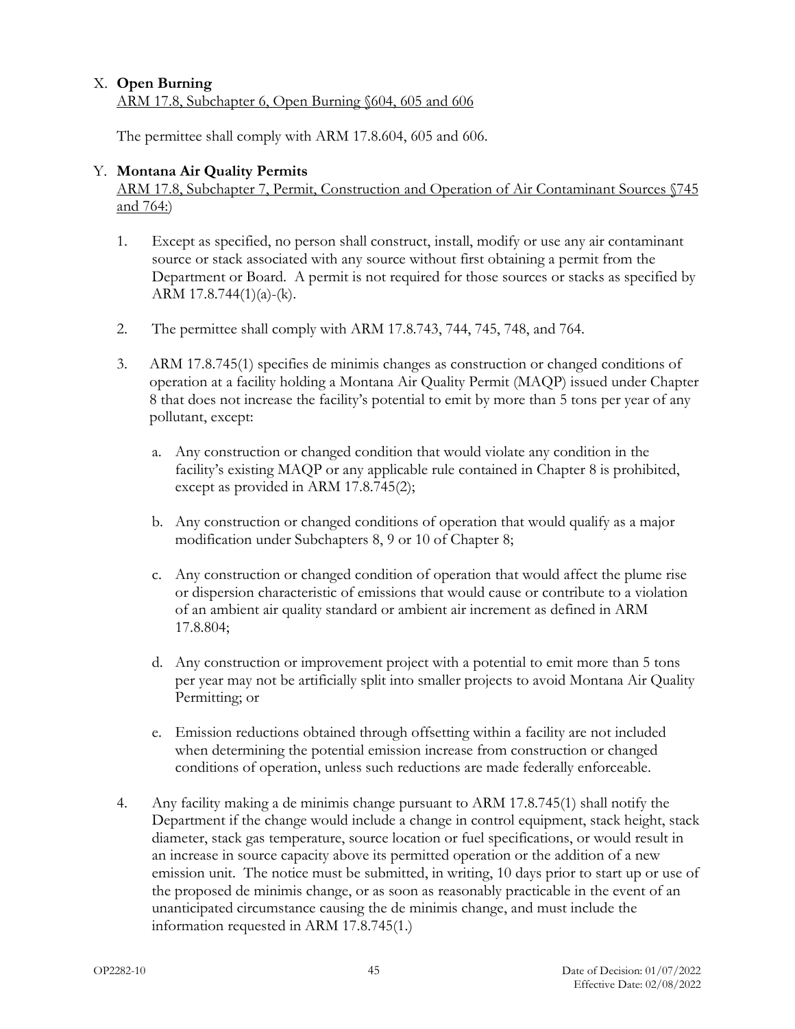X. **Open Burning**

<u>ARM 17.8, Subchapter 6, Open Burning §604, 605 and 606</u>

The permittee shall comply with ARM 17.8.604, 605 and 606.

Y. **Montana Air Quality Permits**

<u>ARM 17.8, Subchapter 7, Permit, Construction and Operation of Air Contaminant Sources §745 and 764:</u>)

1. Except as specified, no person shall construct, install, modify or use any air contaminant source or stack associated with any source without first obtaining a permit from the Department or Board. A permit is not required for those sources or stacks as specified by ARM 17.8.744(1)(a)-(k).

2. The permittee shall comply with ARM 17.8.743, 744, 745, 748, and 764.

3. ARM 17.8.745(1) specifies de minimis changes as construction or changed conditions of operation at a facility holding a Montana Air Quality Permit (MAQP) issued under Chapter 8 that does not increase the facility's potential to emit by more than 5 tons per year of any pollutant, except:

   a. Any construction or changed condition that would violate any condition in the facility's existing MAQP or any applicable rule contained in Chapter 8 is prohibited, except as provided in ARM 17.8.745(2);

   b. Any construction or changed conditions of operation that would qualify as a major modification under Subchapters 8, 9 or 10 of Chapter 8;

   c. Any construction or changed condition of operation that would affect the plume rise or dispersion characteristic of emissions that would cause or contribute to a violation of an ambient air quality standard or ambient air increment as defined in ARM 17.8.804;

   d. Any construction or improvement project with a potential to emit more than 5 tons per year may not be artificially split into smaller projects to avoid Montana Air Quality Permitting; or

   e. Emission reductions obtained through offsetting within a facility are not included when determining the potential emission increase from construction or changed conditions of operation, unless such reductions are made federally enforceable.

4. Any facility making a de minimis change pursuant to ARM 17.8.745(1) shall notify the Department if the change would include a change in control equipment, stack height, stack diameter, stack gas temperature, source location or fuel specifications, or would result in an increase in source capacity above its permitted operation or the addition of a new emission unit. The notice must be submitted, in writing, 10 days prior to start up or use of the proposed de minimis change, or as soon as reasonably practicable in the event of an unanticipated circumstance causing the de minimis change, and must include the information requested in ARM 17.8.745(1.)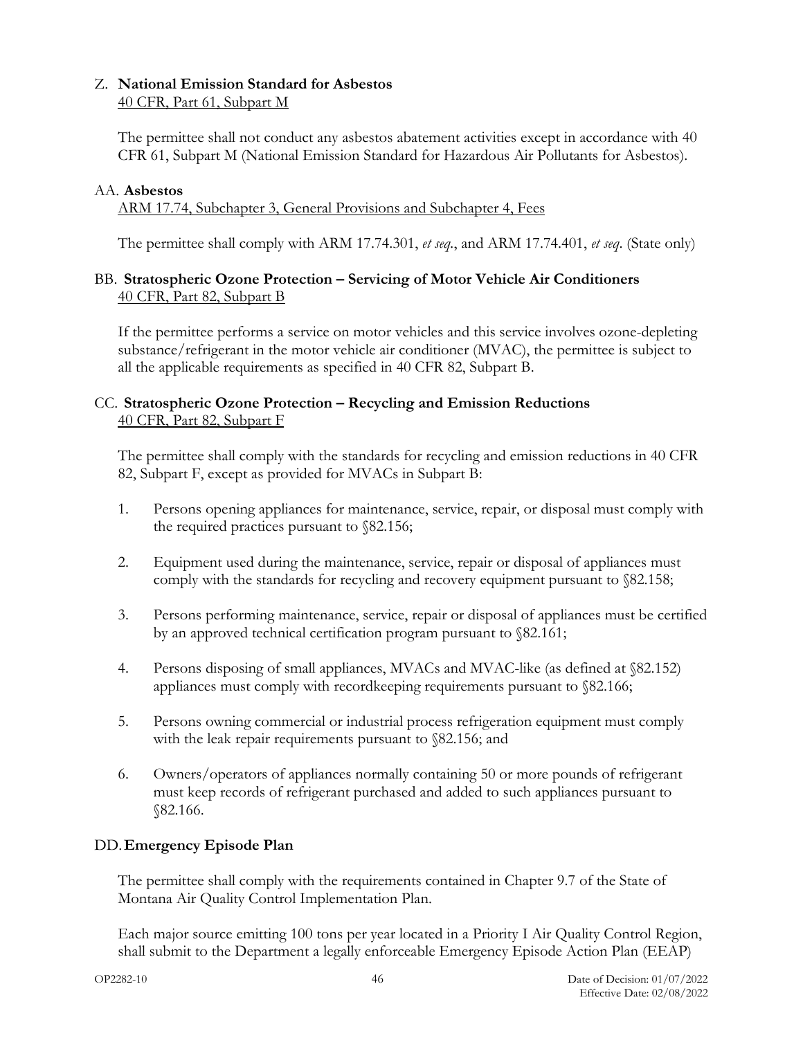Z. **National Emission Standard for Asbestos**
40 CFR, Part 61, Subpart M

The permittee shall not conduct any asbestos abatement activities except in accordance with 40 CFR 61, Subpart M (National Emission Standard for Hazardous Air Pollutants for Asbestos).

AA. **Asbestos**
ARM 17.74, Subchapter 3, General Provisions and Subchapter 4, Fees

The permittee shall comply with ARM 17.74.301, *et seq*., and ARM 17.74.401, *et seq*. (State only)

BB. **Stratospheric Ozone Protection – Servicing of Motor Vehicle Air Conditioners**
40 CFR, Part 82, Subpart B

If the permittee performs a service on motor vehicles and this service involves ozone-depleting substance/refrigerant in the motor vehicle air conditioner (MVAC), the permittee is subject to all the applicable requirements as specified in 40 CFR 82, Subpart B.

CC. **Stratospheric Ozone Protection – Recycling and Emission Reductions**
40 CFR, Part 82, Subpart F

The permittee shall comply with the standards for recycling and emission reductions in 40 CFR 82, Subpart F, except as provided for MVACs in Subpart B:

1. Persons opening appliances for maintenance, service, repair, or disposal must comply with the required practices pursuant to §82.156;

2. Equipment used during the maintenance, service, repair or disposal of appliances must comply with the standards for recycling and recovery equipment pursuant to §82.158;

3. Persons performing maintenance, service, repair or disposal of appliances must be certified by an approved technical certification program pursuant to §82.161;

4. Persons disposing of small appliances, MVACs and MVAC-like (as defined at §82.152) appliances must comply with recordkeeping requirements pursuant to §82.166;

5. Persons owning commercial or industrial process refrigeration equipment must comply with the leak repair requirements pursuant to §82.156; and

6. Owners/operators of appliances normally containing 50 or more pounds of refrigerant must keep records of refrigerant purchased and added to such appliances pursuant to §82.166.

DD. **Emergency Episode Plan**

The permittee shall comply with the requirements contained in Chapter 9.7 of the State of Montana Air Quality Control Implementation Plan.

Each major source emitting 100 tons per year located in a Priority I Air Quality Control Region, shall submit to the Department a legally enforceable Emergency Episode Action Plan (EEAP)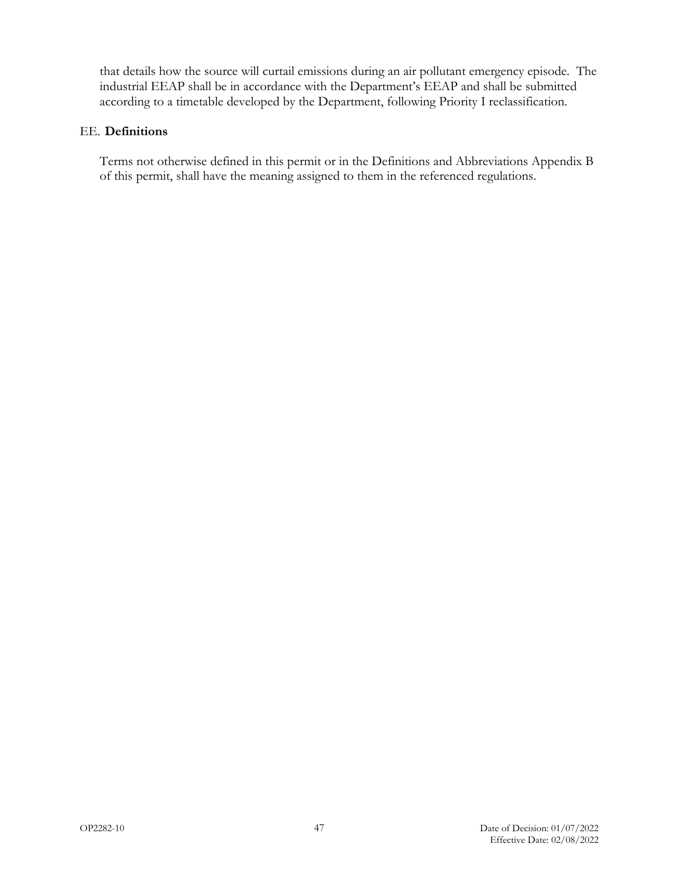that details how the source will curtail emissions during an air pollutant emergency episode. The industrial EEAP shall be in accordance with the Department's EEAP and shall be submitted according to a timetable developed by the Department, following Priority I reclassification.

EE. **Definitions**

Terms not otherwise defined in this permit or in the Definitions and Abbreviations Appendix B of this permit, shall have the meaning assigned to them in the referenced regulations.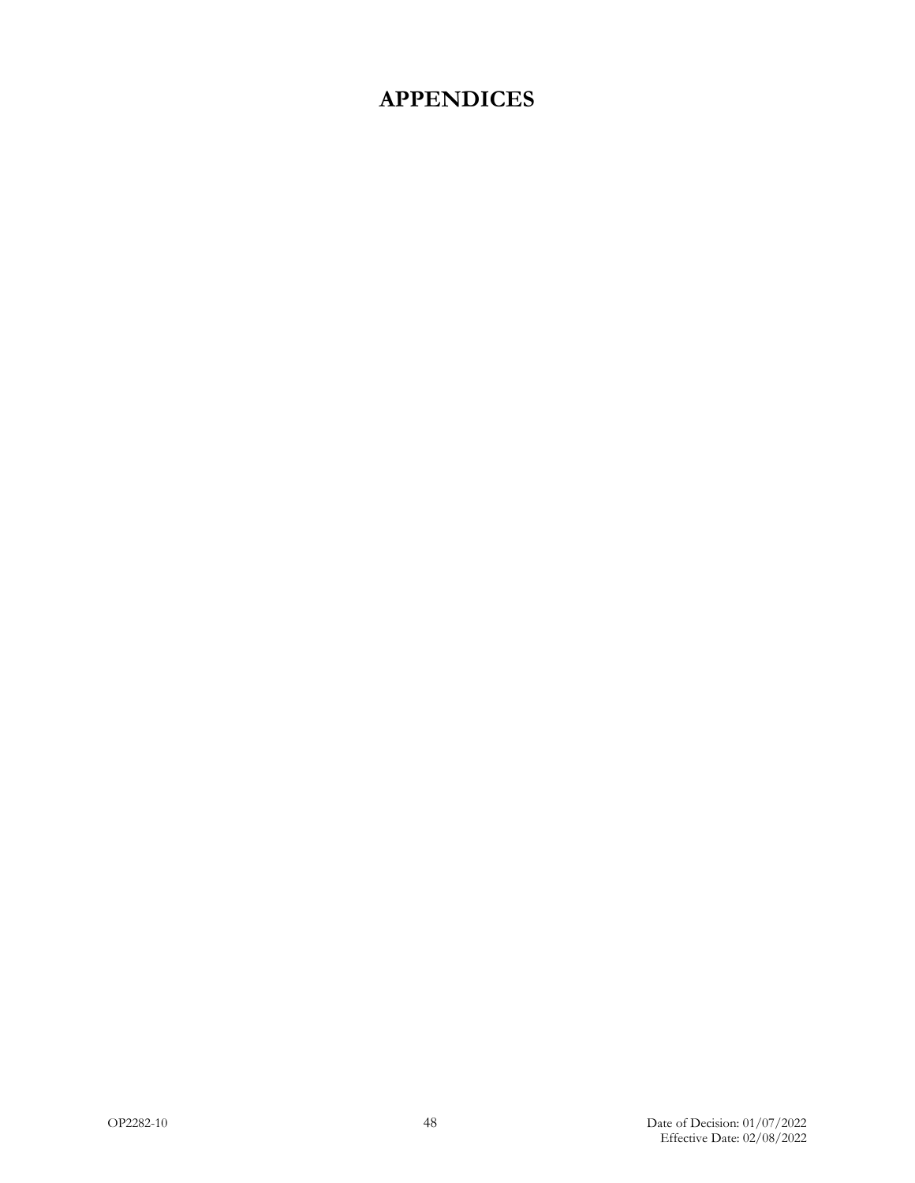# APPENDICES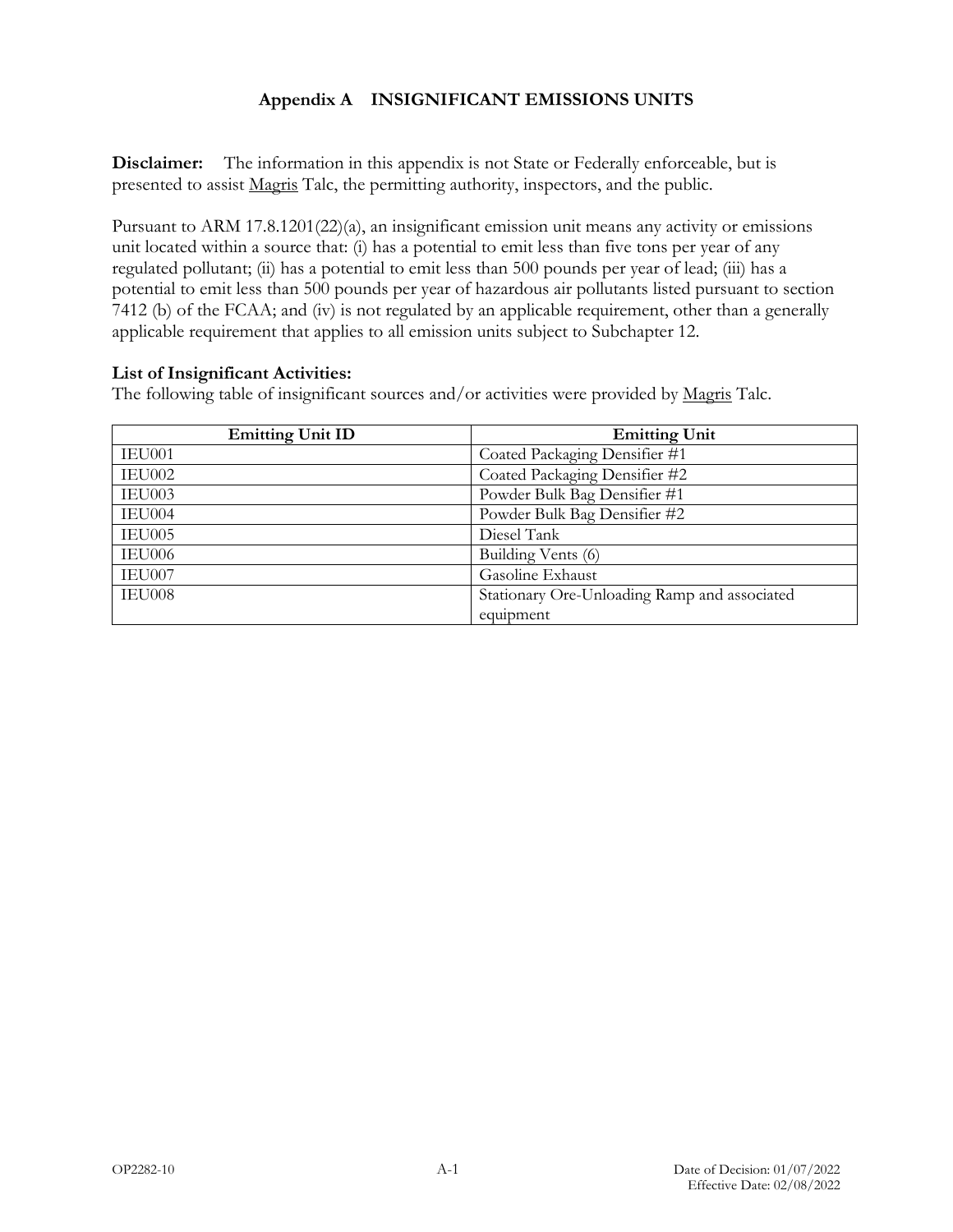## Appendix A INSIGNIFICANT EMISSIONS UNITS

**Disclaimer:** The information in this appendix is not State or Federally enforceable, but is presented to assist Magris Talc, the permitting authority, inspectors, and the public.

Pursuant to ARM 17.8.1201(22)(a), an insignificant emission unit means any activity or emissions unit located within a source that: (i) has a potential to emit less than five tons per year of any regulated pollutant; (ii) has a potential to emit less than 500 pounds per year of lead; (iii) has a potential to emit less than 500 pounds per year of hazardous air pollutants listed pursuant to section 7412 (b) of the FCAA; and (iv) is not regulated by an applicable requirement, other than a generally applicable requirement that applies to all emission units subject to Subchapter 12.

**List of Insignificant Activities:**

The following table of insignificant sources and/or activities were provided by Magris Talc.

| Emitting Unit ID | Emitting Unit |
|---|---|
| IEU001 | Coated Packaging Densifier #1 |
| IEU002 | Coated Packaging Densifier #2 |
| IEU003 | Powder Bulk Bag Densifier #1 |
| IEU004 | Powder Bulk Bag Densifier #2 |
| IEU005 | Diesel Tank |
| IEU006 | Building Vents (6) |
| IEU007 | Gasoline Exhaust |
| IEU008 | Stationary Ore-Unloading Ramp and associated equipment |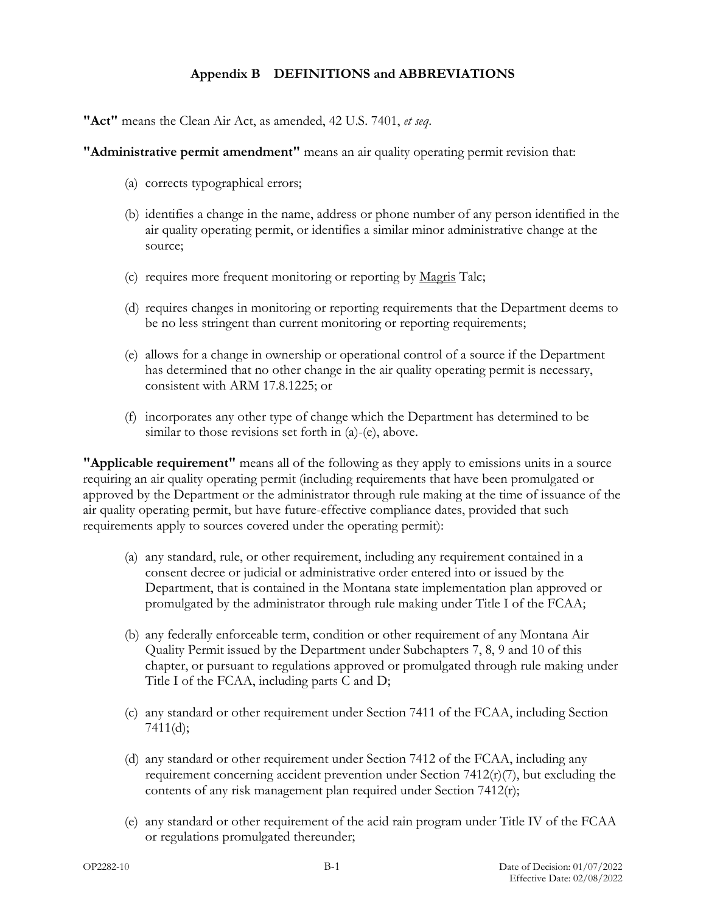## Appendix B DEFINITIONS and ABBREVIATIONS

**"Act"** means the Clean Air Act, as amended, 42 U.S. 7401, *et seq*.

**"Administrative permit amendment"** means an air quality operating permit revision that:

(a) corrects typographical errors;

(b) identifies a change in the name, address or phone number of any person identified in the air quality operating permit, or identifies a similar minor administrative change at the source;

(c) requires more frequent monitoring or reporting by Magris Talc;

(d) requires changes in monitoring or reporting requirements that the Department deems to be no less stringent than current monitoring or reporting requirements;

(e) allows for a change in ownership or operational control of a source if the Department has determined that no other change in the air quality operating permit is necessary, consistent with ARM 17.8.1225; or

(f) incorporates any other type of change which the Department has determined to be similar to those revisions set forth in (a)-(e), above.

**"Applicable requirement"** means all of the following as they apply to emissions units in a source requiring an air quality operating permit (including requirements that have been promulgated or approved by the Department or the administrator through rule making at the time of issuance of the air quality operating permit, but have future-effective compliance dates, provided that such requirements apply to sources covered under the operating permit):

(a) any standard, rule, or other requirement, including any requirement contained in a consent decree or judicial or administrative order entered into or issued by the Department, that is contained in the Montana state implementation plan approved or promulgated by the administrator through rule making under Title I of the FCAA;

(b) any federally enforceable term, condition or other requirement of any Montana Air Quality Permit issued by the Department under Subchapters 7, 8, 9 and 10 of this chapter, or pursuant to regulations approved or promulgated through rule making under Title I of the FCAA, including parts C and D;

(c) any standard or other requirement under Section 7411 of the FCAA, including Section 7411(d);

(d) any standard or other requirement under Section 7412 of the FCAA, including any requirement concerning accident prevention under Section 7412(r)(7), but excluding the contents of any risk management plan required under Section 7412(r);

(e) any standard or other requirement of the acid rain program under Title IV of the FCAA or regulations promulgated thereunder;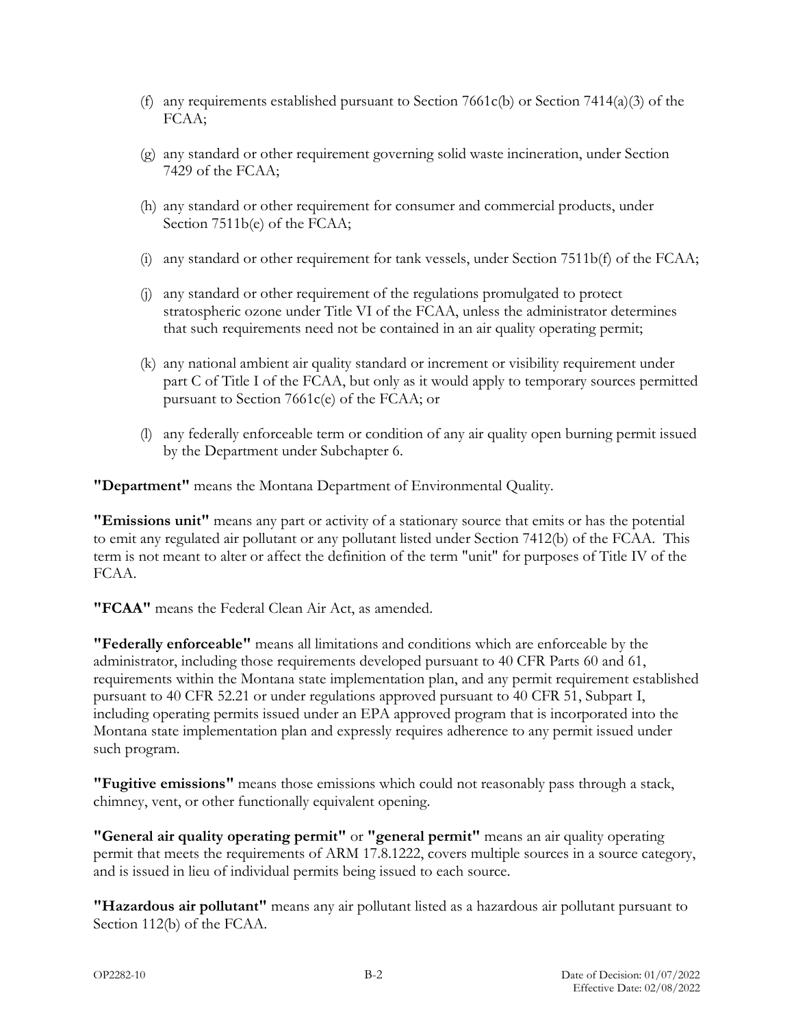(f) any requirements established pursuant to Section 7661c(b) or Section 7414(a)(3) of the FCAA;

(g) any standard or other requirement governing solid waste incineration, under Section 7429 of the FCAA;

(h) any standard or other requirement for consumer and commercial products, under Section 7511b(e) of the FCAA;

(i) any standard or other requirement for tank vessels, under Section 7511b(f) of the FCAA;

(j) any standard or other requirement of the regulations promulgated to protect stratospheric ozone under Title VI of the FCAA, unless the administrator determines that such requirements need not be contained in an air quality operating permit;

(k) any national ambient air quality standard or increment or visibility requirement under part C of Title I of the FCAA, but only as it would apply to temporary sources permitted pursuant to Section 7661c(e) of the FCAA; or

(l) any federally enforceable term or condition of any air quality open burning permit issued by the Department under Subchapter 6.

**"Department"** means the Montana Department of Environmental Quality.

**"Emissions unit"** means any part or activity of a stationary source that emits or has the potential to emit any regulated air pollutant or any pollutant listed under Section 7412(b) of the FCAA. This term is not meant to alter or affect the definition of the term "unit" for purposes of Title IV of the FCAA.

**"FCAA"** means the Federal Clean Air Act, as amended.

**"Federally enforceable"** means all limitations and conditions which are enforceable by the administrator, including those requirements developed pursuant to 40 CFR Parts 60 and 61, requirements within the Montana state implementation plan, and any permit requirement established pursuant to 40 CFR 52.21 or under regulations approved pursuant to 40 CFR 51, Subpart I, including operating permits issued under an EPA approved program that is incorporated into the Montana state implementation plan and expressly requires adherence to any permit issued under such program.

**"Fugitive emissions"** means those emissions which could not reasonably pass through a stack, chimney, vent, or other functionally equivalent opening.

**"General air quality operating permit"** or **"general permit"** means an air quality operating permit that meets the requirements of ARM 17.8.1222, covers multiple sources in a source category, and is issued in lieu of individual permits being issued to each source.

**"Hazardous air pollutant"** means any air pollutant listed as a hazardous air pollutant pursuant to Section 112(b) of the FCAA.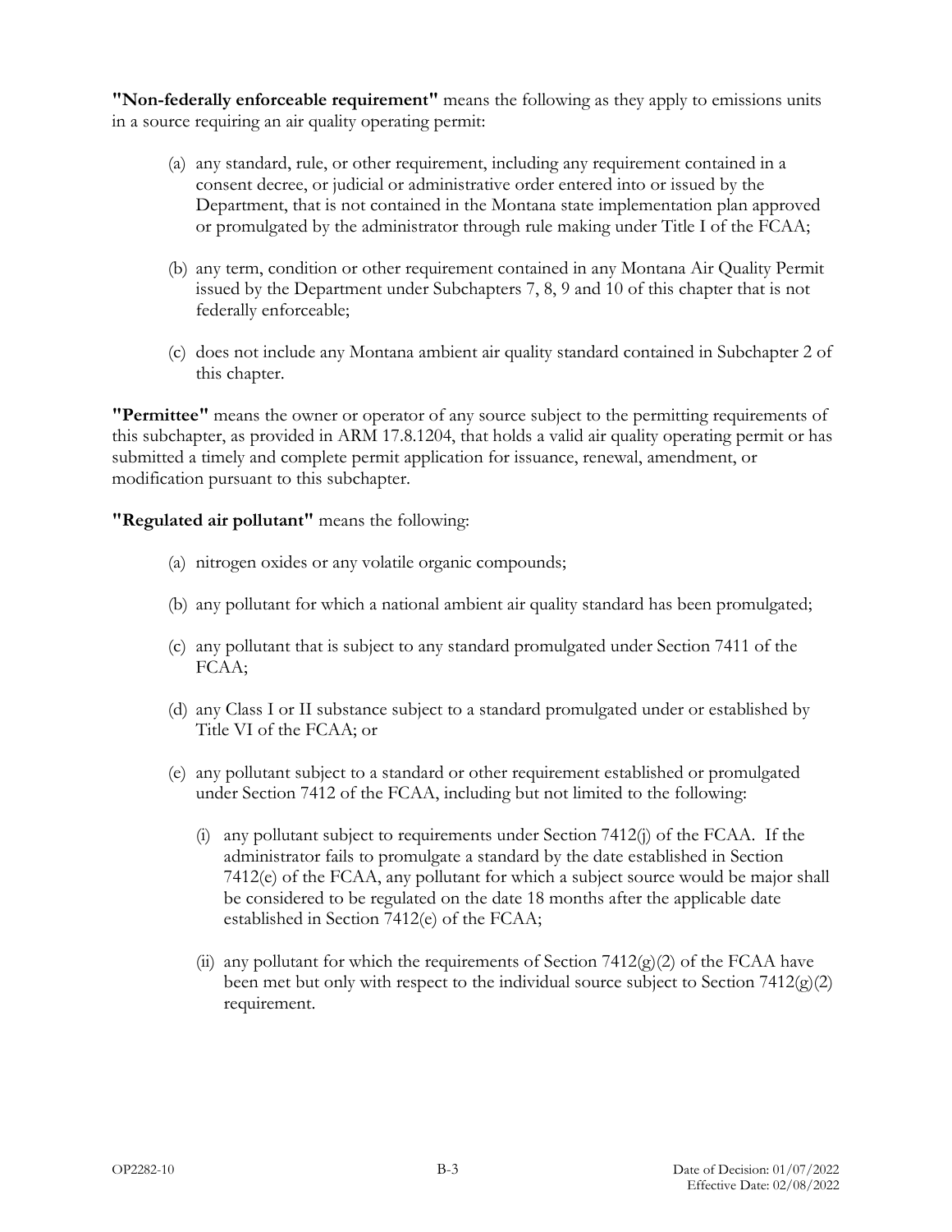**"Non-federally enforceable requirement"** means the following as they apply to emissions units in a source requiring an air quality operating permit:

(a) any standard, rule, or other requirement, including any requirement contained in a consent decree, or judicial or administrative order entered into or issued by the Department, that is not contained in the Montana state implementation plan approved or promulgated by the administrator through rule making under Title I of the FCAA;

(b) any term, condition or other requirement contained in any Montana Air Quality Permit issued by the Department under Subchapters 7, 8, 9 and 10 of this chapter that is not federally enforceable;

(c) does not include any Montana ambient air quality standard contained in Subchapter 2 of this chapter.

**"Permittee"** means the owner or operator of any source subject to the permitting requirements of this subchapter, as provided in ARM 17.8.1204, that holds a valid air quality operating permit or has submitted a timely and complete permit application for issuance, renewal, amendment, or modification pursuant to this subchapter.

**"Regulated air pollutant"** means the following:

(a) nitrogen oxides or any volatile organic compounds;

(b) any pollutant for which a national ambient air quality standard has been promulgated;

(c) any pollutant that is subject to any standard promulgated under Section 7411 of the FCAA;

(d) any Class I or II substance subject to a standard promulgated under or established by Title VI of the FCAA; or

(e) any pollutant subject to a standard or other requirement established or promulgated under Section 7412 of the FCAA, including but not limited to the following:

   (i) any pollutant subject to requirements under Section 7412(j) of the FCAA. If the administrator fails to promulgate a standard by the date established in Section 7412(e) of the FCAA, any pollutant for which a subject source would be major shall be considered to be regulated on the date 18 months after the applicable date established in Section 7412(e) of the FCAA;

   (ii) any pollutant for which the requirements of Section 7412(g)(2) of the FCAA have been met but only with respect to the individual source subject to Section 7412(g)(2) requirement.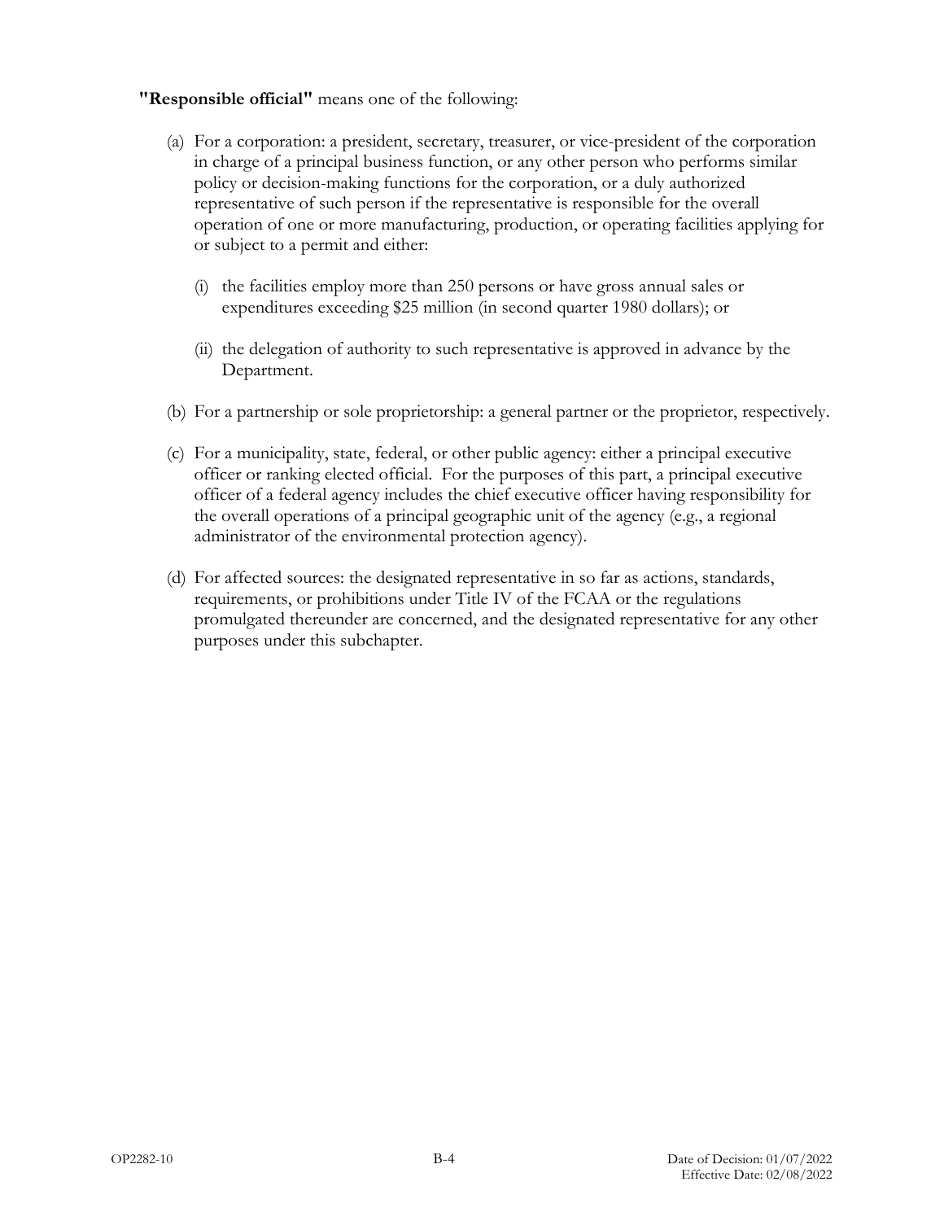**"Responsible official"** means one of the following:

(a) For a corporation: a president, secretary, treasurer, or vice-president of the corporation in charge of a principal business function, or any other person who performs similar policy or decision-making functions for the corporation, or a duly authorized representative of such person if the representative is responsible for the overall operation of one or more manufacturing, production, or operating facilities applying for or subject to a permit and either:

  (i) the facilities employ more than 250 persons or have gross annual sales or expenditures exceeding $25 million (in second quarter 1980 dollars); or

  (ii) the delegation of authority to such representative is approved in advance by the Department.

(b) For a partnership or sole proprietorship: a general partner or the proprietor, respectively.

(c) For a municipality, state, federal, or other public agency: either a principal executive officer or ranking elected official. For the purposes of this part, a principal executive officer of a federal agency includes the chief executive officer having responsibility for the overall operations of a principal geographic unit of the agency (e.g., a regional administrator of the environmental protection agency).

(d) For affected sources: the designated representative in so far as actions, standards, requirements, or prohibitions under Title IV of the FCAA or the regulations promulgated thereunder are concerned, and the designated representative for any other purposes under this subchapter.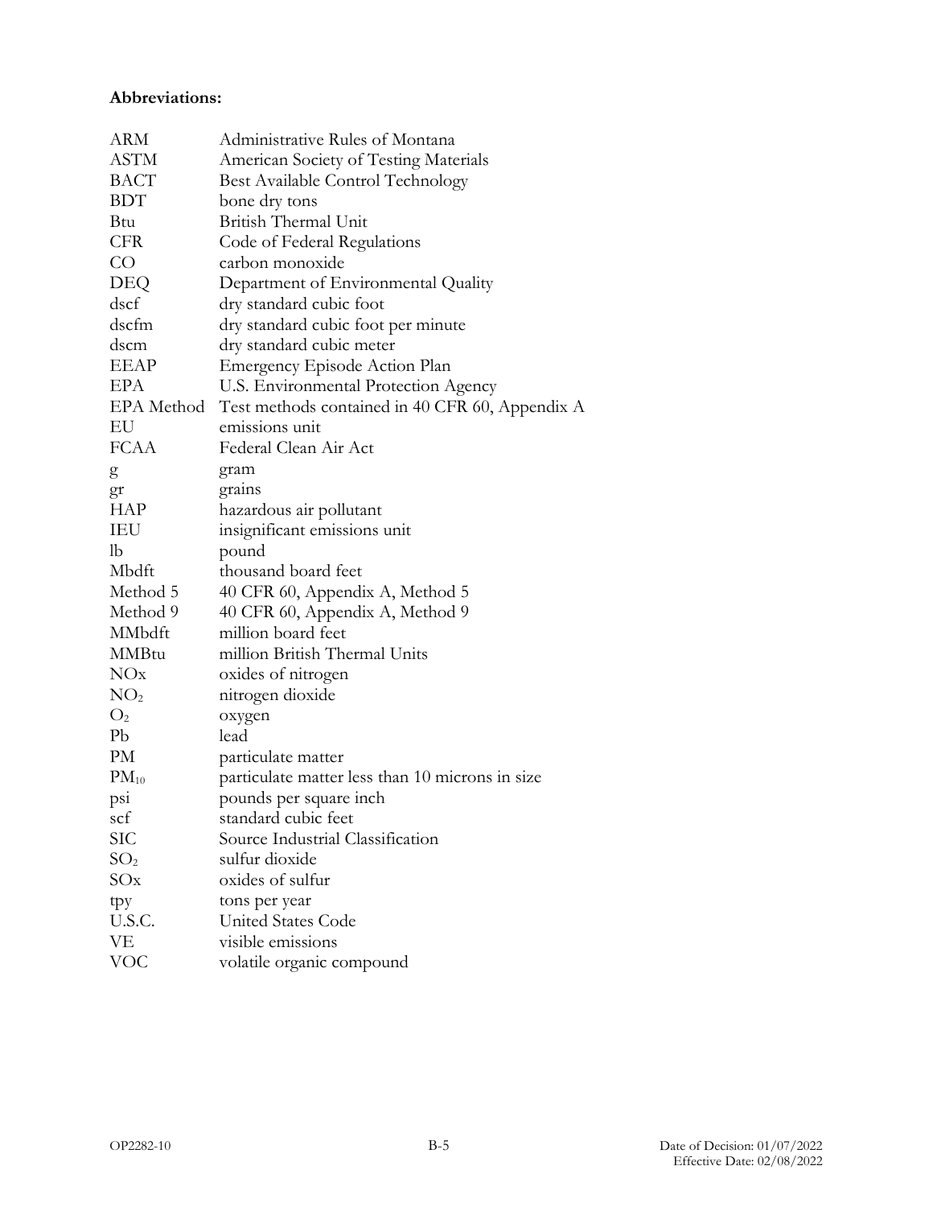**Abbreviations:**

| | |
|---|---|
| ARM | Administrative Rules of Montana |
| ASTM | American Society of Testing Materials |
| BACT | Best Available Control Technology |
| BDT | bone dry tons |
| Btu | British Thermal Unit |
| CFR | Code of Federal Regulations |
| CO | carbon monoxide |
| DEQ | Department of Environmental Quality |
| dscf | dry standard cubic foot |
| dscfm | dry standard cubic foot per minute |
| dscm | dry standard cubic meter |
| EEAP | Emergency Episode Action Plan |
| EPA | U.S. Environmental Protection Agency |
| EPA Method | Test methods contained in 40 CFR 60, Appendix A |
| EU | emissions unit |
| FCAA | Federal Clean Air Act |
| g | gram |
| gr | grains |
| HAP | hazardous air pollutant |
| IEU | insignificant emissions unit |
| lb | pound |
| Mbdft | thousand board feet |
| Method 5 | 40 CFR 60, Appendix A, Method 5 |
| Method 9 | 40 CFR 60, Appendix A, Method 9 |
| MMbdft | million board feet |
| MMBtu | million British Thermal Units |
| NOx | oxides of nitrogen |
| $NO_2$ | nitrogen dioxide |
| $O_2$ | oxygen |
| Pb | lead |
| PM | particulate matter |
| $PM_{10}$ | particulate matter less than 10 microns in size |
| psi | pounds per square inch |
| scf | standard cubic feet |
| SIC | Source Industrial Classification |
| $SO_2$ | sulfur dioxide |
| SOx | oxides of sulfur |
| tpy | tons per year |
| U.S.C. | United States Code |
| VE | visible emissions |
| VOC | volatile organic compound |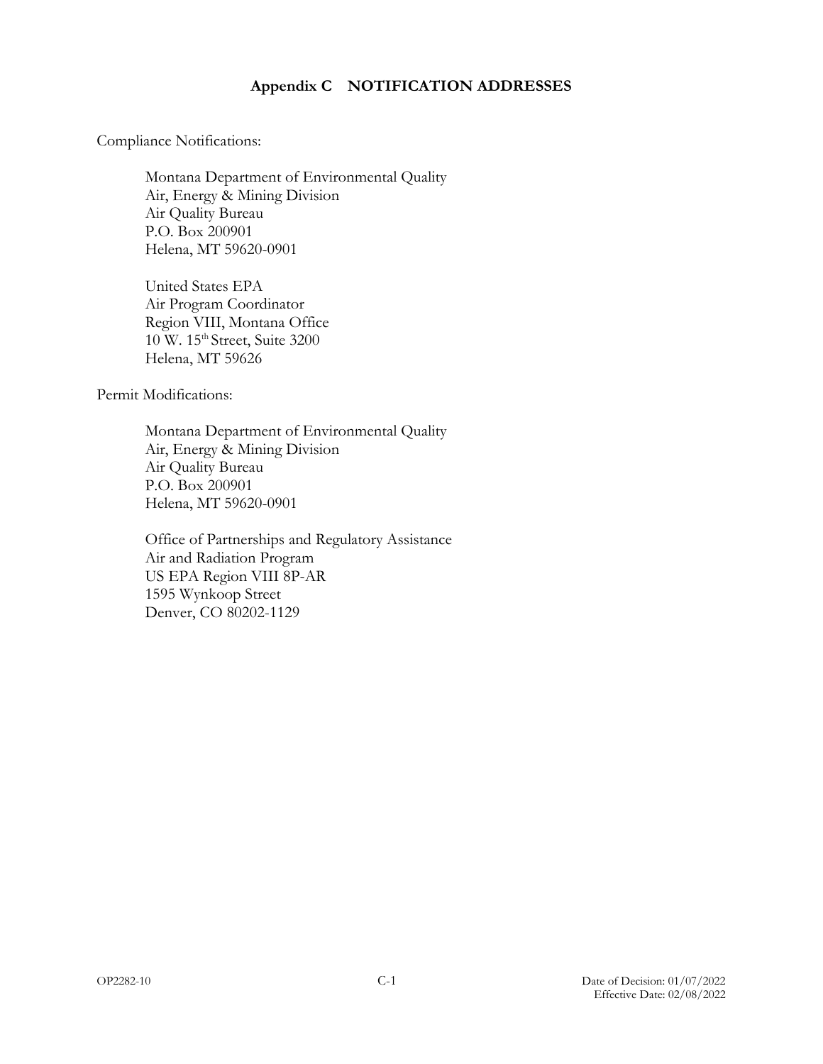# Appendix C NOTIFICATION ADDRESSES

Compliance Notifications:

> Montana Department of Environmental Quality
> Air, Energy & Mining Division
> Air Quality Bureau
> P.O. Box 200901
> Helena, MT 59620-0901

> United States EPA
> Air Program Coordinator
> Region VIII, Montana Office
> 10 W. 15th Street, Suite 3200
> Helena, MT 59626

Permit Modifications:

> Montana Department of Environmental Quality
> Air, Energy & Mining Division
> Air Quality Bureau
> P.O. Box 200901
> Helena, MT 59620-0901

> Office of Partnerships and Regulatory Assistance
> Air and Radiation Program
> US EPA Region VIII 8P-AR
> 1595 Wynkoop Street
> Denver, CO 80202-1129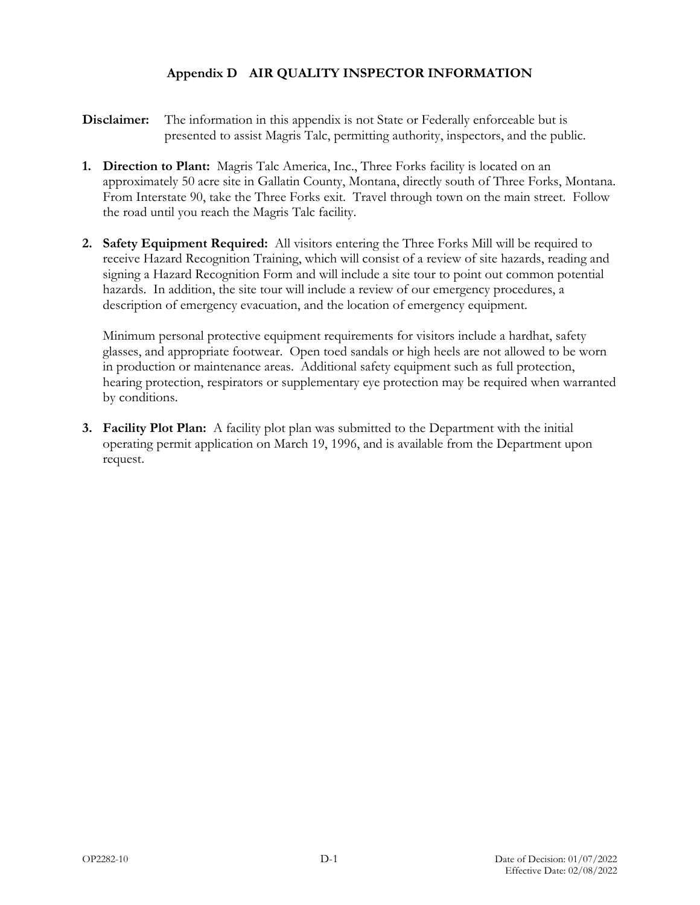# Appendix D AIR QUALITY INSPECTOR INFORMATION

**Disclaimer:** The information in this appendix is not State or Federally enforceable but is presented to assist Magris Talc, permitting authority, inspectors, and the public.

1. **Direction to Plant:** Magris Talc America, Inc., Three Forks facility is located on an approximately 50 acre site in Gallatin County, Montana, directly south of Three Forks, Montana. From Interstate 90, take the Three Forks exit. Travel through town on the main street. Follow the road until you reach the Magris Talc facility.

2. **Safety Equipment Required:** All visitors entering the Three Forks Mill will be required to receive Hazard Recognition Training, which will consist of a review of site hazards, reading and signing a Hazard Recognition Form and will include a site tour to point out common potential hazards. In addition, the site tour will include a review of our emergency procedures, a description of emergency evacuation, and the location of emergency equipment.

   Minimum personal protective equipment requirements for visitors include a hardhat, safety glasses, and appropriate footwear. Open toed sandals or high heels are not allowed to be worn in production or maintenance areas. Additional safety equipment such as full protection, hearing protection, respirators or supplementary eye protection may be required when warranted by conditions.

3. **Facility Plot Plan:** A facility plot plan was submitted to the Department with the initial operating permit application on March 19, 1996, and is available from the Department upon request.